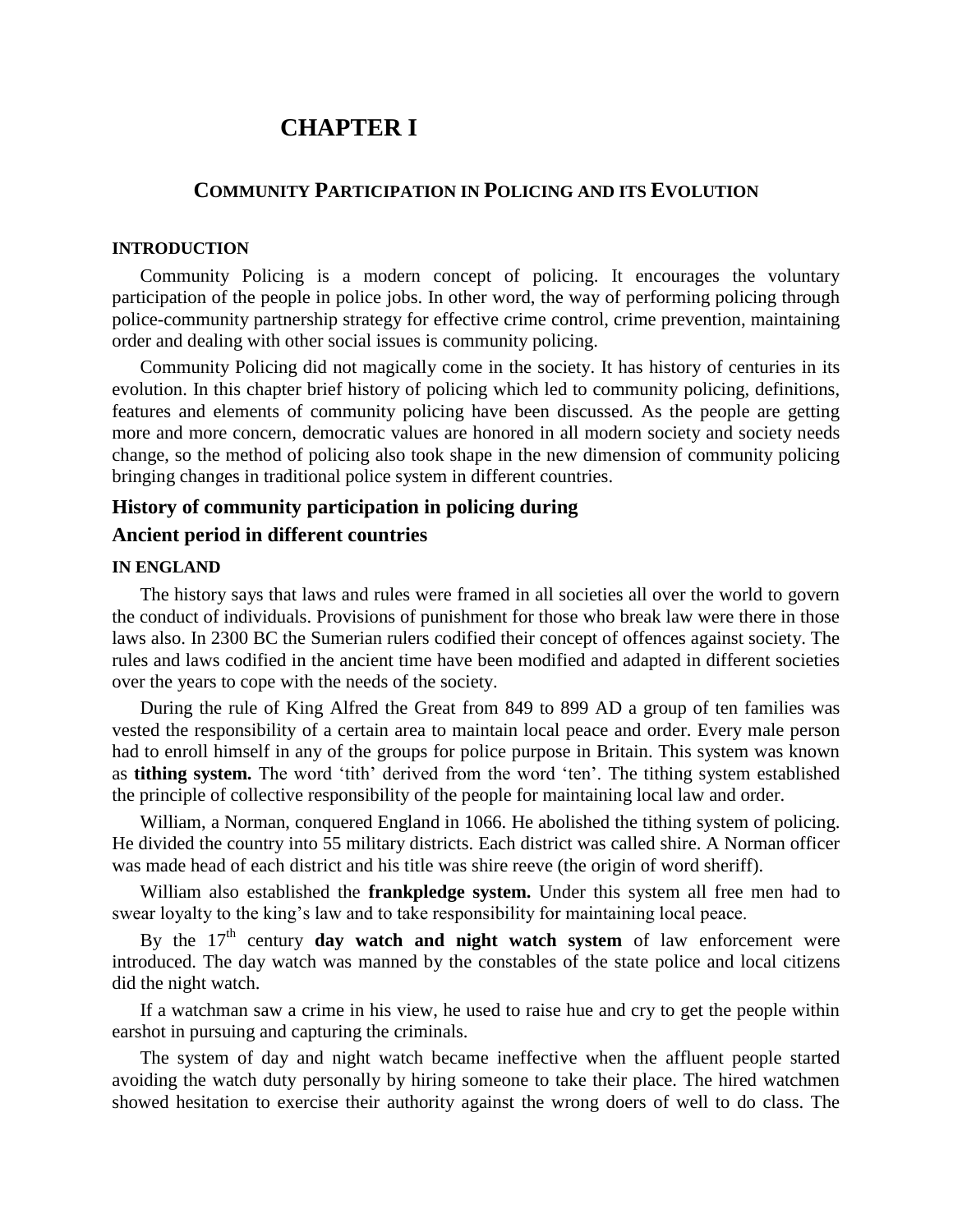# CHAPTER I

## COMMUNITY PARTICIPATION IN POLICING AND ITS EVOLUTION

### INTRODUCTION

Community Policing is a modern concept of policing. It encourages the voluntary participation of the people in police jobs. In other word, the way of performing policing through police-community partnership strategy for effective crime control, crime prevention, maintaining order and dealing with other social issues is community policing.

Community Policing did not magically come in the society. It has history of centuries in its evolution. In this chapter brief history of policing which led to community policing, definitions, features and elements of community policing have been discussed. As the people are getting more and more concern, democratic values are honored in all modern society and society needs change, so the method of policing also took shape in the new dimension of community policing bringing changes in traditional police system in different countries.

## History of community participation in policing during Ancient period in different countries

### IN ENGLAND

The history says that laws and rules were framed in all societies all over the world to govern the conduct of individuals. Provisions of punishment for those who break law were there in those laws also. In 2300 BC the Sumerian rulers codified their concept of offences against society. The rules and laws codified in the ancient time have been modified and adapted in different societies over the years to cope with the needs of the society.

During the rule of King Alfred the Great from 849 to 899 AD a group of ten families was vested the responsibility of a certain area to maintain local peace and order. Every male person had to enroll himself in any of the groups for police purpose in Britain. This system was known as **tithing system.** The word 'tith' derived from the word 'ten'. The tithing system established the principle of collective responsibility of the people for maintaining local law and order.

William, a Norman, conquered England in 1066. He abolished the tithing system of policing. He divided the country into 55 military districts. Each district was called shire. A Norman officer was made head of each district and his title was shire reeve (the origin of word sheriff).

William also established the **frankpledge system.** Under this system all free men had to swear loyalty to the king's law and to take responsibility for maintaining local peace.

By the 17th century **day watch and night watch system** of law enforcement were introduced. The day watch was manned by the constables of the state police and local citizens did the night watch.

If a watchman saw a crime in his view, he used to raise hue and cry to get the people within earshot in pursuing and capturing the criminals.

The system of day and night watch became ineffective when the affluent people started avoiding the watch duty personally by hiring someone to take their place. The hired watchmen showed hesitation to exercise their authority against the wrong doers of well to do class. The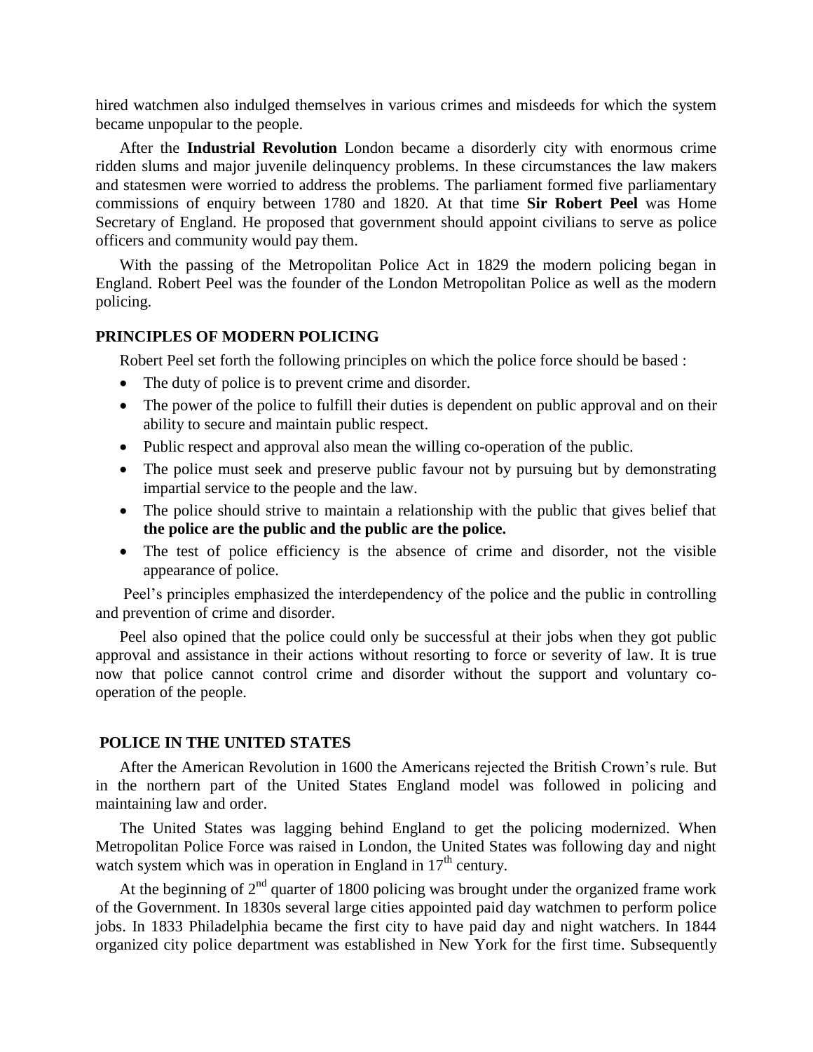hired watchmen also indulged themselves in various crimes and misdeeds for which the system became unpopular to the people.

After the **Industrial Revolution** London became a disorderly city with enormous crime ridden slums and major juvenile delinquency problems. In these circumstances the law makers and statesmen were worried to address the problems. The parliament formed five parliamentary commissions of enquiry between 1780 and 1820. At that time **Sir Robert Peel** was Home Secretary of England. He proposed that government should appoint civilians to serve as police officers and community would pay them.

With the passing of the Metropolitan Police Act in 1829 the modern policing began in England. Robert Peel was the founder of the London Metropolitan Police as well as the modern policing.

## PRINCIPLES OF MODERN POLICING

Robert Peel set forth the following principles on which the police force should be based :

- The duty of police is to prevent crime and disorder.
- The power of the police to fulfill their duties is dependent on public approval and on their ability to secure and maintain public respect.
- Public respect and approval also mean the willing co-operation of the public.
- The police must seek and preserve public favour not by pursuing but by demonstrating impartial service to the people and the law.
- The police should strive to maintain a relationship with the public that gives belief that **the police are the public and the public are the police.**
- The test of police efficiency is the absence of crime and disorder, not the visible appearance of police.

Peel's principles emphasized the interdependency of the police and the public in controlling and prevention of crime and disorder.

Peel also opined that the police could only be successful at their jobs when they got public approval and assistance in their actions without resorting to force or severity of law. It is true now that police cannot control crime and disorder without the support and voluntary co-operation of the people.

## POLICE IN THE UNITED STATES

After the American Revolution in 1600 the Americans rejected the British Crown's rule. But in the northern part of the United States England model was followed in policing and maintaining law and order.

The United States was lagging behind England to get the policing modernized. When Metropolitan Police Force was raised in London, the United States was following day and night watch system which was in operation in England in 17th century.

At the beginning of 2nd quarter of 1800 policing was brought under the organized frame work of the Government. In 1830s several large cities appointed paid day watchmen to perform police jobs. In 1833 Philadelphia became the first city to have paid day and night watchers. In 1844 organized city police department was established in New York for the first time. Subsequently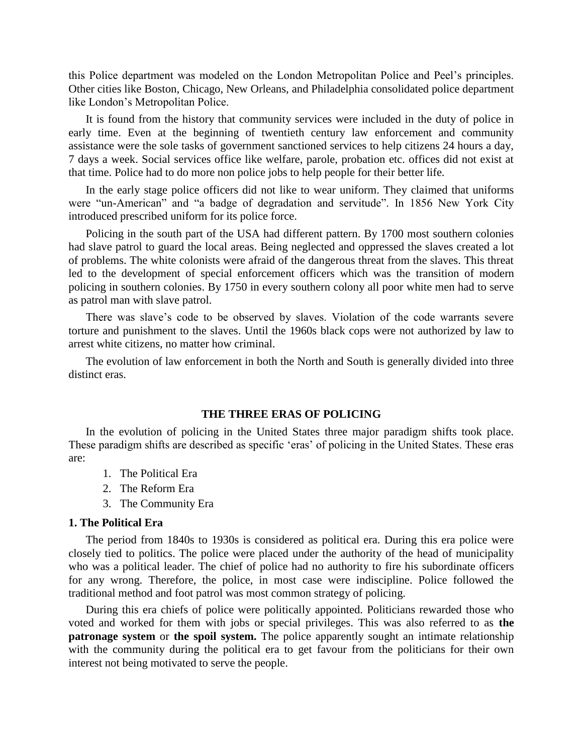this Police department was modeled on the London Metropolitan Police and Peel's principles. Other cities like Boston, Chicago, New Orleans, and Philadelphia consolidated police department like London's Metropolitan Police.

It is found from the history that community services were included in the duty of police in early time. Even at the beginning of twentieth century law enforcement and community assistance were the sole tasks of government sanctioned services to help citizens 24 hours a day, 7 days a week. Social services office like welfare, parole, probation etc. offices did not exist at that time. Police had to do more non police jobs to help people for their better life.

In the early stage police officers did not like to wear uniform. They claimed that uniforms were "un-American" and "a badge of degradation and servitude". In 1856 New York City introduced prescribed uniform for its police force.

Policing in the south part of the USA had different pattern. By 1700 most southern colonies had slave patrol to guard the local areas. Being neglected and oppressed the slaves created a lot of problems. The white colonists were afraid of the dangerous threat from the slaves. This threat led to the development of special enforcement officers which was the transition of modern policing in southern colonies. By 1750 in every southern colony all poor white men had to serve as patrol man with slave patrol.

There was slave's code to be observed by slaves. Violation of the code warrants severe torture and punishment to the slaves. Until the 1960s black cops were not authorized by law to arrest white citizens, no matter how criminal.

The evolution of law enforcement in both the North and South is generally divided into three distinct eras.

## THE THREE ERAS OF POLICING

In the evolution of policing in the United States three major paradigm shifts took place. These paradigm shifts are described as specific 'eras' of policing in the United States. These eras are:

1. The Political Era
2. The Reform Era
3. The Community Era

### 1. The Political Era

The period from 1840s to 1930s is considered as political era. During this era police were closely tied to politics. The police were placed under the authority of the head of municipality who was a political leader. The chief of police had no authority to fire his subordinate officers for any wrong. Therefore, the police, in most case were indiscipline. Police followed the traditional method and foot patrol was most common strategy of policing.

During this era chiefs of police were politically appointed. Politicians rewarded those who voted and worked for them with jobs or special privileges. This was also referred to as **the patronage system** or **the spoil system.** The police apparently sought an intimate relationship with the community during the political era to get favour from the politicians for their own interest not being motivated to serve the people.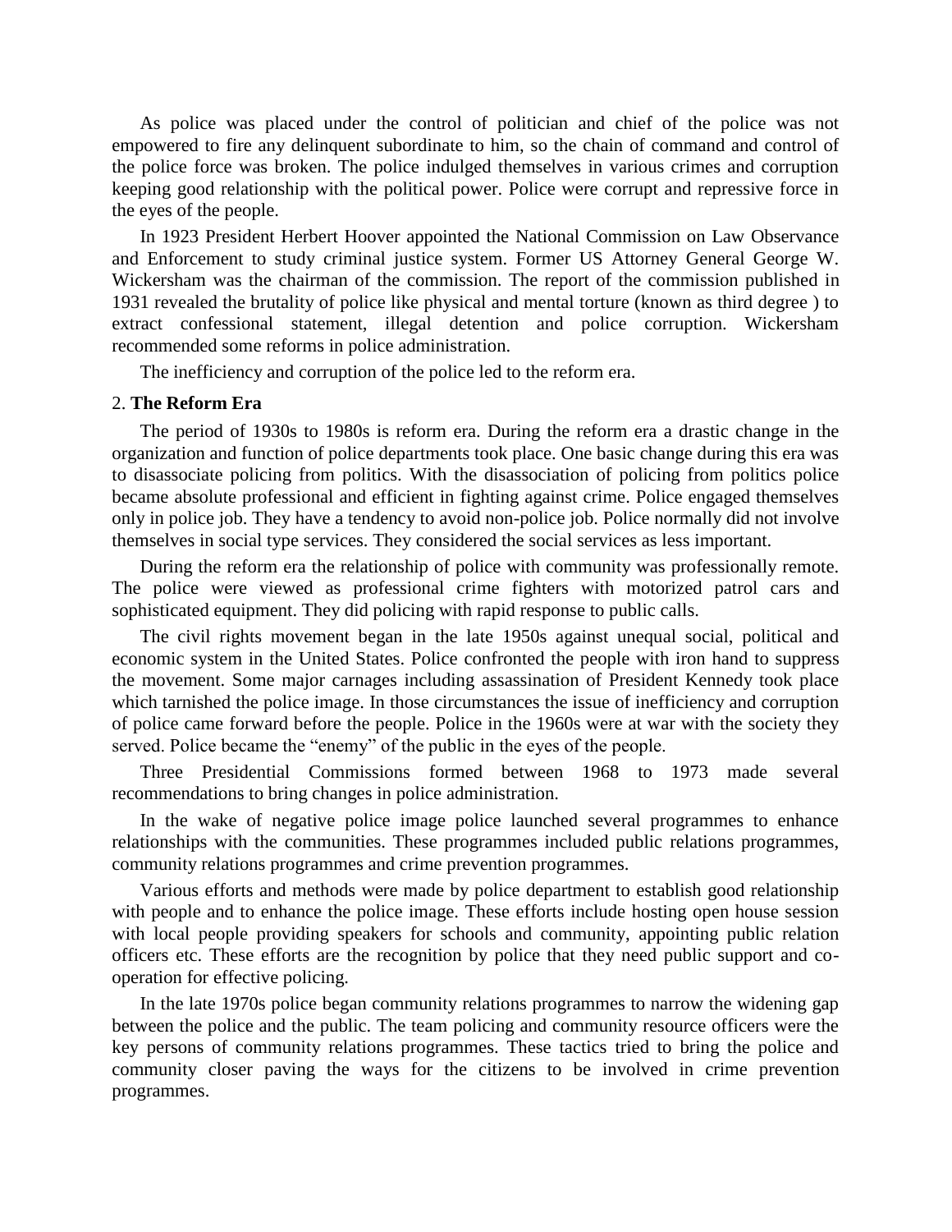As police was placed under the control of politician and chief of the police was not empowered to fire any delinquent subordinate to him, so the chain of command and control of the police force was broken. The police indulged themselves in various crimes and corruption keeping good relationship with the political power. Police were corrupt and repressive force in the eyes of the people.

In 1923 President Herbert Hoover appointed the National Commission on Law Observance and Enforcement to study criminal justice system. Former US Attorney General George W. Wickersham was the chairman of the commission. The report of the commission published in 1931 revealed the brutality of police like physical and mental torture (known as third degree ) to extract confessional statement, illegal detention and police corruption. Wickersham recommended some reforms in police administration.

The inefficiency and corruption of the police led to the reform era.

2. **The Reform Era**

The period of 1930s to 1980s is reform era. During the reform era a drastic change in the organization and function of police departments took place. One basic change during this era was to disassociate policing from politics. With the disassociation of policing from politics police became absolute professional and efficient in fighting against crime. Police engaged themselves only in police job. They have a tendency to avoid non-police job. Police normally did not involve themselves in social type services. They considered the social services as less important.

During the reform era the relationship of police with community was professionally remote. The police were viewed as professional crime fighters with motorized patrol cars and sophisticated equipment. They did policing with rapid response to public calls.

The civil rights movement began in the late 1950s against unequal social, political and economic system in the United States. Police confronted the people with iron hand to suppress the movement. Some major carnages including assassination of President Kennedy took place which tarnished the police image. In those circumstances the issue of inefficiency and corruption of police came forward before the people. Police in the 1960s were at war with the society they served. Police became the "enemy" of the public in the eyes of the people.

Three Presidential Commissions formed between 1968 to 1973 made several recommendations to bring changes in police administration.

In the wake of negative police image police launched several programmes to enhance relationships with the communities. These programmes included public relations programmes, community relations programmes and crime prevention programmes.

Various efforts and methods were made by police department to establish good relationship with people and to enhance the police image. These efforts include hosting open house session with local people providing speakers for schools and community, appointing public relation officers etc. These efforts are the recognition by police that they need public support and co-operation for effective policing.

In the late 1970s police began community relations programmes to narrow the widening gap between the police and the public. The team policing and community resource officers were the key persons of community relations programmes. These tactics tried to bring the police and community closer paving the ways for the citizens to be involved in crime prevention programmes.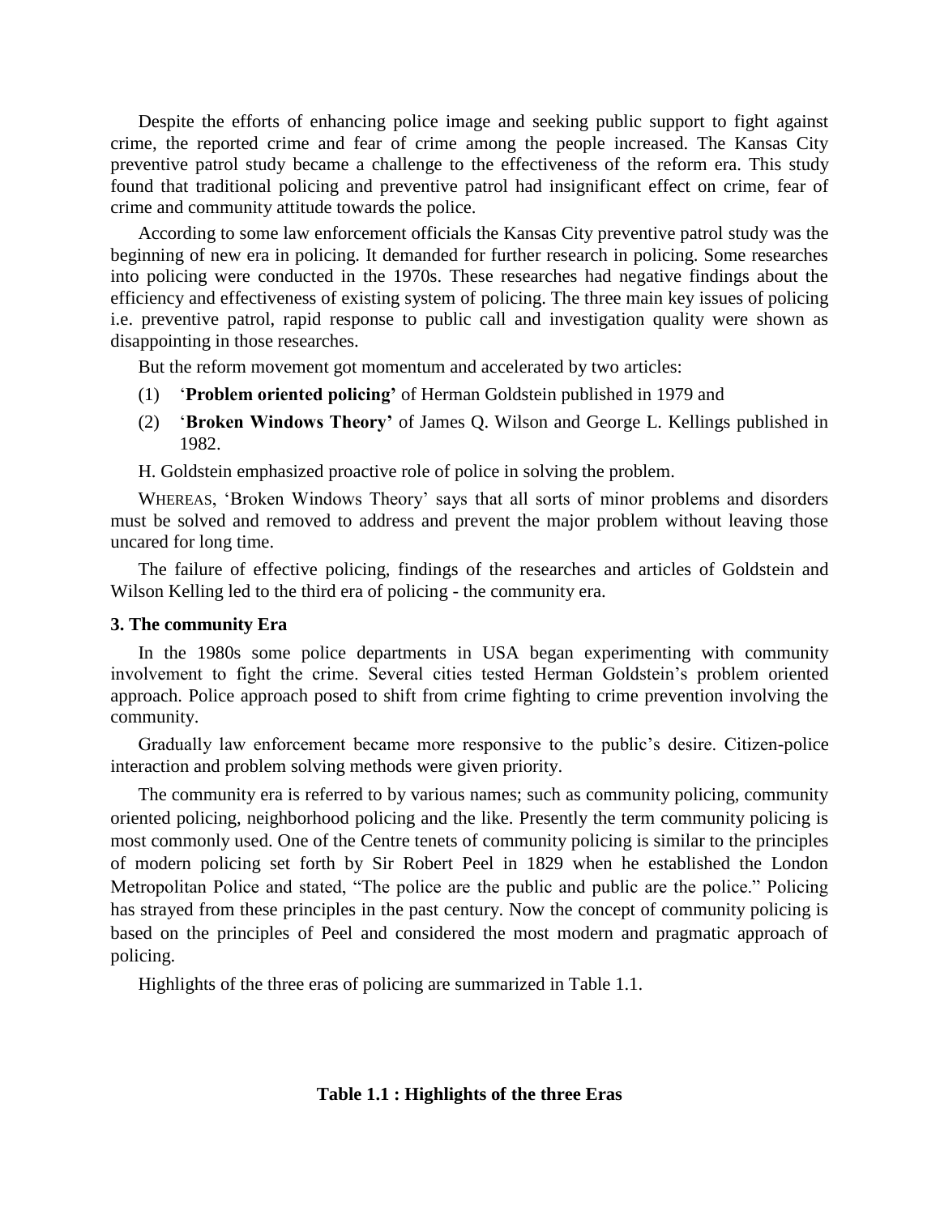Despite the efforts of enhancing police image and seeking public support to fight against crime, the reported crime and fear of crime among the people increased. The Kansas City preventive patrol study became a challenge to the effectiveness of the reform era. This study found that traditional policing and preventive patrol had insignificant effect on crime, fear of crime and community attitude towards the police.

According to some law enforcement officials the Kansas City preventive patrol study was the beginning of new era in policing. It demanded for further research in policing. Some researches into policing were conducted in the 1970s. These researches had negative findings about the efficiency and effectiveness of existing system of policing. The three main key issues of policing i.e. preventive patrol, rapid response to public call and investigation quality were shown as disappointing in those researches.

But the reform movement got momentum and accelerated by two articles:

(1) '**Problem oriented policing'** of Herman Goldstein published in 1979 and

(2) '**Broken Windows Theory'** of James Q. Wilson and George L. Kellings published in 1982.

H. Goldstein emphasized proactive role of police in solving the problem.

WHEREAS, 'Broken Windows Theory' says that all sorts of minor problems and disorders must be solved and removed to address and prevent the major problem without leaving those uncared for long time.

The failure of effective policing, findings of the researches and articles of Goldstein and Wilson Kelling led to the third era of policing - the community era.

### 3. The community Era

In the 1980s some police departments in USA began experimenting with community involvement to fight the crime. Several cities tested Herman Goldstein's problem oriented approach. Police approach posed to shift from crime fighting to crime prevention involving the community.

Gradually law enforcement became more responsive to the public's desire. Citizen-police interaction and problem solving methods were given priority.

The community era is referred to by various names; such as community policing, community oriented policing, neighborhood policing and the like. Presently the term community policing is most commonly used. One of the Centre tenets of community policing is similar to the principles of modern policing set forth by Sir Robert Peel in 1829 when he established the London Metropolitan Police and stated, "The police are the public and public are the police." Policing has strayed from these principles in the past century. Now the concept of community policing is based on the principles of Peel and considered the most modern and pragmatic approach of policing.

Highlights of the three eras of policing are summarized in Table 1.1.

**Table 1.1 : Highlights of the three Eras**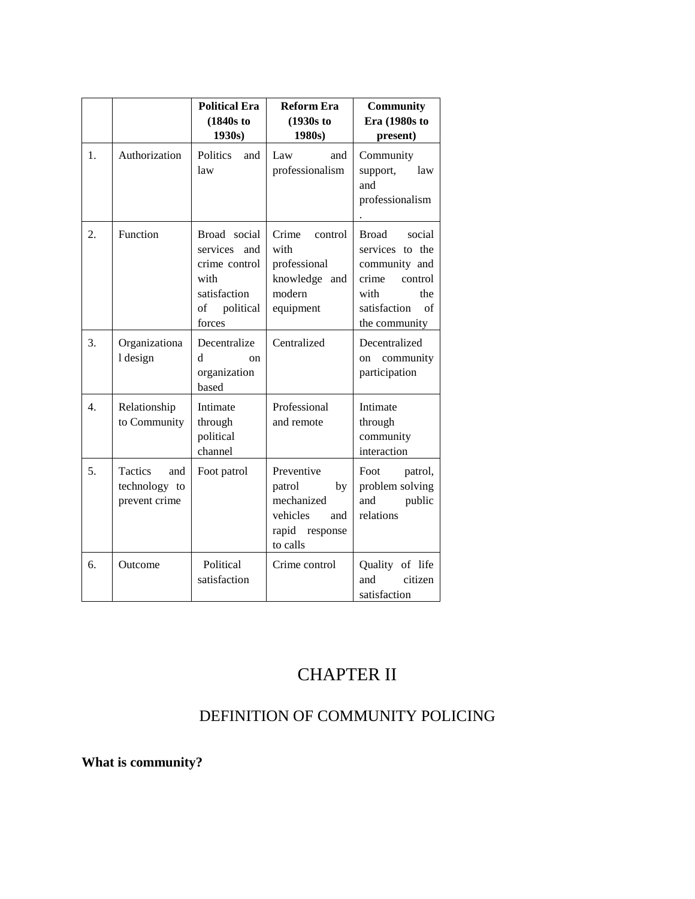| | | Political Era (1840s to 1930s) | Reform Era (1930s to 1980s) | Community Era (1980s to present) |
|---|---|---|---|---|
| 1. | Authorization | Politics and law | Law and professionalism | Community support, law and professionalism. |
| 2. | Function | Broad social services and crime control with satisfaction of political forces | Crime control with professional knowledge and modern equipment | Broad social services to the community and crime control with the satisfaction of the community |
| 3. | Organizational design | Decentralized on organization based | Centralized | Decentralized on community participation |
| 4. | Relationship to Community | Intimate through political channel | Professional and remote | Intimate through community interaction |
| 5. | Tactics and technology to prevent crime | Foot patrol | Preventive patrol by mechanized vehicles and rapid response to calls | Foot patrol, problem solving and public relations |
| 6. | Outcome | Political satisfaction | Crime control | Quality of life and citizen satisfaction |

# CHAPTER II

## DEFINITION OF COMMUNITY POLICING

**What is community?**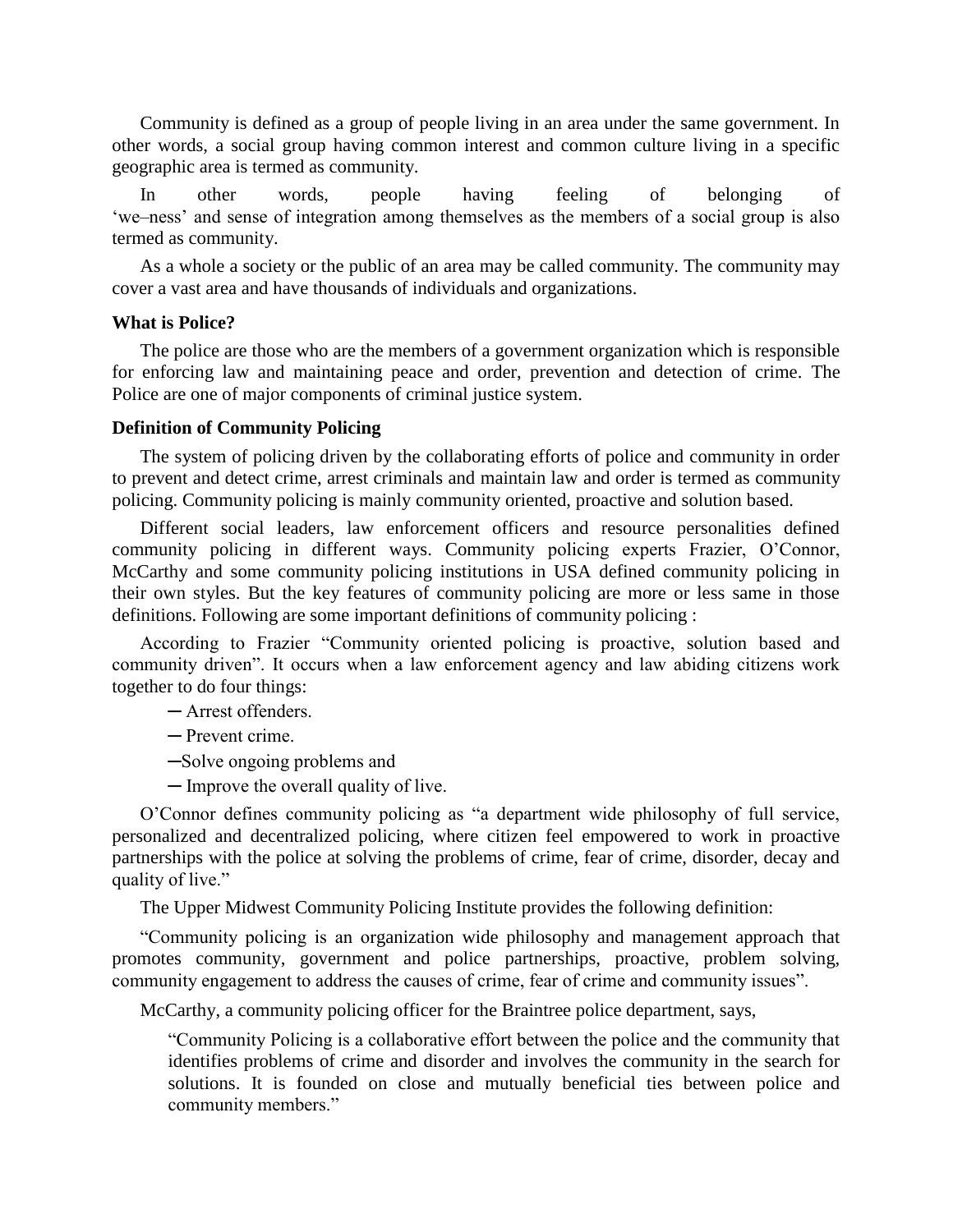Community is defined as a group of people living in an area under the same government. In other words, a social group having common interest and common culture living in a specific geographic area is termed as community.

In other words, people having feeling of belonging of 'we–ness' and sense of integration among themselves as the members of a social group is also termed as community.

As a whole a society or the public of an area may be called community. The community may cover a vast area and have thousands of individuals and organizations.

**What is Police?**

The police are those who are the members of a government organization which is responsible for enforcing law and maintaining peace and order, prevention and detection of crime. The Police are one of major components of criminal justice system.

**Definition of Community Policing**

The system of policing driven by the collaborating efforts of police and community in order to prevent and detect crime, arrest criminals and maintain law and order is termed as community policing. Community policing is mainly community oriented, proactive and solution based.

Different social leaders, law enforcement officers and resource personalities defined community policing in different ways. Community policing experts Frazier, O'Connor, McCarthy and some community policing institutions in USA defined community policing in their own styles. But the key features of community policing are more or less same in those definitions. Following are some important definitions of community policing :

According to Frazier "Community oriented policing is proactive, solution based and community driven". It occurs when a law enforcement agency and law abiding citizens work together to do four things:

- Arrest offenders.
- Prevent crime.
- Solve ongoing problems and
- Improve the overall quality of live.

O'Connor defines community policing as "a department wide philosophy of full service, personalized and decentralized policing, where citizen feel empowered to work in proactive partnerships with the police at solving the problems of crime, fear of crime, disorder, decay and quality of live."

The Upper Midwest Community Policing Institute provides the following definition:

"Community policing is an organization wide philosophy and management approach that promotes community, government and police partnerships, proactive, problem solving, community engagement to address the causes of crime, fear of crime and community issues".

McCarthy, a community policing officer for the Braintree police department, says,

> "Community Policing is a collaborative effort between the police and the community that identifies problems of crime and disorder and involves the community in the search for solutions. It is founded on close and mutually beneficial ties between police and community members."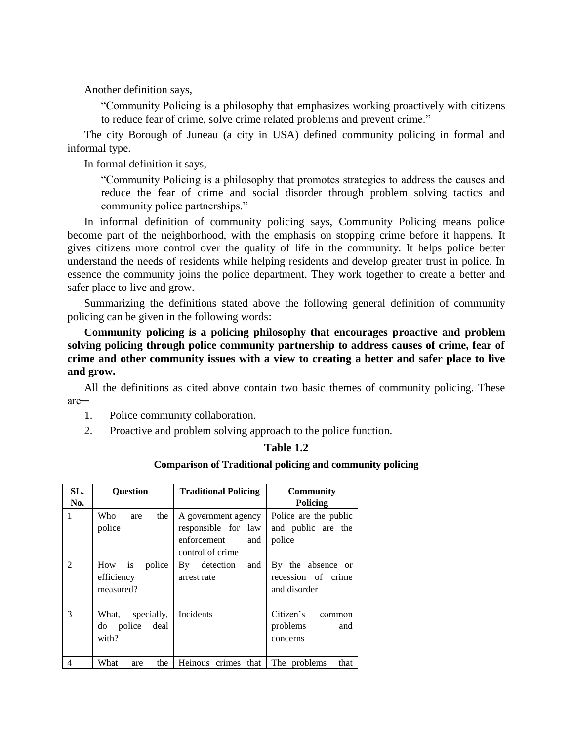Another definition says,

> "Community Policing is a philosophy that emphasizes working proactively with citizens to reduce fear of crime, solve crime related problems and prevent crime."

The city Borough of Juneau (a city in USA) defined community policing in formal and informal type.

In formal definition it says,

> "Community Policing is a philosophy that promotes strategies to address the causes and reduce the fear of crime and social disorder through problem solving tactics and community police partnerships."

In informal definition of community policing says, Community Policing means police become part of the neighborhood, with the emphasis on stopping crime before it happens. It gives citizens more control over the quality of life in the community. It helps police better understand the needs of residents while helping residents and develop greater trust in police. In essence the community joins the police department. They work together to create a better and safer place to live and grow.

Summarizing the definitions stated above the following general definition of community policing can be given in the following words:

**Community policing is a policing philosophy that encourages proactive and problem solving policing through police community partnership to address causes of crime, fear of crime and other community issues with a view to creating a better and safer place to live and grow.**

All the definitions as cited above contain two basic themes of community policing. These are─

1. Police community collaboration.
2. Proactive and problem solving approach to the police function.

**Table 1.2**

**Comparison of Traditional policing and community policing**

| SL. No. | Question | Traditional Policing | Community Policing |
|---|---|---|---|
| 1 | Who are the police | A government agency responsible for law enforcement and control of crime | Police are the public and public are the police |
| 2 | How is police efficiency measured? | By detection and arrest rate | By the absence or recession of crime and disorder |
| 3 | What, specially, do police deal with? | Incidents | Citizen's common problems and concerns |
| 4 | What are the | Heinous crimes that | The problems that |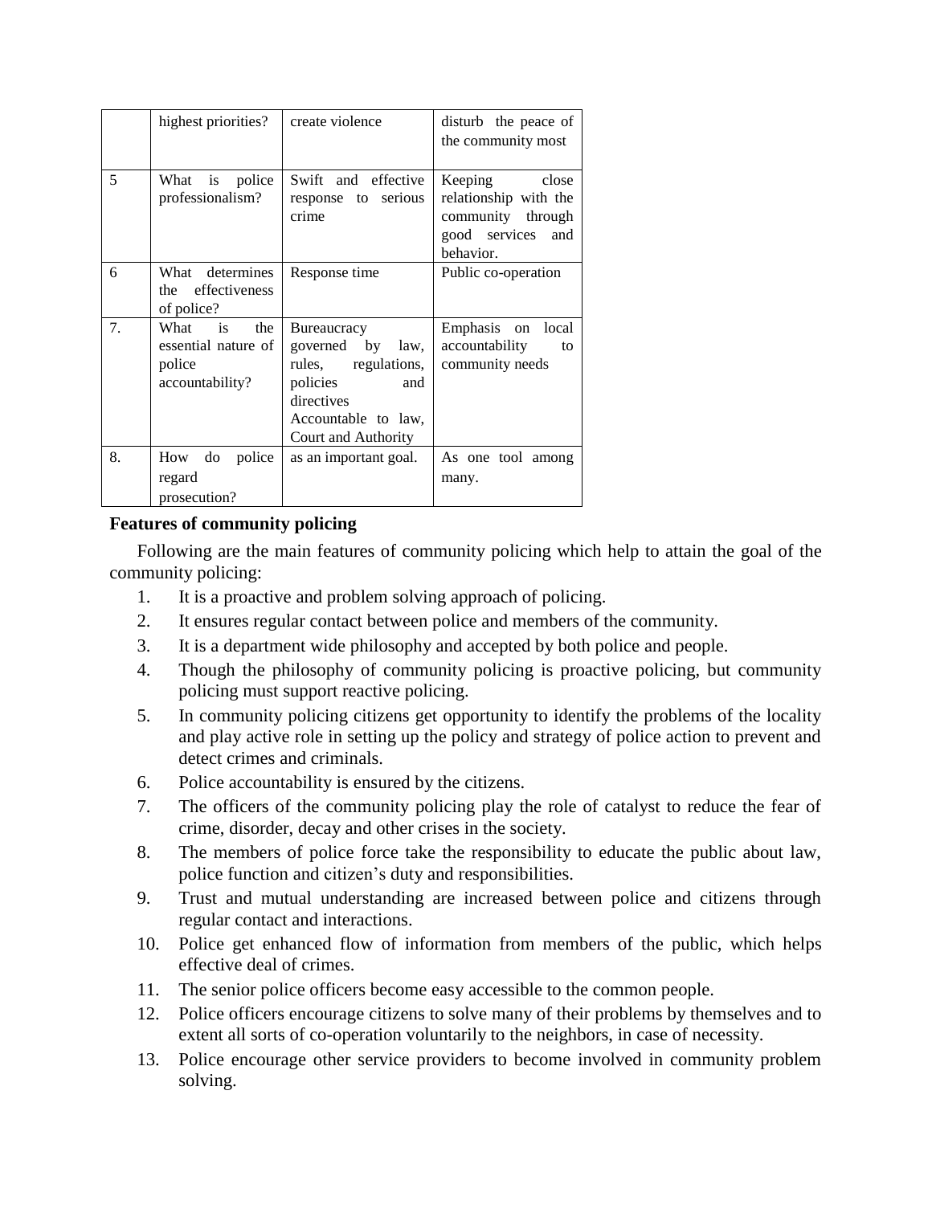| | | | |
|---|---|---|---|
| | highest priorities? | create violence | disturb the peace of the community most |
| 5 | What is police professionalism? | Swift and effective response to serious crime | Keeping close relationship with the community through good services and behavior. |
| 6 | What determines the effectiveness of police? | Response time | Public co-operation |
| 7. | What is the essential nature of police accountability? | Bureaucracy governed by law, rules, regulations, policies and directives Accountable to law, Court and Authority | Emphasis on local accountability to community needs |
| 8. | How do police regard prosecution? | as an important goal. | As one tool among many. |

**Features of community policing**

Following are the main features of community policing which help to attain the goal of the community policing:

1. It is a proactive and problem solving approach of policing.
2. It ensures regular contact between police and members of the community.
3. It is a department wide philosophy and accepted by both police and people.
4. Though the philosophy of community policing is proactive policing, but community policing must support reactive policing.
5. In community policing citizens get opportunity to identify the problems of the locality and play active role in setting up the policy and strategy of police action to prevent and detect crimes and criminals.
6. Police accountability is ensured by the citizens.
7. The officers of the community policing play the role of catalyst to reduce the fear of crime, disorder, decay and other crises in the society.
8. The members of police force take the responsibility to educate the public about law, police function and citizen's duty and responsibilities.
9. Trust and mutual understanding are increased between police and citizens through regular contact and interactions.
10. Police get enhanced flow of information from members of the public, which helps effective deal of crimes.
11. The senior police officers become easy accessible to the common people.
12. Police officers encourage citizens to solve many of their problems by themselves and to extent all sorts of co-operation voluntarily to the neighbors, in case of necessity.
13. Police encourage other service providers to become involved in community problem solving.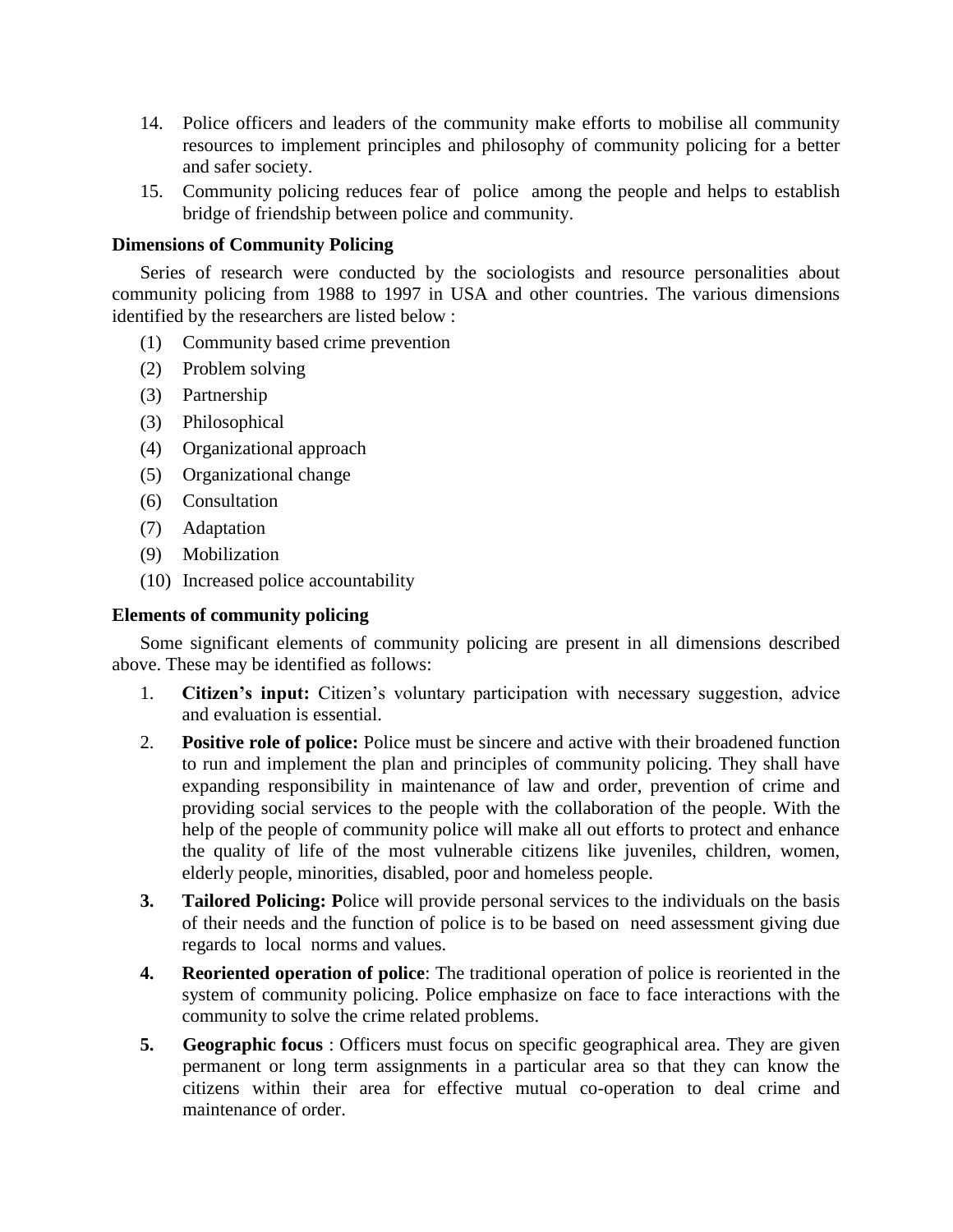14. Police officers and leaders of the community make efforts to mobilise all community resources to implement principles and philosophy of community policing for a better and safer society.
15. Community policing reduces fear of police among the people and helps to establish bridge of friendship between police and community.

**Dimensions of Community Policing**

Series of research were conducted by the sociologists and resource personalities about community policing from 1988 to 1997 in USA and other countries. The various dimensions identified by the researchers are listed below :

(1) Community based crime prevention

(2) Problem solving

(3) Partnership

(3) Philosophical

(4) Organizational approach

(5) Organizational change

(6) Consultation

(7) Adaptation

(9) Mobilization

(10) Increased police accountability

**Elements of community policing**

Some significant elements of community policing are present in all dimensions described above. These may be identified as follows:

1. **Citizen's input:** Citizen's voluntary participation with necessary suggestion, advice and evaluation is essential.
2. **Positive role of police:** Police must be sincere and active with their broadened function to run and implement the plan and principles of community policing. They shall have expanding responsibility in maintenance of law and order, prevention of crime and providing social services to the people with the collaboration of the people. With the help of the people of community police will make all out efforts to protect and enhance the quality of life of the most vulnerable citizens like juveniles, children, women, elderly people, minorities, disabled, poor and homeless people.
3. **Tailored Policing: P**olice will provide personal services to the individuals on the basis of their needs and the function of police is to be based on need assessment giving due regards to local norms and values.
4. **Reoriented operation of police**: The traditional operation of police is reoriented in the system of community policing. Police emphasize on face to face interactions with the community to solve the crime related problems.
5. **Geographic focus** : Officers must focus on specific geographical area. They are given permanent or long term assignments in a particular area so that they can know the citizens within their area for effective mutual co-operation to deal crime and maintenance of order.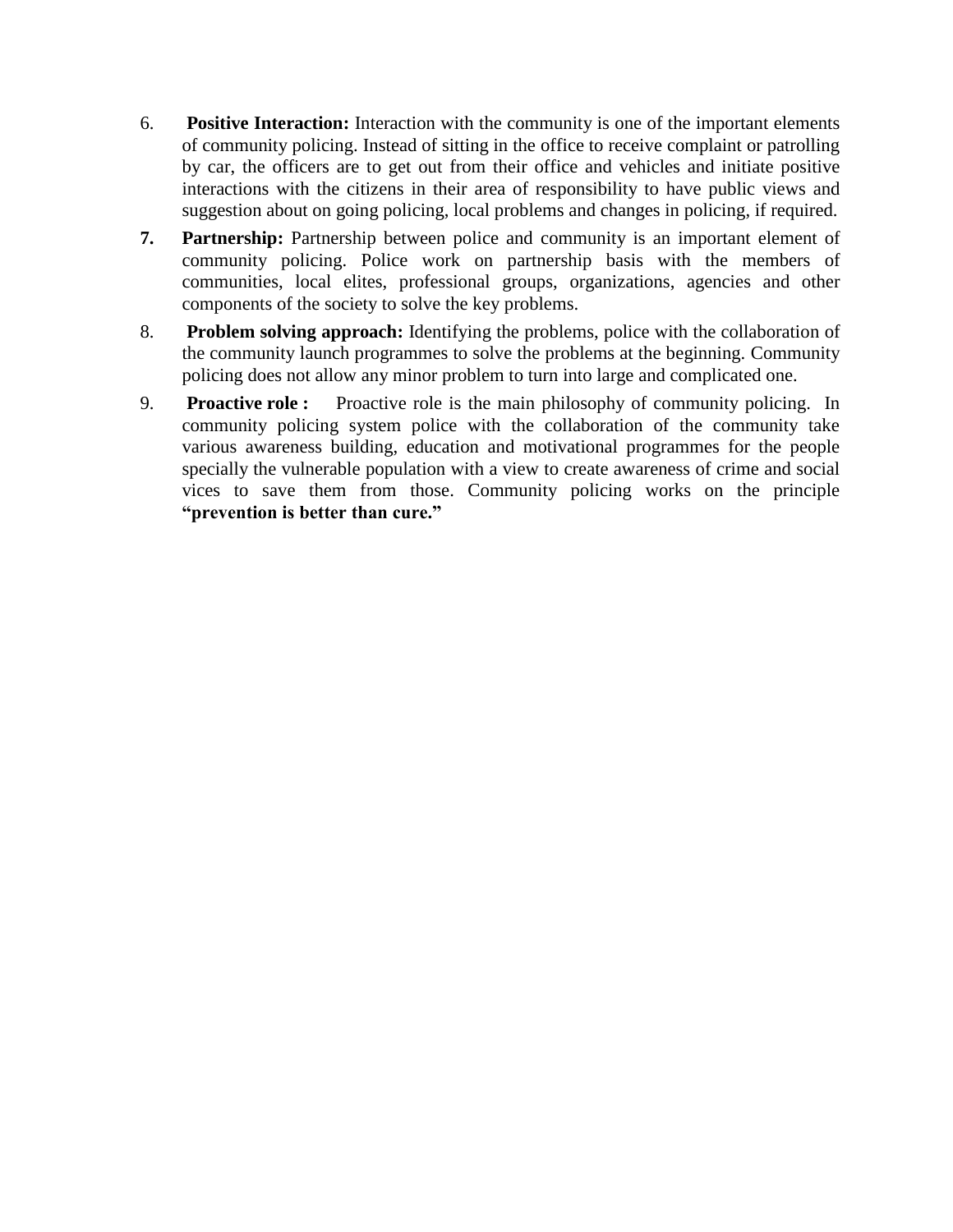6. **Positive Interaction:** Interaction with the community is one of the important elements of community policing. Instead of sitting in the office to receive complaint or patrolling by car, the officers are to get out from their office and vehicles and initiate positive interactions with the citizens in their area of responsibility to have public views and suggestion about on going policing, local problems and changes in policing, if required.

7. **Partnership:** Partnership between police and community is an important element of community policing. Police work on partnership basis with the members of communities, local elites, professional groups, organizations, agencies and other components of the society to solve the key problems.

8. **Problem solving approach:** Identifying the problems, police with the collaboration of the community launch programmes to solve the problems at the beginning. Community policing does not allow any minor problem to turn into large and complicated one.

9. **Proactive role :** Proactive role is the main philosophy of community policing. In community policing system police with the collaboration of the community take various awareness building, education and motivational programmes for the people specially the vulnerable population with a view to create awareness of crime and social vices to save them from those. Community policing works on the principle **"prevention is better than cure."**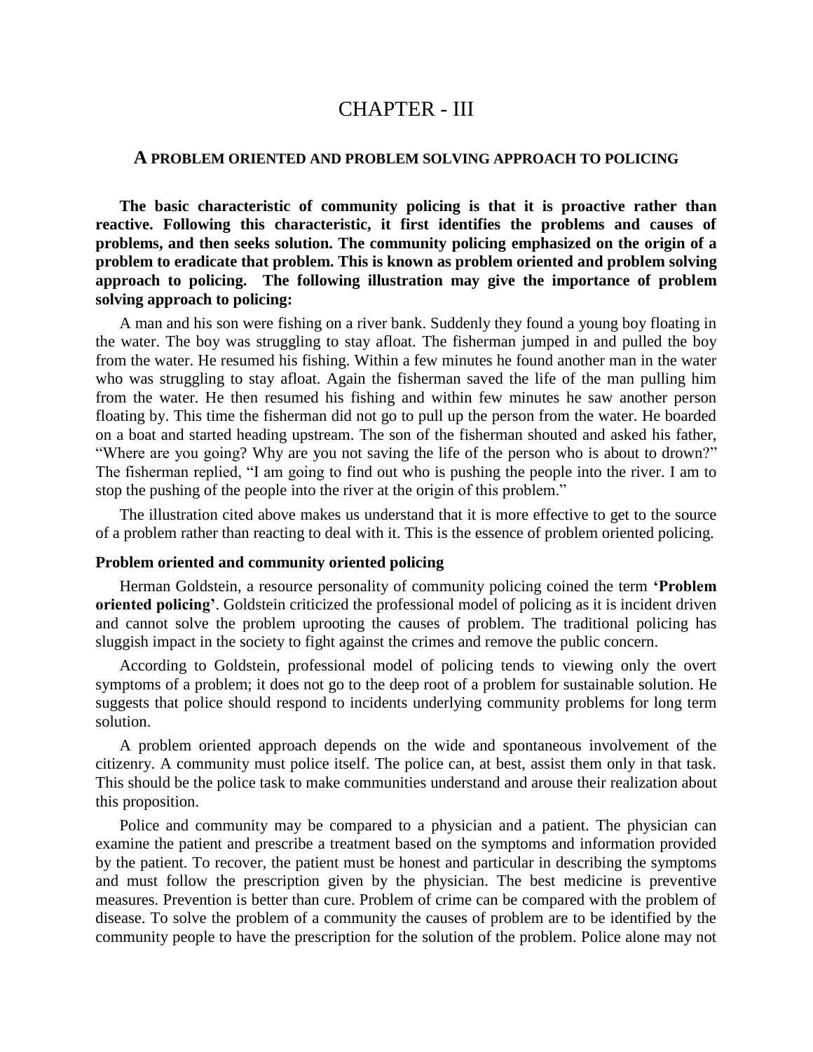# CHAPTER - III

## A PROBLEM ORIENTED AND PROBLEM SOLVING APPROACH TO POLICING

**The basic characteristic of community policing is that it is proactive rather than reactive. Following this characteristic, it first identifies the problems and causes of problems, and then seeks solution. The community policing emphasized on the origin of a problem to eradicate that problem. This is known as problem oriented and problem solving approach to policing. The following illustration may give the importance of problem solving approach to policing:**

A man and his son were fishing on a river bank. Suddenly they found a young boy floating in the water. The boy was struggling to stay afloat. The fisherman jumped in and pulled the boy from the water. He resumed his fishing. Within a few minutes he found another man in the water who was struggling to stay afloat. Again the fisherman saved the life of the man pulling him from the water. He then resumed his fishing and within few minutes he saw another person floating by. This time the fisherman did not go to pull up the person from the water. He boarded on a boat and started heading upstream. The son of the fisherman shouted and asked his father, "Where are you going? Why are you not saving the life of the person who is about to drown?" The fisherman replied, "I am going to find out who is pushing the people into the river. I am to stop the pushing of the people into the river at the origin of this problem."

The illustration cited above makes us understand that it is more effective to get to the source of a problem rather than reacting to deal with it. This is the essence of problem oriented policing.

### Problem oriented and community oriented policing

Herman Goldstein, a resource personality of community policing coined the term **'Problem oriented policing'**. Goldstein criticized the professional model of policing as it is incident driven and cannot solve the problem uprooting the causes of problem. The traditional policing has sluggish impact in the society to fight against the crimes and remove the public concern.

According to Goldstein, professional model of policing tends to viewing only the overt symptoms of a problem; it does not go to the deep root of a problem for sustainable solution. He suggests that police should respond to incidents underlying community problems for long term solution.

A problem oriented approach depends on the wide and spontaneous involvement of the citizenry. A community must police itself. The police can, at best, assist them only in that task. This should be the police task to make communities understand and arouse their realization about this proposition.

Police and community may be compared to a physician and a patient. The physician can examine the patient and prescribe a treatment based on the symptoms and information provided by the patient. To recover, the patient must be honest and particular in describing the symptoms and must follow the prescription given by the physician. The best medicine is preventive measures. Prevention is better than cure. Problem of crime can be compared with the problem of disease. To solve the problem of a community the causes of problem are to be identified by the community people to have the prescription for the solution of the problem. Police alone may not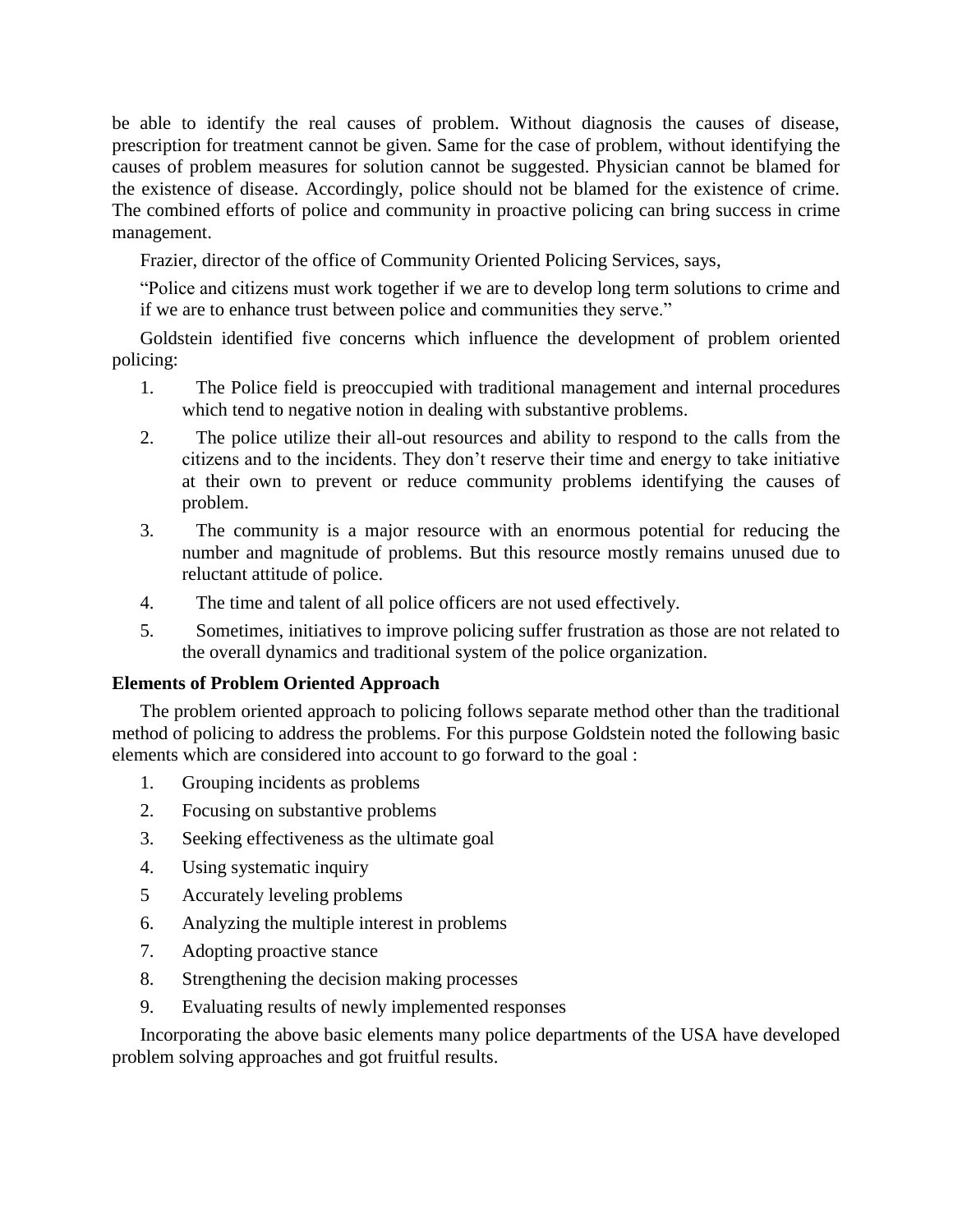be able to identify the real causes of problem. Without diagnosis the causes of disease, prescription for treatment cannot be given. Same for the case of problem, without identifying the causes of problem measures for solution cannot be suggested. Physician cannot be blamed for the existence of disease. Accordingly, police should not be blamed for the existence of crime. The combined efforts of police and community in proactive policing can bring success in crime management.

Frazier, director of the office of Community Oriented Policing Services, says,

> "Police and citizens must work together if we are to develop long term solutions to crime and if we are to enhance trust between police and communities they serve."

Goldstein identified five concerns which influence the development of problem oriented policing:

1. The Police field is preoccupied with traditional management and internal procedures which tend to negative notion in dealing with substantive problems.
2. The police utilize their all-out resources and ability to respond to the calls from the citizens and to the incidents. They don't reserve their time and energy to take initiative at their own to prevent or reduce community problems identifying the causes of problem.
3. The community is a major resource with an enormous potential for reducing the number and magnitude of problems. But this resource mostly remains unused due to reluctant attitude of police.
4. The time and talent of all police officers are not used effectively.
5. Sometimes, initiatives to improve policing suffer frustration as those are not related to the overall dynamics and traditional system of the police organization.

**Elements of Problem Oriented Approach**

The problem oriented approach to policing follows separate method other than the traditional method of policing to address the problems. For this purpose Goldstein noted the following basic elements which are considered into account to go forward to the goal :

1. Grouping incidents as problems
2. Focusing on substantive problems
3. Seeking effectiveness as the ultimate goal
4. Using systematic inquiry
5. Accurately leveling problems
6. Analyzing the multiple interest in problems
7. Adopting proactive stance
8. Strengthening the decision making processes
9. Evaluating results of newly implemented responses

Incorporating the above basic elements many police departments of the USA have developed problem solving approaches and got fruitful results.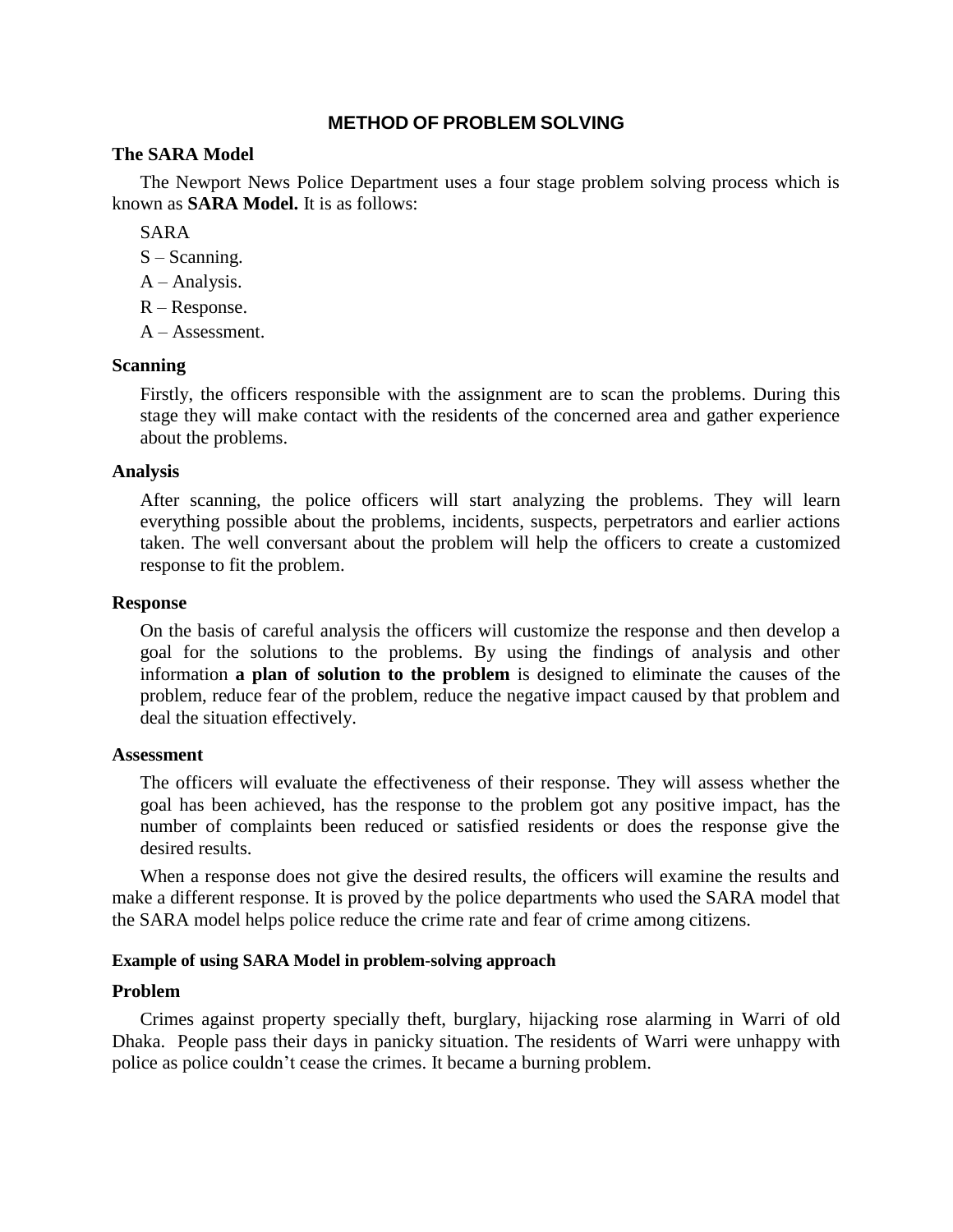## METHOD OF PROBLEM SOLVING

### The SARA Model

The Newport News Police Department uses a four stage problem solving process which is known as **SARA Model.** It is as follows:

SARA

S – Scanning.

A – Analysis.

R – Response.

A – Assessment.

### Scanning

Firstly, the officers responsible with the assignment are to scan the problems. During this stage they will make contact with the residents of the concerned area and gather experience about the problems.

### Analysis

After scanning, the police officers will start analyzing the problems. They will learn everything possible about the problems, incidents, suspects, perpetrators and earlier actions taken. The well conversant about the problem will help the officers to create a customized response to fit the problem.

### Response

On the basis of careful analysis the officers will customize the response and then develop a goal for the solutions to the problems. By using the findings of analysis and other information **a plan of solution to the problem** is designed to eliminate the causes of the problem, reduce fear of the problem, reduce the negative impact caused by that problem and deal the situation effectively.

### Assessment

The officers will evaluate the effectiveness of their response. They will assess whether the goal has been achieved, has the response to the problem got any positive impact, has the number of complaints been reduced or satisfied residents or does the response give the desired results.

When a response does not give the desired results, the officers will examine the results and make a different response. It is proved by the police departments who used the SARA model that the SARA model helps police reduce the crime rate and fear of crime among citizens.

#### Example of using SARA Model in problem-solving approach

### Problem

Crimes against property specially theft, burglary, hijacking rose alarming in Warri of old Dhaka. People pass their days in panicky situation. The residents of Warri were unhappy with police as police couldn't cease the crimes. It became a burning problem.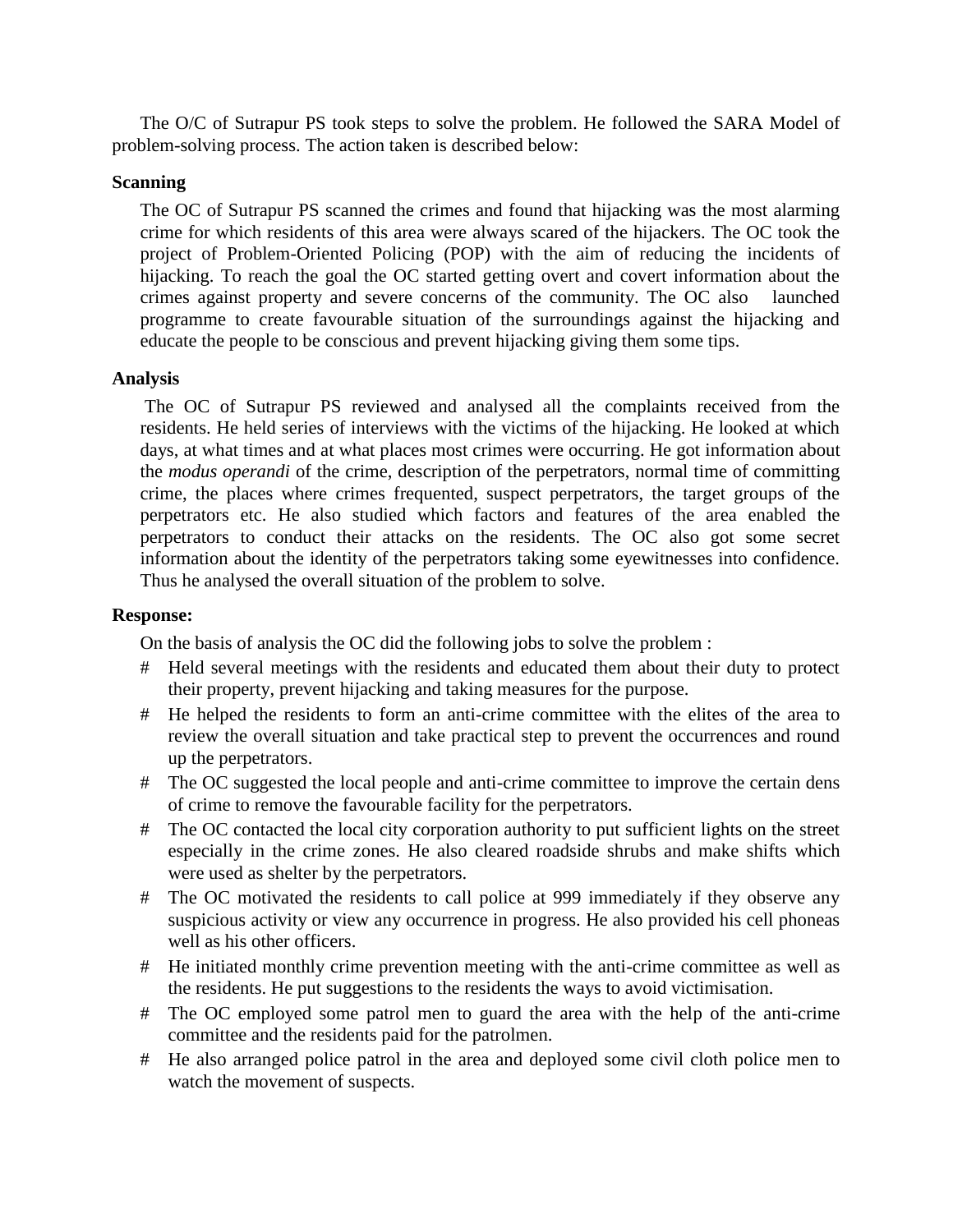The O/C of Sutrapur PS took steps to solve the problem. He followed the SARA Model of problem-solving process. The action taken is described below:

**Scanning**

The OC of Sutrapur PS scanned the crimes and found that hijacking was the most alarming crime for which residents of this area were always scared of the hijackers. The OC took the project of Problem-Oriented Policing (POP) with the aim of reducing the incidents of hijacking. To reach the goal the OC started getting overt and covert information about the crimes against property and severe concerns of the community. The OC also launched programme to create favourable situation of the surroundings against the hijacking and educate the people to be conscious and prevent hijacking giving them some tips.

**Analysis**

The OC of Sutrapur PS reviewed and analysed all the complaints received from the residents. He held series of interviews with the victims of the hijacking. He looked at which days, at what times and at what places most crimes were occurring. He got information about the *modus operandi* of the crime, description of the perpetrators, normal time of committing crime, the places where crimes frequented, suspect perpetrators, the target groups of the perpetrators etc. He also studied which factors and features of the area enabled the perpetrators to conduct their attacks on the residents. The OC also got some secret information about the identity of the perpetrators taking some eyewitnesses into confidence. Thus he analysed the overall situation of the problem to solve.

**Response:**

On the basis of analysis the OC did the following jobs to solve the problem :

- Held several meetings with the residents and educated them about their duty to protect their property, prevent hijacking and taking measures for the purpose.
- He helped the residents to form an anti-crime committee with the elites of the area to review the overall situation and take practical step to prevent the occurrences and round up the perpetrators.
- The OC suggested the local people and anti-crime committee to improve the certain dens of crime to remove the favourable facility for the perpetrators.
- The OC contacted the local city corporation authority to put sufficient lights on the street especially in the crime zones. He also cleared roadside shrubs and make shifts which were used as shelter by the perpetrators.
- The OC motivated the residents to call police at 999 immediately if they observe any suspicious activity or view any occurrence in progress. He also provided his cell phoneas well as his other officers.
- He initiated monthly crime prevention meeting with the anti-crime committee as well as the residents. He put suggestions to the residents the ways to avoid victimisation.
- The OC employed some patrol men to guard the area with the help of the anti-crime committee and the residents paid for the patrolmen.
- He also arranged police patrol in the area and deployed some civil cloth police men to watch the movement of suspects.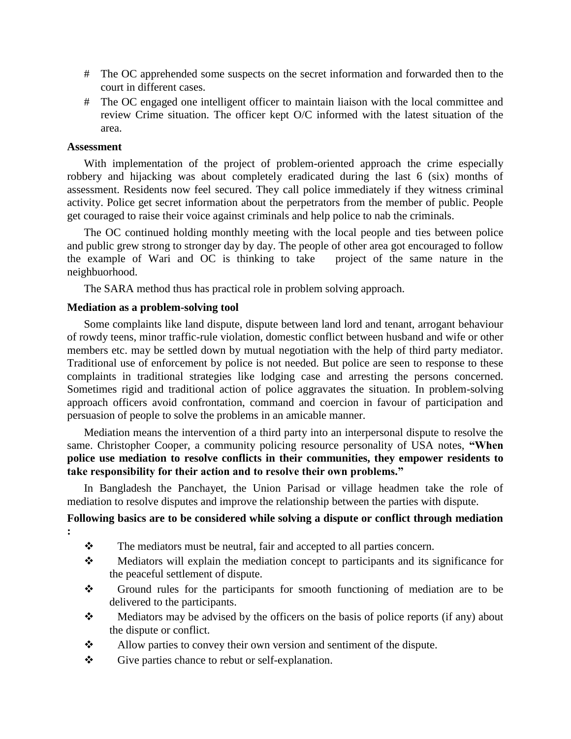- # The OC apprehended some suspects on the secret information and forwarded then to the court in different cases.
- # The OC engaged one intelligent officer to maintain liaison with the local committee and review Crime situation. The officer kept O/C informed with the latest situation of the area.

**Assessment**

With implementation of the project of problem-oriented approach the crime especially robbery and hijacking was about completely eradicated during the last 6 (six) months of assessment. Residents now feel secured. They call police immediately if they witness criminal activity. Police get secret information about the perpetrators from the member of public. People get couraged to raise their voice against criminals and help police to nab the criminals.

The OC continued holding monthly meeting with the local people and ties between police and public grew strong to stronger day by day. The people of other area got encouraged to follow the example of Wari and OC is thinking to take project of the same nature in the neighbuorhood.

The SARA method thus has practical role in problem solving approach.

**Mediation as a problem-solving tool**

Some complaints like land dispute, dispute between land lord and tenant, arrogant behaviour of rowdy teens, minor traffic-rule violation, domestic conflict between husband and wife or other members etc. may be settled down by mutual negotiation with the help of third party mediator. Traditional use of enforcement by police is not needed. But police are seen to response to these complaints in traditional strategies like lodging case and arresting the persons concerned. Sometimes rigid and traditional action of police aggravates the situation. In problem-solving approach officers avoid confrontation, command and coercion in favour of participation and persuasion of people to solve the problems in an amicable manner.

Mediation means the intervention of a third party into an interpersonal dispute to resolve the same. Christopher Cooper, a community policing resource personality of USA notes, **"When police use mediation to resolve conflicts in their communities, they empower residents to take responsibility for their action and to resolve their own problems."**

In Bangladesh the Panchayet, the Union Parisad or village headmen take the role of mediation to resolve disputes and improve the relationship between the parties with dispute.

**Following basics are to be considered while solving a dispute or conflict through mediation :**

- ❖ The mediators must be neutral, fair and accepted to all parties concern.
- ❖ Mediators will explain the mediation concept to participants and its significance for the peaceful settlement of dispute.
- ❖ Ground rules for the participants for smooth functioning of mediation are to be delivered to the participants.
- ❖ Mediators may be advised by the officers on the basis of police reports (if any) about the dispute or conflict.
- ❖ Allow parties to convey their own version and sentiment of the dispute.
- ❖ Give parties chance to rebut or self-explanation.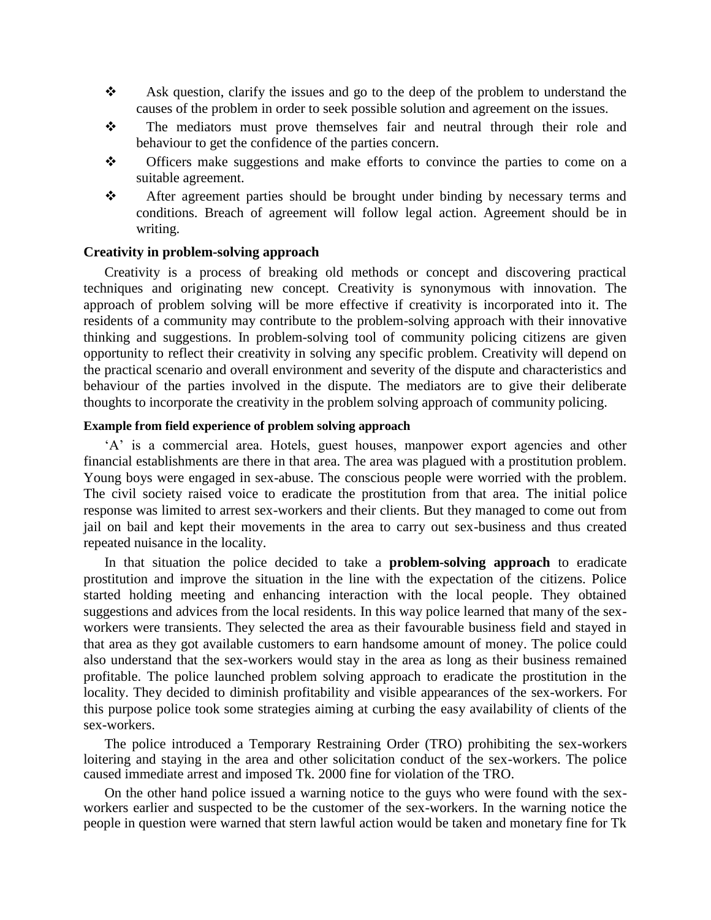- ❖ Ask question, clarify the issues and go to the deep of the problem to understand the causes of the problem in order to seek possible solution and agreement on the issues.
- ❖ The mediators must prove themselves fair and neutral through their role and behaviour to get the confidence of the parties concern.
- ❖ Officers make suggestions and make efforts to convince the parties to come on a suitable agreement.
- ❖ After agreement parties should be brought under binding by necessary terms and conditions. Breach of agreement will follow legal action. Agreement should be in writing.

### Creativity in problem-solving approach

Creativity is a process of breaking old methods or concept and discovering practical techniques and originating new concept. Creativity is synonymous with innovation. The approach of problem solving will be more effective if creativity is incorporated into it. The residents of a community may contribute to the problem-solving approach with their innovative thinking and suggestions. In problem-solving tool of community policing citizens are given opportunity to reflect their creativity in solving any specific problem. Creativity will depend on the practical scenario and overall environment and severity of the dispute and characteristics and behaviour of the parties involved in the dispute. The mediators are to give their deliberate thoughts to incorporate the creativity in the problem solving approach of community policing.

#### Example from field experience of problem solving approach

'A' is a commercial area. Hotels, guest houses, manpower export agencies and other financial establishments are there in that area. The area was plagued with a prostitution problem. Young boys were engaged in sex-abuse. The conscious people were worried with the problem. The civil society raised voice to eradicate the prostitution from that area. The initial police response was limited to arrest sex-workers and their clients. But they managed to come out from jail on bail and kept their movements in the area to carry out sex-business and thus created repeated nuisance in the locality.

In that situation the police decided to take a **problem-solving approach** to eradicate prostitution and improve the situation in the line with the expectation of the citizens. Police started holding meeting and enhancing interaction with the local people. They obtained suggestions and advices from the local residents. In this way police learned that many of the sex-workers were transients. They selected the area as their favourable business field and stayed in that area as they got available customers to earn handsome amount of money. The police could also understand that the sex-workers would stay in the area as long as their business remained profitable. The police launched problem solving approach to eradicate the prostitution in the locality. They decided to diminish profitability and visible appearances of the sex-workers. For this purpose police took some strategies aiming at curbing the easy availability of clients of the sex-workers.

The police introduced a Temporary Restraining Order (TRO) prohibiting the sex-workers loitering and staying in the area and other solicitation conduct of the sex-workers. The police caused immediate arrest and imposed Tk. 2000 fine for violation of the TRO.

On the other hand police issued a warning notice to the guys who were found with the sex-workers earlier and suspected to be the customer of the sex-workers. In the warning notice the people in question were warned that stern lawful action would be taken and monetary fine for Tk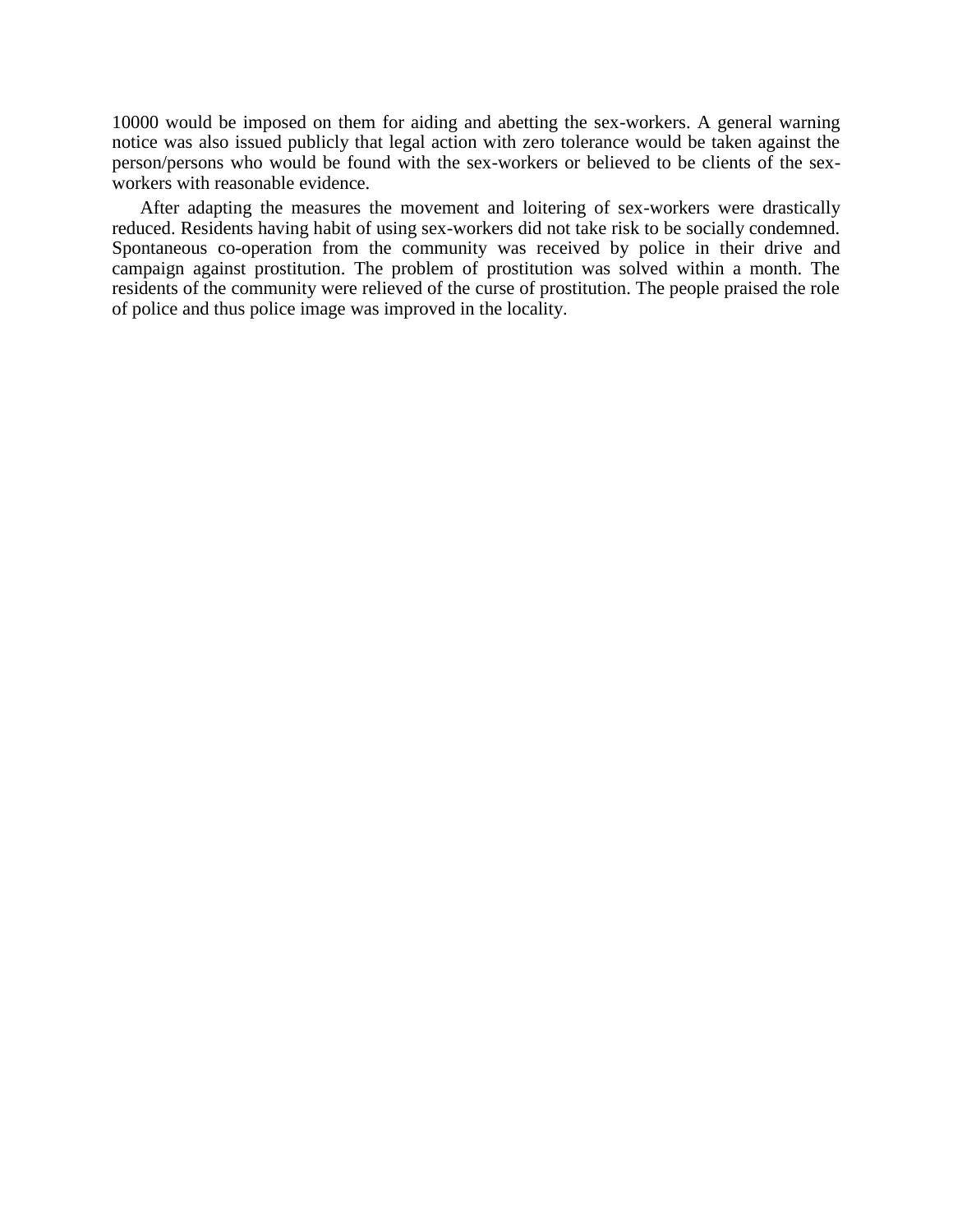10000 would be imposed on them for aiding and abetting the sex-workers. A general warning notice was also issued publicly that legal action with zero tolerance would be taken against the person/persons who would be found with the sex-workers or believed to be clients of the sex-workers with reasonable evidence.

After adapting the measures the movement and loitering of sex-workers were drastically reduced. Residents having habit of using sex-workers did not take risk to be socially condemned. Spontaneous co-operation from the community was received by police in their drive and campaign against prostitution. The problem of prostitution was solved within a month. The residents of the community were relieved of the curse of prostitution. The people praised the role of police and thus police image was improved in the locality.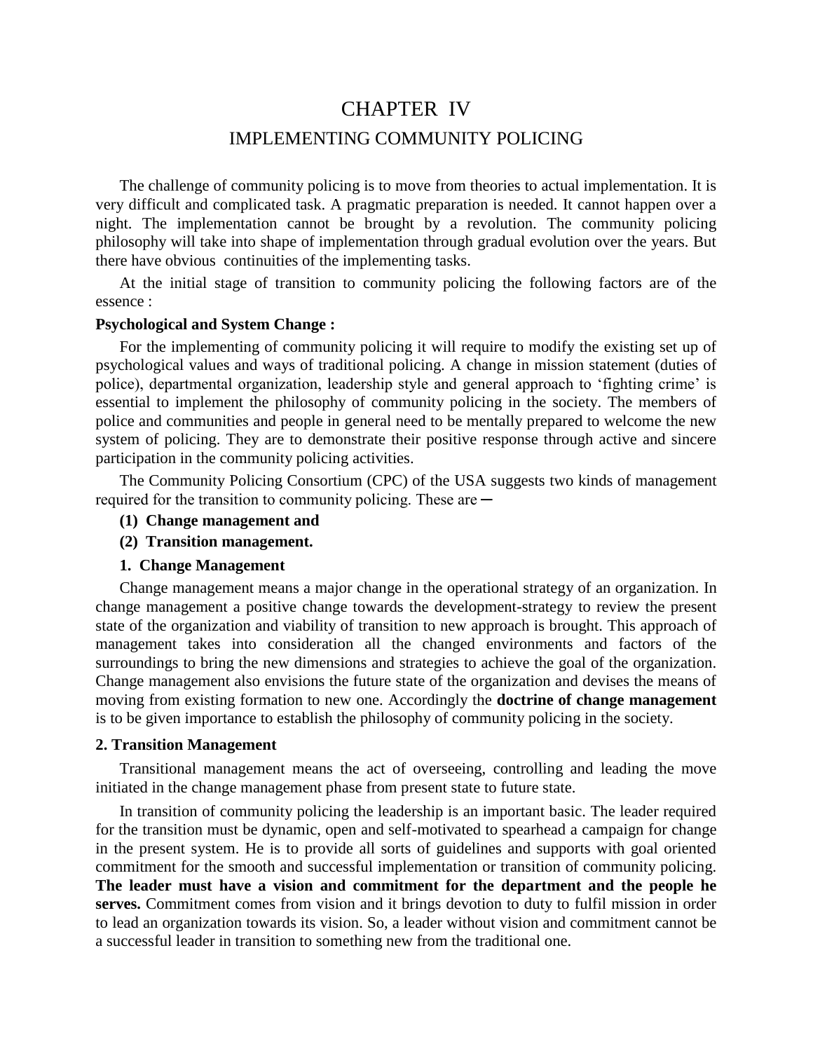# CHAPTER IV

## IMPLEMENTING COMMUNITY POLICING

The challenge of community policing is to move from theories to actual implementation. It is very difficult and complicated task. A pragmatic preparation is needed. It cannot happen over a night. The implementation cannot be brought by a revolution. The community policing philosophy will take into shape of implementation through gradual evolution over the years. But there have obvious continuities of the implementing tasks.

At the initial stage of transition to community policing the following factors are of the essence :

**Psychological and System Change :**

For the implementing of community policing it will require to modify the existing set up of psychological values and ways of traditional policing. A change in mission statement (duties of police), departmental organization, leadership style and general approach to 'fighting crime' is essential to implement the philosophy of community policing in the society. The members of police and communities and people in general need to be mentally prepared to welcome the new system of policing. They are to demonstrate their positive response through active and sincere participation in the community policing activities.

The Community Policing Consortium (CPC) of the USA suggests two kinds of management required for the transition to community policing. These are ─

**(1) Change management and**

**(2) Transition management.**

**1. Change Management**

Change management means a major change in the operational strategy of an organization. In change management a positive change towards the development-strategy to review the present state of the organization and viability of transition to new approach is brought. This approach of management takes into consideration all the changed environments and factors of the surroundings to bring the new dimensions and strategies to achieve the goal of the organization. Change management also envisions the future state of the organization and devises the means of moving from existing formation to new one. Accordingly the **doctrine of change management** is to be given importance to establish the philosophy of community policing in the society.

**2. Transition Management**

Transitional management means the act of overseeing, controlling and leading the move initiated in the change management phase from present state to future state.

In transition of community policing the leadership is an important basic. The leader required for the transition must be dynamic, open and self-motivated to spearhead a campaign for change in the present system. He is to provide all sorts of guidelines and supports with goal oriented commitment for the smooth and successful implementation or transition of community policing. **The leader must have a vision and commitment for the department and the people he serves.** Commitment comes from vision and it brings devotion to duty to fulfil mission in order to lead an organization towards its vision. So, a leader without vision and commitment cannot be a successful leader in transition to something new from the traditional one.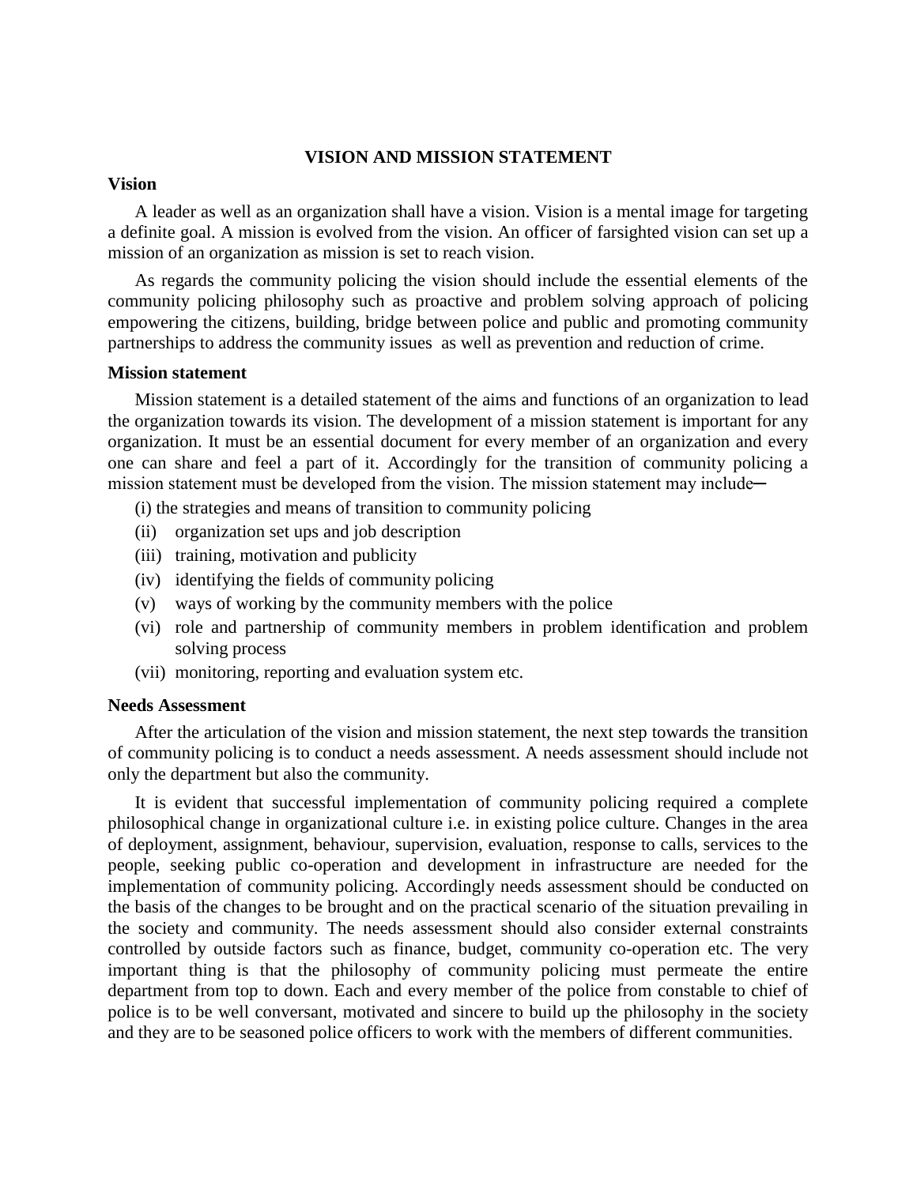## VISION AND MISSION STATEMENT

### Vision

A leader as well as an organization shall have a vision. Vision is a mental image for targeting a definite goal. A mission is evolved from the vision. An officer of farsighted vision can set up a mission of an organization as mission is set to reach vision.

As regards the community policing the vision should include the essential elements of the community policing philosophy such as proactive and problem solving approach of policing empowering the citizens, building, bridge between police and public and promoting community partnerships to address the community issues as well as prevention and reduction of crime.

### Mission statement

Mission statement is a detailed statement of the aims and functions of an organization to lead the organization towards its vision. The development of a mission statement is important for any organization. It must be an essential document for every member of an organization and every one can share and feel a part of it. Accordingly for the transition of community policing a mission statement must be developed from the vision. The mission statement may include─

(i) the strategies and means of transition to community policing

(ii) organization set ups and job description

(iii) training, motivation and publicity

(iv) identifying the fields of community policing

(v) ways of working by the community members with the police

(vi) role and partnership of community members in problem identification and problem solving process

(vii) monitoring, reporting and evaluation system etc.

### Needs Assessment

After the articulation of the vision and mission statement, the next step towards the transition of community policing is to conduct a needs assessment. A needs assessment should include not only the department but also the community.

It is evident that successful implementation of community policing required a complete philosophical change in organizational culture i.e. in existing police culture. Changes in the area of deployment, assignment, behaviour, supervision, evaluation, response to calls, services to the people, seeking public co-operation and development in infrastructure are needed for the implementation of community policing. Accordingly needs assessment should be conducted on the basis of the changes to be brought and on the practical scenario of the situation prevailing in the society and community. The needs assessment should also consider external constraints controlled by outside factors such as finance, budget, community co-operation etc. The very important thing is that the philosophy of community policing must permeate the entire department from top to down. Each and every member of the police from constable to chief of police is to be well conversant, motivated and sincere to build up the philosophy in the society and they are to be seasoned police officers to work with the members of different communities.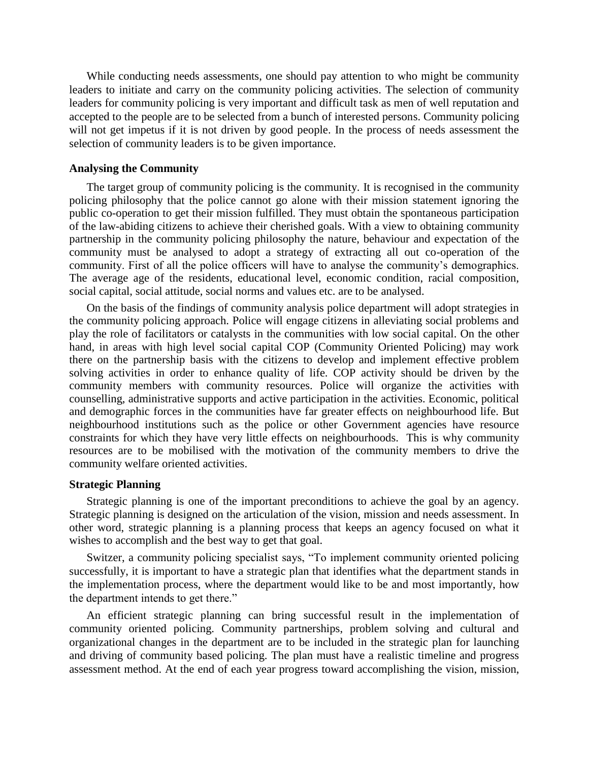While conducting needs assessments, one should pay attention to who might be community leaders to initiate and carry on the community policing activities. The selection of community leaders for community policing is very important and difficult task as men of well reputation and accepted to the people are to be selected from a bunch of interested persons. Community policing will not get impetus if it is not driven by good people. In the process of needs assessment the selection of community leaders is to be given importance.

**Analysing the Community**

The target group of community policing is the community. It is recognised in the community policing philosophy that the police cannot go alone with their mission statement ignoring the public co-operation to get their mission fulfilled. They must obtain the spontaneous participation of the law-abiding citizens to achieve their cherished goals. With a view to obtaining community partnership in the community policing philosophy the nature, behaviour and expectation of the community must be analysed to adopt a strategy of extracting all out co-operation of the community. First of all the police officers will have to analyse the community's demographics. The average age of the residents, educational level, economic condition, racial composition, social capital, social attitude, social norms and values etc. are to be analysed.

On the basis of the findings of community analysis police department will adopt strategies in the community policing approach. Police will engage citizens in alleviating social problems and play the role of facilitators or catalysts in the communities with low social capital. On the other hand, in areas with high level social capital COP (Community Oriented Policing) may work there on the partnership basis with the citizens to develop and implement effective problem solving activities in order to enhance quality of life. COP activity should be driven by the community members with community resources. Police will organize the activities with counselling, administrative supports and active participation in the activities. Economic, political and demographic forces in the communities have far greater effects on neighbourhood life. But neighbourhood institutions such as the police or other Government agencies have resource constraints for which they have very little effects on neighbourhoods. This is why community resources are to be mobilised with the motivation of the community members to drive the community welfare oriented activities.

**Strategic Planning**

Strategic planning is one of the important preconditions to achieve the goal by an agency. Strategic planning is designed on the articulation of the vision, mission and needs assessment. In other word, strategic planning is a planning process that keeps an agency focused on what it wishes to accomplish and the best way to get that goal.

Switzer, a community policing specialist says, "To implement community oriented policing successfully, it is important to have a strategic plan that identifies what the department stands in the implementation process, where the department would like to be and most importantly, how the department intends to get there."

An efficient strategic planning can bring successful result in the implementation of community oriented policing. Community partnerships, problem solving and cultural and organizational changes in the department are to be included in the strategic plan for launching and driving of community based policing. The plan must have a realistic timeline and progress assessment method. At the end of each year progress toward accomplishing the vision, mission,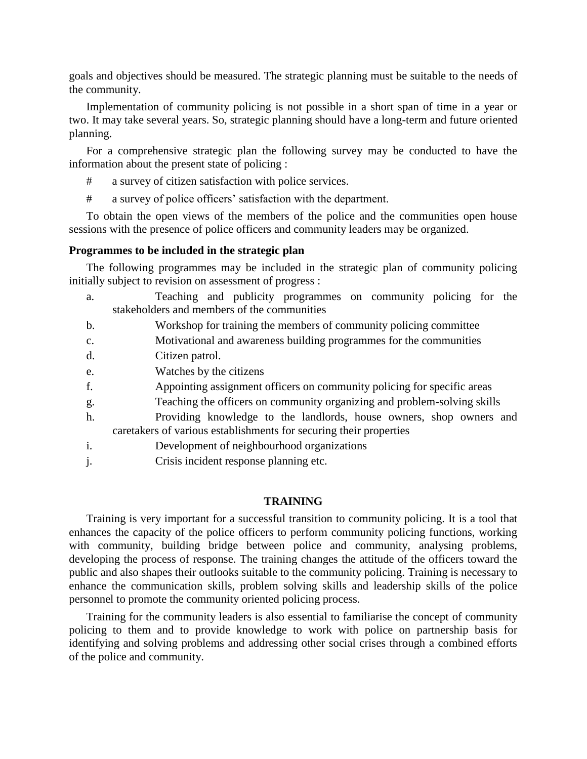goals and objectives should be measured. The strategic planning must be suitable to the needs of the community.

Implementation of community policing is not possible in a short span of time in a year or two. It may take several years. So, strategic planning should have a long-term and future oriented planning.

For a comprehensive strategic plan the following survey may be conducted to have the information about the present state of policing :

# a survey of citizen satisfaction with police services.

# a survey of police officers' satisfaction with the department.

To obtain the open views of the members of the police and the communities open house sessions with the presence of police officers and community leaders may be organized.

**Programmes to be included in the strategic plan**

The following programmes may be included in the strategic plan of community policing initially subject to revision on assessment of progress :

a. Teaching and publicity programmes on community policing for the stakeholders and members of the communities

b. Workshop for training the members of community policing committee

c. Motivational and awareness building programmes for the communities

d. Citizen patrol.

e. Watches by the citizens

f. Appointing assignment officers on community policing for specific areas

g. Teaching the officers on community organizing and problem-solving skills

h. Providing knowledge to the landlords, house owners, shop owners and caretakers of various establishments for securing their properties

i. Development of neighbourhood organizations

j. Crisis incident response planning etc.

## TRAINING

Training is very important for a successful transition to community policing. It is a tool that enhances the capacity of the police officers to perform community policing functions, working with community, building bridge between police and community, analysing problems, developing the process of response. The training changes the attitude of the officers toward the public and also shapes their outlooks suitable to the community policing. Training is necessary to enhance the communication skills, problem solving skills and leadership skills of the police personnel to promote the community oriented policing process.

Training for the community leaders is also essential to familiarise the concept of community policing to them and to provide knowledge to work with police on partnership basis for identifying and solving problems and addressing other social crises through a combined efforts of the police and community.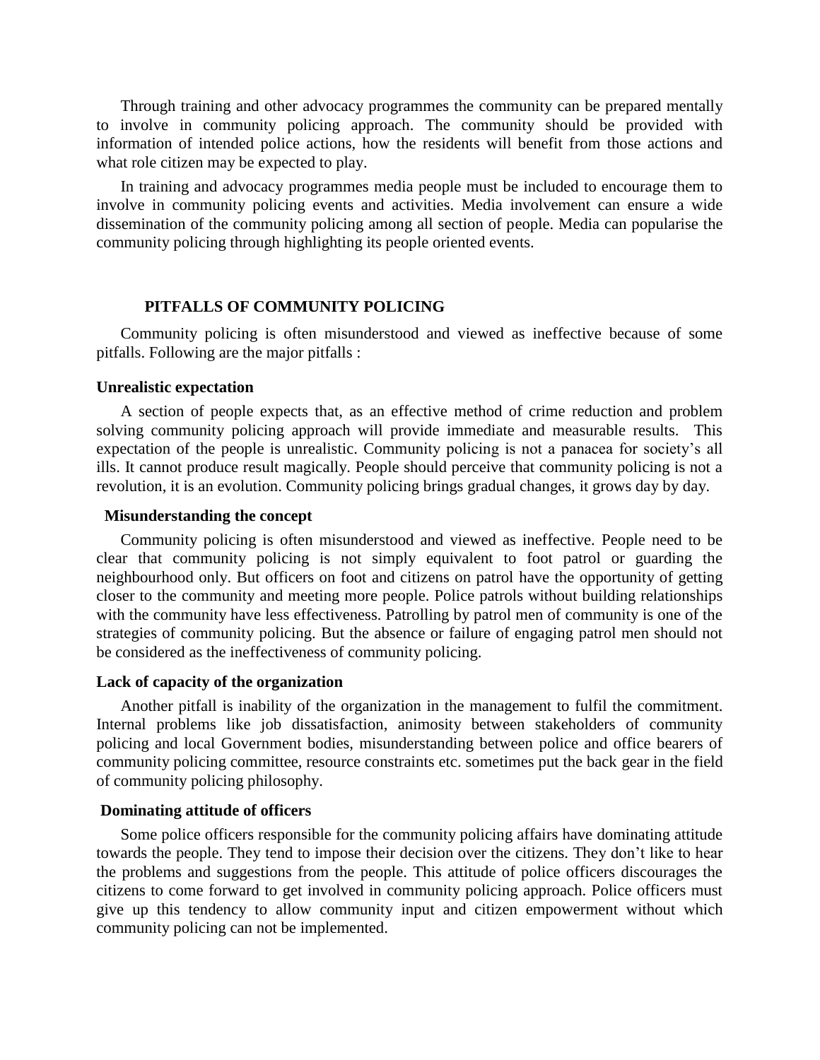Through training and other advocacy programmes the community can be prepared mentally to involve in community policing approach. The community should be provided with information of intended police actions, how the residents will benefit from those actions and what role citizen may be expected to play.

In training and advocacy programmes media people must be included to encourage them to involve in community policing events and activities. Media involvement can ensure a wide dissemination of the community policing among all section of people. Media can popularise the community policing through highlighting its people oriented events.

## PITFALLS OF COMMUNITY POLICING

Community policing is often misunderstood and viewed as ineffective because of some pitfalls. Following are the major pitfalls :

### Unrealistic expectation

A section of people expects that, as an effective method of crime reduction and problem solving community policing approach will provide immediate and measurable results. This expectation of the people is unrealistic. Community policing is not a panacea for society's all ills. It cannot produce result magically. People should perceive that community policing is not a revolution, it is an evolution. Community policing brings gradual changes, it grows day by day.

### Misunderstanding the concept

Community policing is often misunderstood and viewed as ineffective. People need to be clear that community policing is not simply equivalent to foot patrol or guarding the neighbourhood only. But officers on foot and citizens on patrol have the opportunity of getting closer to the community and meeting more people. Police patrols without building relationships with the community have less effectiveness. Patrolling by patrol men of community is one of the strategies of community policing. But the absence or failure of engaging patrol men should not be considered as the ineffectiveness of community policing.

### Lack of capacity of the organization

Another pitfall is inability of the organization in the management to fulfil the commitment. Internal problems like job dissatisfaction, animosity between stakeholders of community policing and local Government bodies, misunderstanding between police and office bearers of community policing committee, resource constraints etc. sometimes put the back gear in the field of community policing philosophy.

### Dominating attitude of officers

Some police officers responsible for the community policing affairs have dominating attitude towards the people. They tend to impose their decision over the citizens. They don't like to hear the problems and suggestions from the people. This attitude of police officers discourages the citizens to come forward to get involved in community policing approach. Police officers must give up this tendency to allow community input and citizen empowerment without which community policing can not be implemented.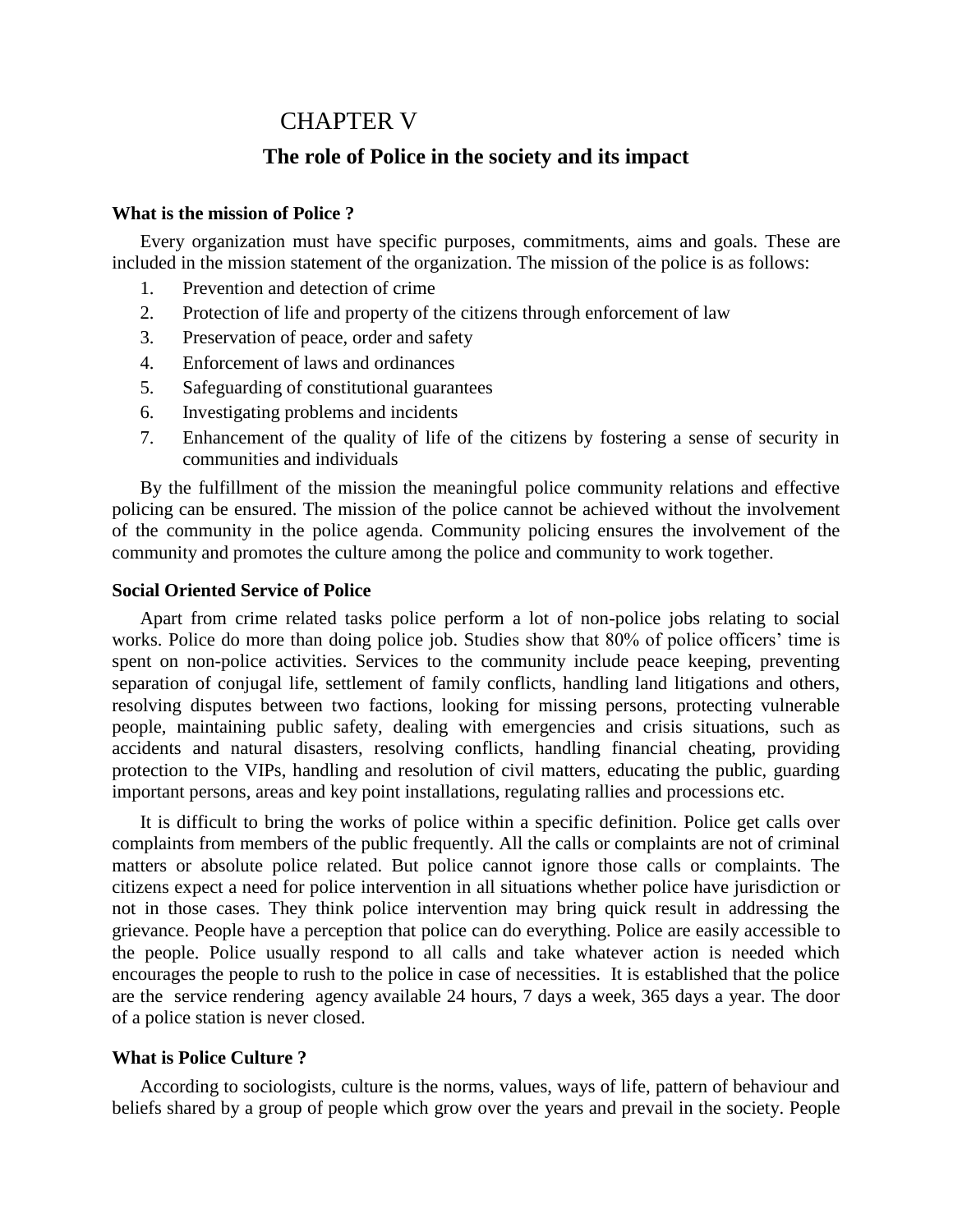# CHAPTER V

## The role of Police in the society and its impact

**What is the mission of Police ?**

Every organization must have specific purposes, commitments, aims and goals. These are included in the mission statement of the organization. The mission of the police is as follows:

1. Prevention and detection of crime
2. Protection of life and property of the citizens through enforcement of law
3. Preservation of peace, order and safety
4. Enforcement of laws and ordinances
5. Safeguarding of constitutional guarantees
6. Investigating problems and incidents
7. Enhancement of the quality of life of the citizens by fostering a sense of security in communities and individuals

By the fulfillment of the mission the meaningful police community relations and effective policing can be ensured. The mission of the police cannot be achieved without the involvement of the community in the police agenda. Community policing ensures the involvement of the community and promotes the culture among the police and community to work together.

**Social Oriented Service of Police**

Apart from crime related tasks police perform a lot of non-police jobs relating to social works. Police do more than doing police job. Studies show that 80% of police officers' time is spent on non-police activities. Services to the community include peace keeping, preventing separation of conjugal life, settlement of family conflicts, handling land litigations and others, resolving disputes between two factions, looking for missing persons, protecting vulnerable people, maintaining public safety, dealing with emergencies and crisis situations, such as accidents and natural disasters, resolving conflicts, handling financial cheating, providing protection to the VIPs, handling and resolution of civil matters, educating the public, guarding important persons, areas and key point installations, regulating rallies and processions etc.

It is difficult to bring the works of police within a specific definition. Police get calls over complaints from members of the public frequently. All the calls or complaints are not of criminal matters or absolute police related. But police cannot ignore those calls or complaints. The citizens expect a need for police intervention in all situations whether police have jurisdiction or not in those cases. They think police intervention may bring quick result in addressing the grievance. People have a perception that police can do everything. Police are easily accessible to the people. Police usually respond to all calls and take whatever action is needed which encourages the people to rush to the police in case of necessities. It is established that the police are the service rendering agency available 24 hours, 7 days a week, 365 days a year. The door of a police station is never closed.

**What is Police Culture ?**

According to sociologists, culture is the norms, values, ways of life, pattern of behaviour and beliefs shared by a group of people which grow over the years and prevail in the society. People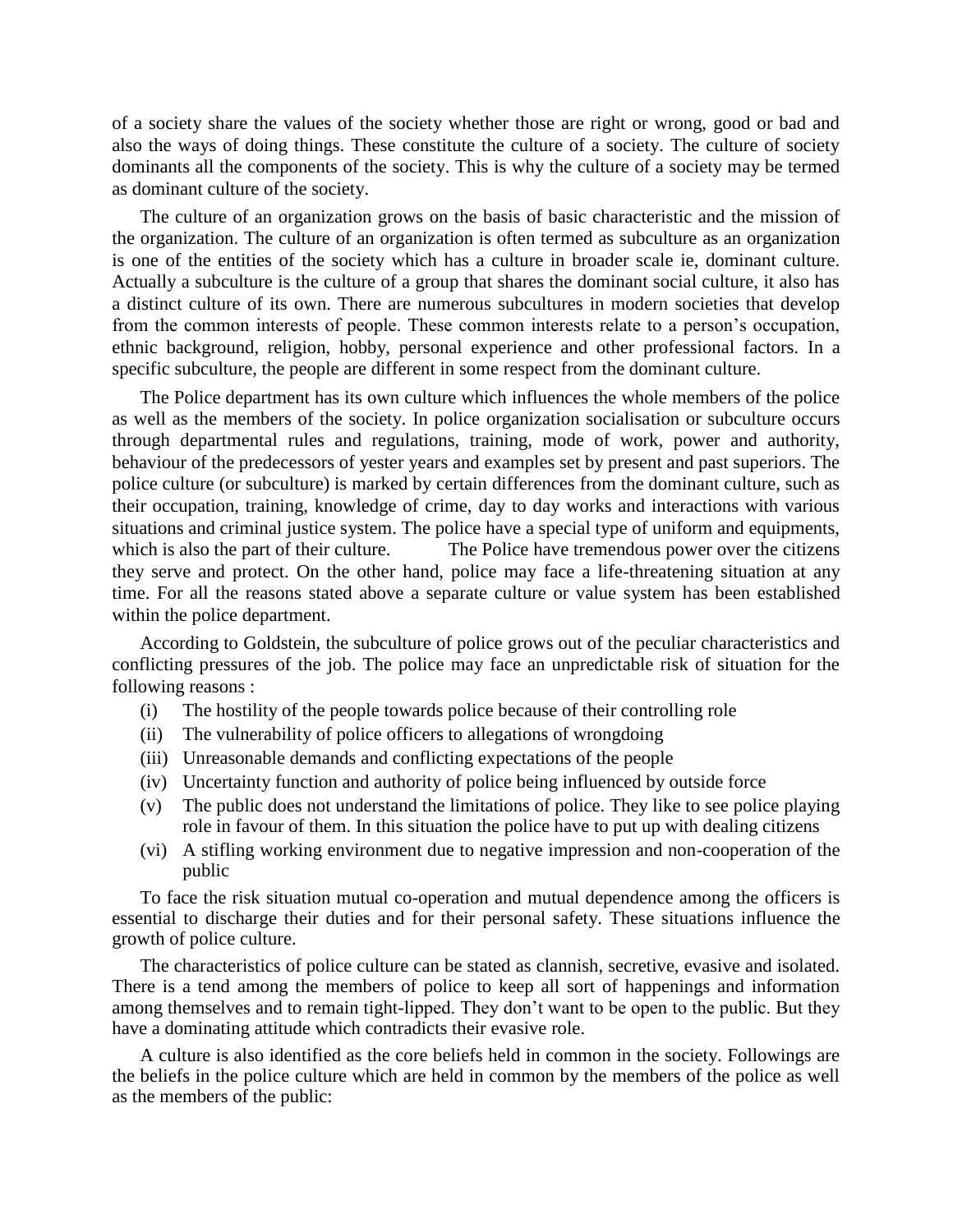of a society share the values of the society whether those are right or wrong, good or bad and also the ways of doing things. These constitute the culture of a society. The culture of society dominants all the components of the society. This is why the culture of a society may be termed as dominant culture of the society.

The culture of an organization grows on the basis of basic characteristic and the mission of the organization. The culture of an organization is often termed as subculture as an organization is one of the entities of the society which has a culture in broader scale ie, dominant culture. Actually a subculture is the culture of a group that shares the dominant social culture, it also has a distinct culture of its own. There are numerous subcultures in modern societies that develop from the common interests of people. These common interests relate to a person's occupation, ethnic background, religion, hobby, personal experience and other professional factors. In a specific subculture, the people are different in some respect from the dominant culture.

The Police department has its own culture which influences the whole members of the police as well as the members of the society. In police organization socialisation or subculture occurs through departmental rules and regulations, training, mode of work, power and authority, behaviour of the predecessors of yester years and examples set by present and past superiors. The police culture (or subculture) is marked by certain differences from the dominant culture, such as their occupation, training, knowledge of crime, day to day works and interactions with various situations and criminal justice system. The police have a special type of uniform and equipments, which is also the part of their culture. The Police have tremendous power over the citizens they serve and protect. On the other hand, police may face a life-threatening situation at any time. For all the reasons stated above a separate culture or value system has been established within the police department.

According to Goldstein, the subculture of police grows out of the peculiar characteristics and conflicting pressures of the job. The police may face an unpredictable risk of situation for the following reasons :

(i) The hostility of the people towards police because of their controlling role
(ii) The vulnerability of police officers to allegations of wrongdoing
(iii) Unreasonable demands and conflicting expectations of the people
(iv) Uncertainty function and authority of police being influenced by outside force
(v) The public does not understand the limitations of police. They like to see police playing role in favour of them. In this situation the police have to put up with dealing citizens
(vi) A stifling working environment due to negative impression and non-cooperation of the public

To face the risk situation mutual co-operation and mutual dependence among the officers is essential to discharge their duties and for their personal safety. These situations influence the growth of police culture.

The characteristics of police culture can be stated as clannish, secretive, evasive and isolated. There is a tend among the members of police to keep all sort of happenings and information among themselves and to remain tight-lipped. They don't want to be open to the public. But they have a dominating attitude which contradicts their evasive role.

A culture is also identified as the core beliefs held in common in the society. Followings are the beliefs in the police culture which are held in common by the members of the police as well as the members of the public: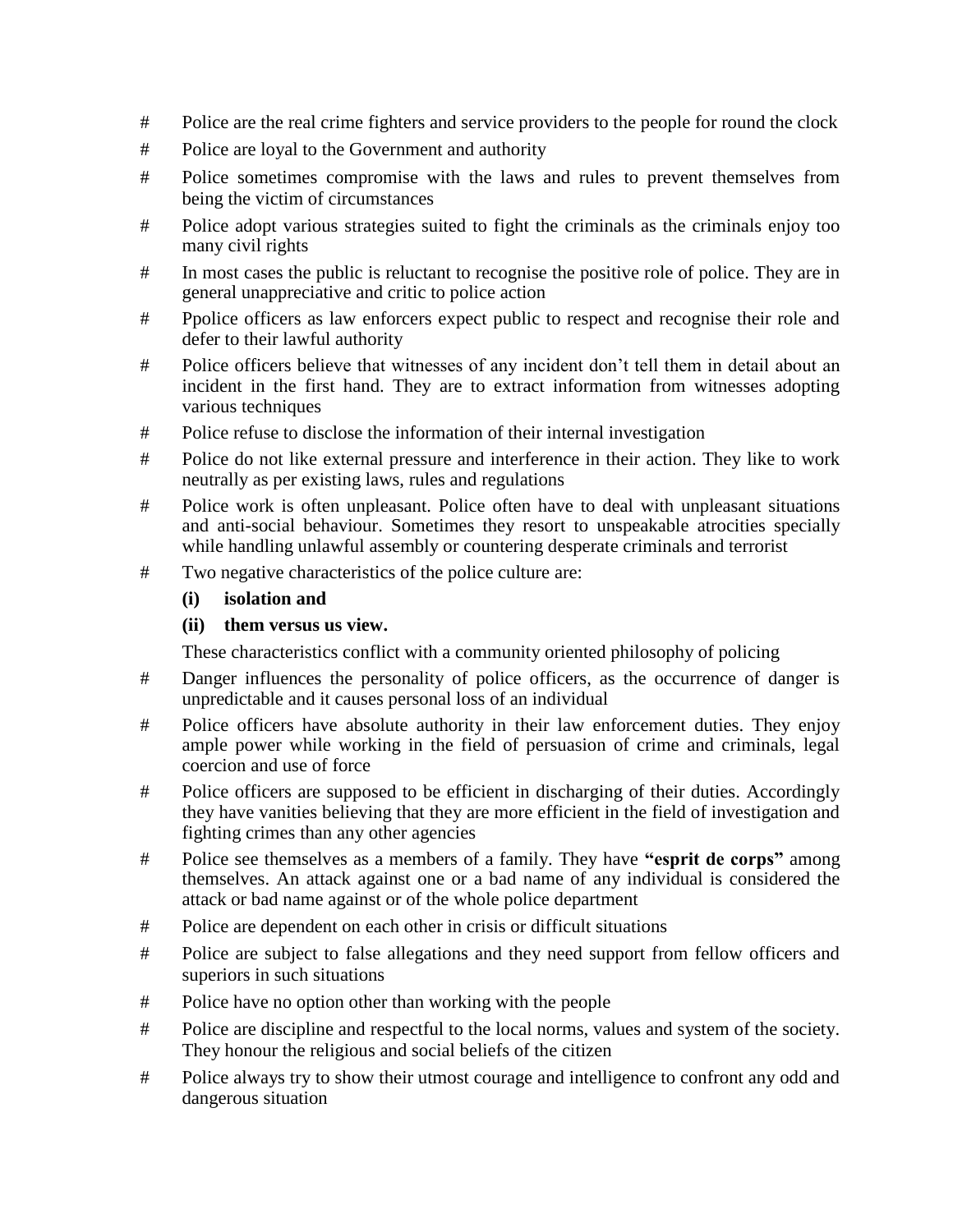# Police are the real crime fighters and service providers to the people for round the clock

# Police are loyal to the Government and authority

# Police sometimes compromise with the laws and rules to prevent themselves from being the victim of circumstances

# Police adopt various strategies suited to fight the criminals as the criminals enjoy too many civil rights

# In most cases the public is reluctant to recognise the positive role of police. They are in general unappreciative and critic to police action

# Ppolice officers as law enforcers expect public to respect and recognise their role and defer to their lawful authority

# Police officers believe that witnesses of any incident don't tell them in detail about an incident in the first hand. They are to extract information from witnesses adopting various techniques

# Police refuse to disclose the information of their internal investigation

# Police do not like external pressure and interference in their action. They like to work neutrally as per existing laws, rules and regulations

# Police work is often unpleasant. Police often have to deal with unpleasant situations and anti-social behaviour. Sometimes they resort to unspeakable atrocities specially while handling unlawful assembly or countering desperate criminals and terrorist

# Two negative characteristics of the police culture are:

**(i) isolation and**

**(ii) them versus us view.**

These characteristics conflict with a community oriented philosophy of policing

# Danger influences the personality of police officers, as the occurrence of danger is unpredictable and it causes personal loss of an individual

# Police officers have absolute authority in their law enforcement duties. They enjoy ample power while working in the field of persuasion of crime and criminals, legal coercion and use of force

# Police officers are supposed to be efficient in discharging of their duties. Accordingly they have vanities believing that they are more efficient in the field of investigation and fighting crimes than any other agencies

# Police see themselves as a members of a family. They have **"esprit de corps"** among themselves. An attack against one or a bad name of any individual is considered the attack or bad name against or of the whole police department

# Police are dependent on each other in crisis or difficult situations

# Police are subject to false allegations and they need support from fellow officers and superiors in such situations

# Police have no option other than working with the people

# Police are discipline and respectful to the local norms, values and system of the society. They honour the religious and social beliefs of the citizen

# Police always try to show their utmost courage and intelligence to confront any odd and dangerous situation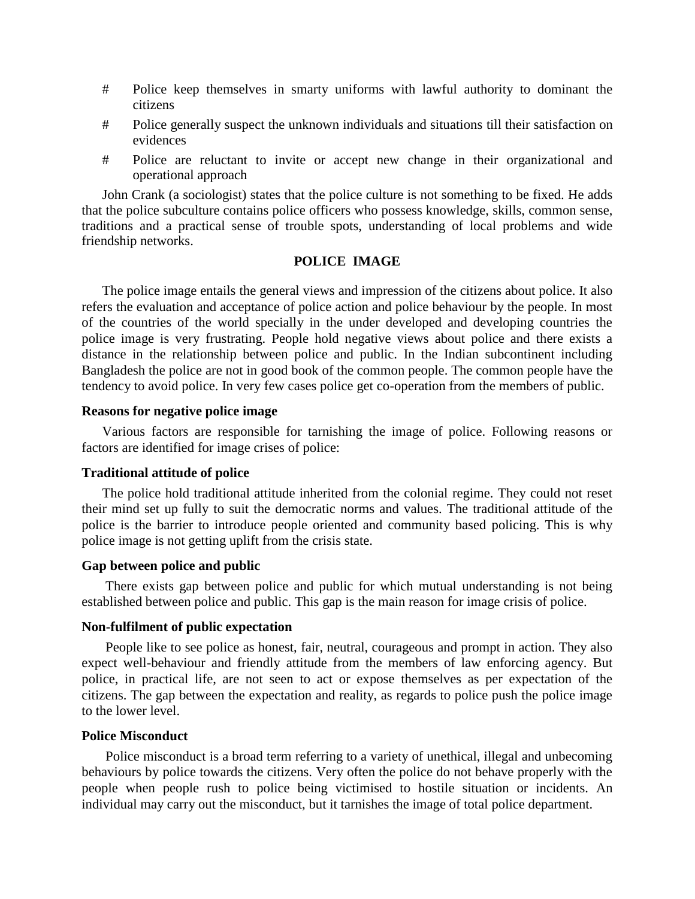- #	Police keep themselves in smarty uniforms with lawful authority to dominant the citizens
- #	Police generally suspect the unknown individuals and situations till their satisfaction on evidences
- #	Police are reluctant to invite or accept new change in their organizational and operational approach

John Crank (a sociologist) states that the police culture is not something to be fixed. He adds that the police subculture contains police officers who possess knowledge, skills, common sense, traditions and a practical sense of trouble spots, understanding of local problems and wide friendship networks.

## POLICE IMAGE

The police image entails the general views and impression of the citizens about police. It also refers the evaluation and acceptance of police action and police behaviour by the people. In most of the countries of the world specially in the under developed and developing countries the police image is very frustrating. People hold negative views about police and there exists a distance in the relationship between police and public. In the Indian subcontinent including Bangladesh the police are not in good book of the common people. The common people have the tendency to avoid police. In very few cases police get co-operation from the members of public.

### Reasons for negative police image

Various factors are responsible for tarnishing the image of police. Following reasons or factors are identified for image crises of police:

#### Traditional attitude of police

The police hold traditional attitude inherited from the colonial regime. They could not reset their mind set up fully to suit the democratic norms and values. The traditional attitude of the police is the barrier to introduce people oriented and community based policing. This is why police image is not getting uplift from the crisis state.

#### Gap between police and public

There exists gap between police and public for which mutual understanding is not being established between police and public. This gap is the main reason for image crisis of police.

#### Non-fulfilment of public expectation

People like to see police as honest, fair, neutral, courageous and prompt in action. They also expect well-behaviour and friendly attitude from the members of law enforcing agency. But police, in practical life, are not seen to act or expose themselves as per expectation of the citizens. The gap between the expectation and reality, as regards to police push the police image to the lower level.

#### Police Misconduct

Police misconduct is a broad term referring to a variety of unethical, illegal and unbecoming behaviours by police towards the citizens. Very often the police do not behave properly with the people when people rush to police being victimised to hostile situation or incidents. An individual may carry out the misconduct, but it tarnishes the image of total police department.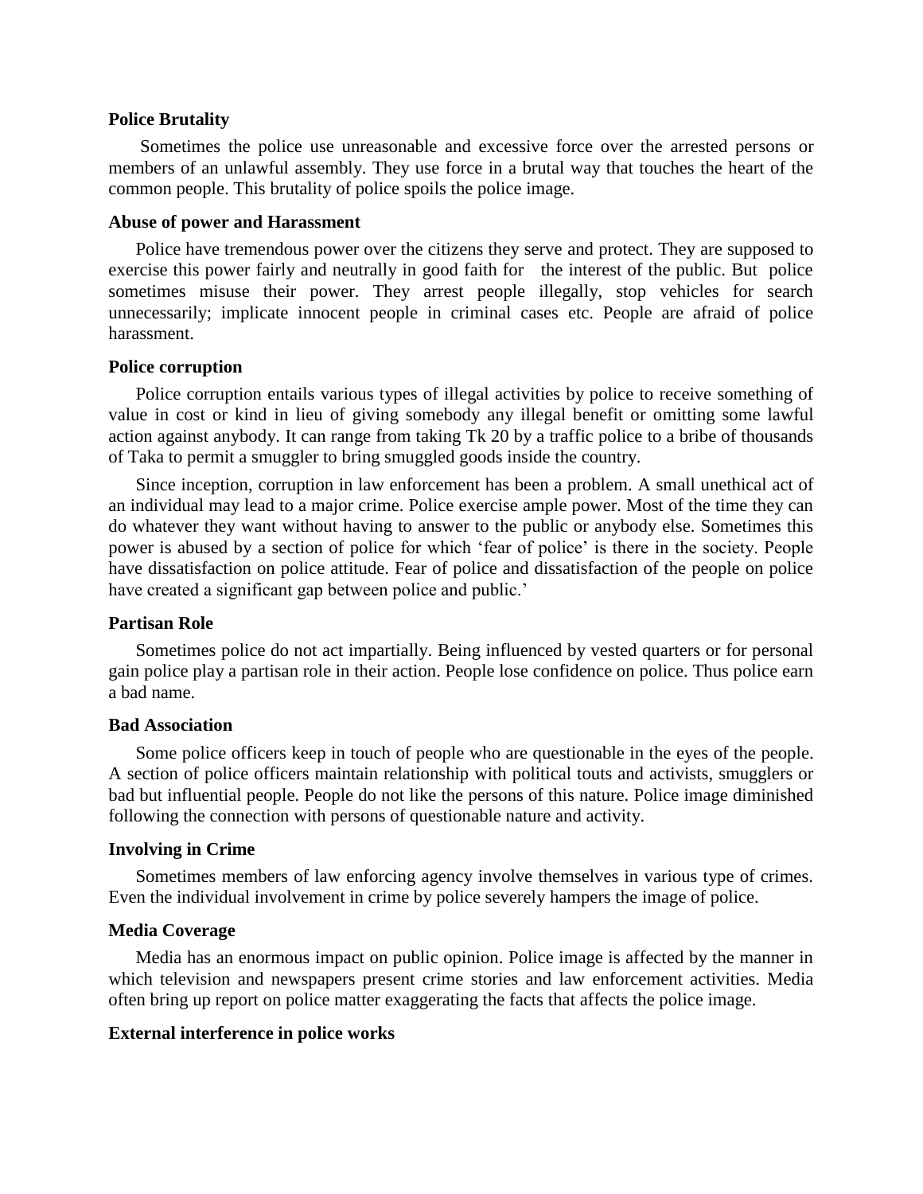**Police Brutality**

Sometimes the police use unreasonable and excessive force over the arrested persons or members of an unlawful assembly. They use force in a brutal way that touches the heart of the common people. This brutality of police spoils the police image.

**Abuse of power and Harassment**

Police have tremendous power over the citizens they serve and protect. They are supposed to exercise this power fairly and neutrally in good faith for the interest of the public. But police sometimes misuse their power. They arrest people illegally, stop vehicles for search unnecessarily; implicate innocent people in criminal cases etc. People are afraid of police harassment.

**Police corruption**

Police corruption entails various types of illegal activities by police to receive something of value in cost or kind in lieu of giving somebody any illegal benefit or omitting some lawful action against anybody. It can range from taking Tk 20 by a traffic police to a bribe of thousands of Taka to permit a smuggler to bring smuggled goods inside the country.

Since inception, corruption in law enforcement has been a problem. A small unethical act of an individual may lead to a major crime. Police exercise ample power. Most of the time they can do whatever they want without having to answer to the public or anybody else. Sometimes this power is abused by a section of police for which 'fear of police' is there in the society. People have dissatisfaction on police attitude. Fear of police and dissatisfaction of the people on police have created a significant gap between police and public.'

**Partisan Role**

Sometimes police do not act impartially. Being influenced by vested quarters or for personal gain police play a partisan role in their action. People lose confidence on police. Thus police earn a bad name.

**Bad Association**

Some police officers keep in touch of people who are questionable in the eyes of the people. A section of police officers maintain relationship with political touts and activists, smugglers or bad but influential people. People do not like the persons of this nature. Police image diminished following the connection with persons of questionable nature and activity.

**Involving in Crime**

Sometimes members of law enforcing agency involve themselves in various type of crimes. Even the individual involvement in crime by police severely hampers the image of police.

**Media Coverage**

Media has an enormous impact on public opinion. Police image is affected by the manner in which television and newspapers present crime stories and law enforcement activities. Media often bring up report on police matter exaggerating the facts that affects the police image.

**External interference in police works**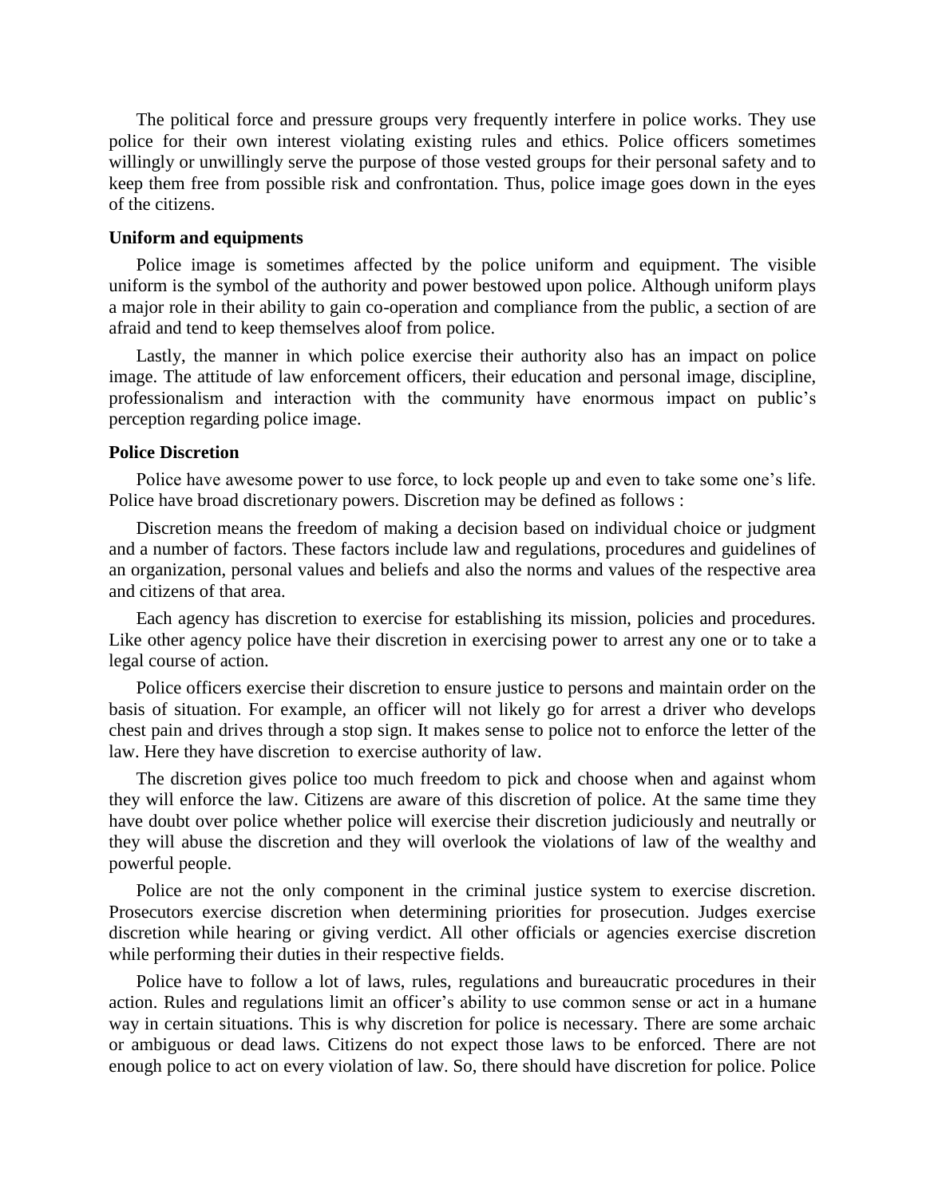The political force and pressure groups very frequently interfere in police works. They use police for their own interest violating existing rules and ethics. Police officers sometimes willingly or unwillingly serve the purpose of those vested groups for their personal safety and to keep them free from possible risk and confrontation. Thus, police image goes down in the eyes of the citizens.

**Uniform and equipments**

Police image is sometimes affected by the police uniform and equipment. The visible uniform is the symbol of the authority and power bestowed upon police. Although uniform plays a major role in their ability to gain co-operation and compliance from the public, a section of are afraid and tend to keep themselves aloof from police.

Lastly, the manner in which police exercise their authority also has an impact on police image. The attitude of law enforcement officers, their education and personal image, discipline, professionalism and interaction with the community have enormous impact on public's perception regarding police image.

**Police Discretion**

Police have awesome power to use force, to lock people up and even to take some one's life. Police have broad discretionary powers. Discretion may be defined as follows :

Discretion means the freedom of making a decision based on individual choice or judgment and a number of factors. These factors include law and regulations, procedures and guidelines of an organization, personal values and beliefs and also the norms and values of the respective area and citizens of that area.

Each agency has discretion to exercise for establishing its mission, policies and procedures. Like other agency police have their discretion in exercising power to arrest any one or to take a legal course of action.

Police officers exercise their discretion to ensure justice to persons and maintain order on the basis of situation. For example, an officer will not likely go for arrest a driver who develops chest pain and drives through a stop sign. It makes sense to police not to enforce the letter of the law. Here they have discretion to exercise authority of law.

The discretion gives police too much freedom to pick and choose when and against whom they will enforce the law. Citizens are aware of this discretion of police. At the same time they have doubt over police whether police will exercise their discretion judiciously and neutrally or they will abuse the discretion and they will overlook the violations of law of the wealthy and powerful people.

Police are not the only component in the criminal justice system to exercise discretion. Prosecutors exercise discretion when determining priorities for prosecution. Judges exercise discretion while hearing or giving verdict. All other officials or agencies exercise discretion while performing their duties in their respective fields.

Police have to follow a lot of laws, rules, regulations and bureaucratic procedures in their action. Rules and regulations limit an officer's ability to use common sense or act in a humane way in certain situations. This is why discretion for police is necessary. There are some archaic or ambiguous or dead laws. Citizens do not expect those laws to be enforced. There are not enough police to act on every violation of law. So, there should have discretion for police. Police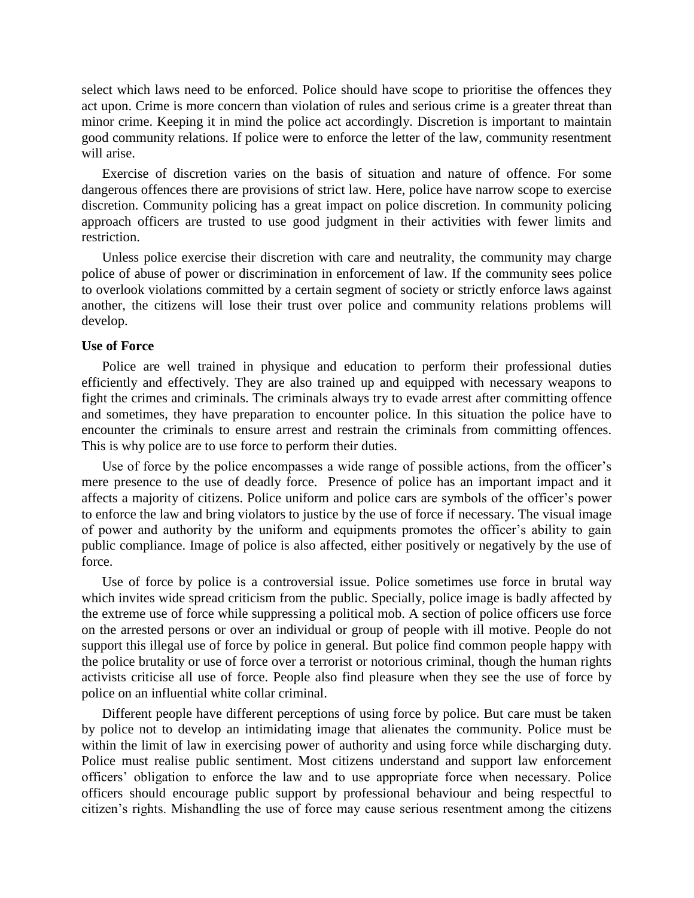select which laws need to be enforced. Police should have scope to prioritise the offences they act upon. Crime is more concern than violation of rules and serious crime is a greater threat than minor crime. Keeping it in mind the police act accordingly. Discretion is important to maintain good community relations. If police were to enforce the letter of the law, community resentment will arise.

Exercise of discretion varies on the basis of situation and nature of offence. For some dangerous offences there are provisions of strict law. Here, police have narrow scope to exercise discretion. Community policing has a great impact on police discretion. In community policing approach officers are trusted to use good judgment in their activities with fewer limits and restriction.

Unless police exercise their discretion with care and neutrality, the community may charge police of abuse of power or discrimination in enforcement of law. If the community sees police to overlook violations committed by a certain segment of society or strictly enforce laws against another, the citizens will lose their trust over police and community relations problems will develop.

**Use of Force**

Police are well trained in physique and education to perform their professional duties efficiently and effectively. They are also trained up and equipped with necessary weapons to fight the crimes and criminals. The criminals always try to evade arrest after committing offence and sometimes, they have preparation to encounter police. In this situation the police have to encounter the criminals to ensure arrest and restrain the criminals from committing offences. This is why police are to use force to perform their duties.

Use of force by the police encompasses a wide range of possible actions, from the officer's mere presence to the use of deadly force. Presence of police has an important impact and it affects a majority of citizens. Police uniform and police cars are symbols of the officer's power to enforce the law and bring violators to justice by the use of force if necessary. The visual image of power and authority by the uniform and equipments promotes the officer's ability to gain public compliance. Image of police is also affected, either positively or negatively by the use of force.

Use of force by police is a controversial issue. Police sometimes use force in brutal way which invites wide spread criticism from the public. Specially, police image is badly affected by the extreme use of force while suppressing a political mob. A section of police officers use force on the arrested persons or over an individual or group of people with ill motive. People do not support this illegal use of force by police in general. But police find common people happy with the police brutality or use of force over a terrorist or notorious criminal, though the human rights activists criticise all use of force. People also find pleasure when they see the use of force by police on an influential white collar criminal.

Different people have different perceptions of using force by police. But care must be taken by police not to develop an intimidating image that alienates the community. Police must be within the limit of law in exercising power of authority and using force while discharging duty. Police must realise public sentiment. Most citizens understand and support law enforcement officers' obligation to enforce the law and to use appropriate force when necessary. Police officers should encourage public support by professional behaviour and being respectful to citizen's rights. Mishandling the use of force may cause serious resentment among the citizens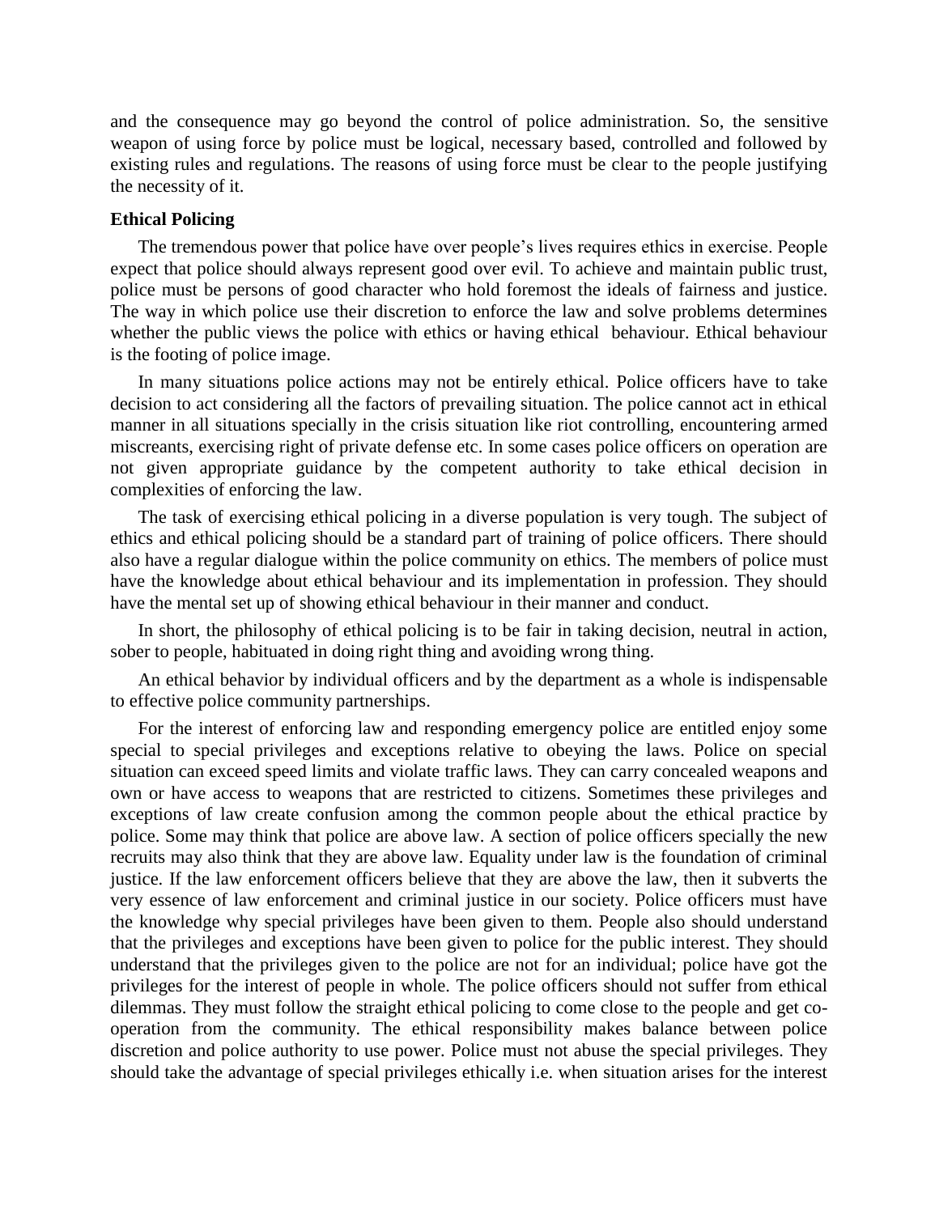and the consequence may go beyond the control of police administration. So, the sensitive weapon of using force by police must be logical, necessary based, controlled and followed by existing rules and regulations. The reasons of using force must be clear to the people justifying the necessity of it.

**Ethical Policing**

The tremendous power that police have over people's lives requires ethics in exercise. People expect that police should always represent good over evil. To achieve and maintain public trust, police must be persons of good character who hold foremost the ideals of fairness and justice. The way in which police use their discretion to enforce the law and solve problems determines whether the public views the police with ethics or having ethical behaviour. Ethical behaviour is the footing of police image.

In many situations police actions may not be entirely ethical. Police officers have to take decision to act considering all the factors of prevailing situation. The police cannot act in ethical manner in all situations specially in the crisis situation like riot controlling, encountering armed miscreants, exercising right of private defense etc. In some cases police officers on operation are not given appropriate guidance by the competent authority to take ethical decision in complexities of enforcing the law.

The task of exercising ethical policing in a diverse population is very tough. The subject of ethics and ethical policing should be a standard part of training of police officers. There should also have a regular dialogue within the police community on ethics. The members of police must have the knowledge about ethical behaviour and its implementation in profession. They should have the mental set up of showing ethical behaviour in their manner and conduct.

In short, the philosophy of ethical policing is to be fair in taking decision, neutral in action, sober to people, habituated in doing right thing and avoiding wrong thing.

An ethical behavior by individual officers and by the department as a whole is indispensable to effective police community partnerships.

For the interest of enforcing law and responding emergency police are entitled enjoy some special to special privileges and exceptions relative to obeying the laws. Police on special situation can exceed speed limits and violate traffic laws. They can carry concealed weapons and own or have access to weapons that are restricted to citizens. Sometimes these privileges and exceptions of law create confusion among the common people about the ethical practice by police. Some may think that police are above law. A section of police officers specially the new recruits may also think that they are above law. Equality under law is the foundation of criminal justice. If the law enforcement officers believe that they are above the law, then it subverts the very essence of law enforcement and criminal justice in our society. Police officers must have the knowledge why special privileges have been given to them. People also should understand that the privileges and exceptions have been given to police for the public interest. They should understand that the privileges given to the police are not for an individual; police have got the privileges for the interest of people in whole. The police officers should not suffer from ethical dilemmas. They must follow the straight ethical policing to come close to the people and get co-operation from the community. The ethical responsibility makes balance between police discretion and police authority to use power. Police must not abuse the special privileges. They should take the advantage of special privileges ethically i.e. when situation arises for the interest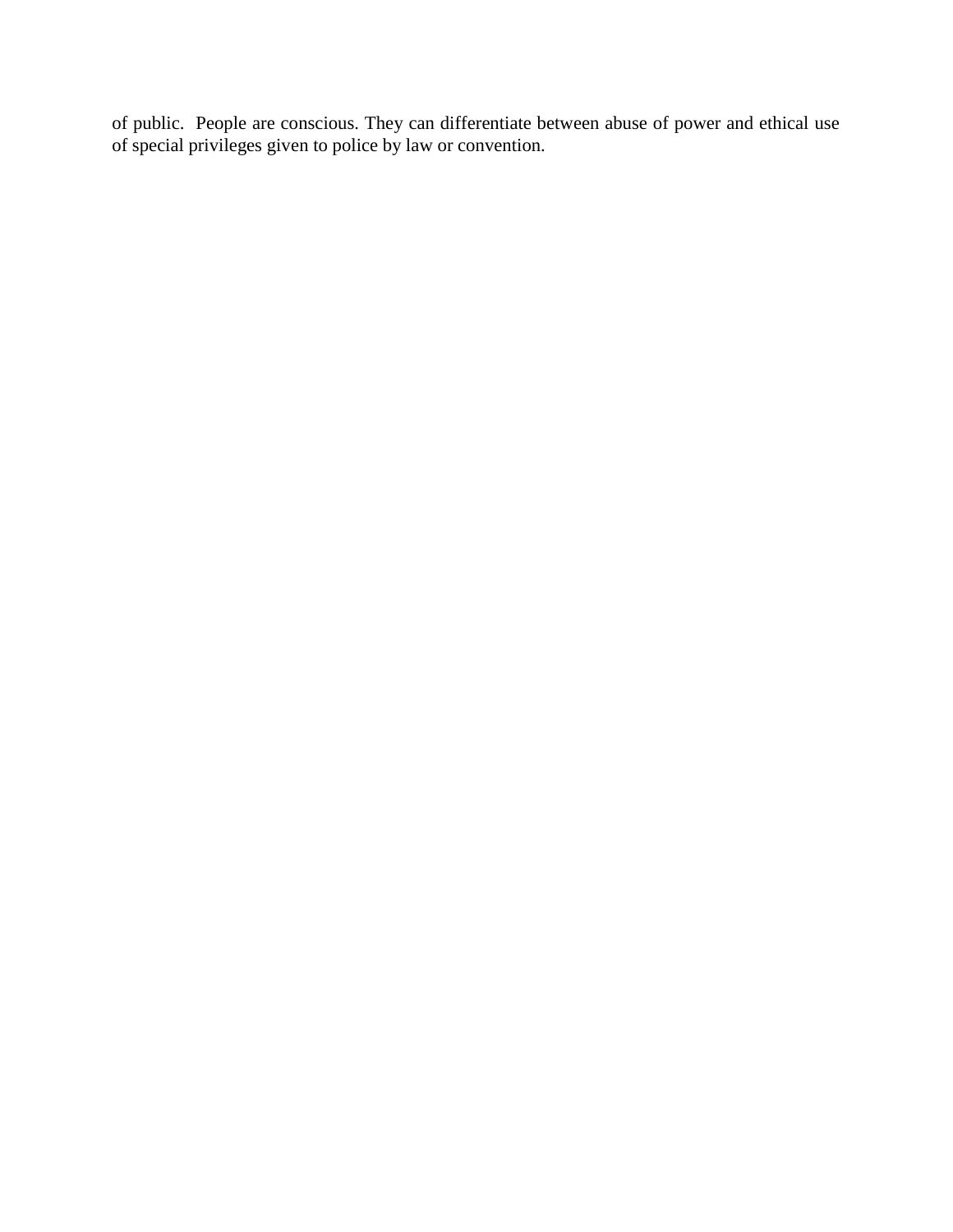of public. People are conscious. They can differentiate between abuse of power and ethical use of special privileges given to police by law or convention.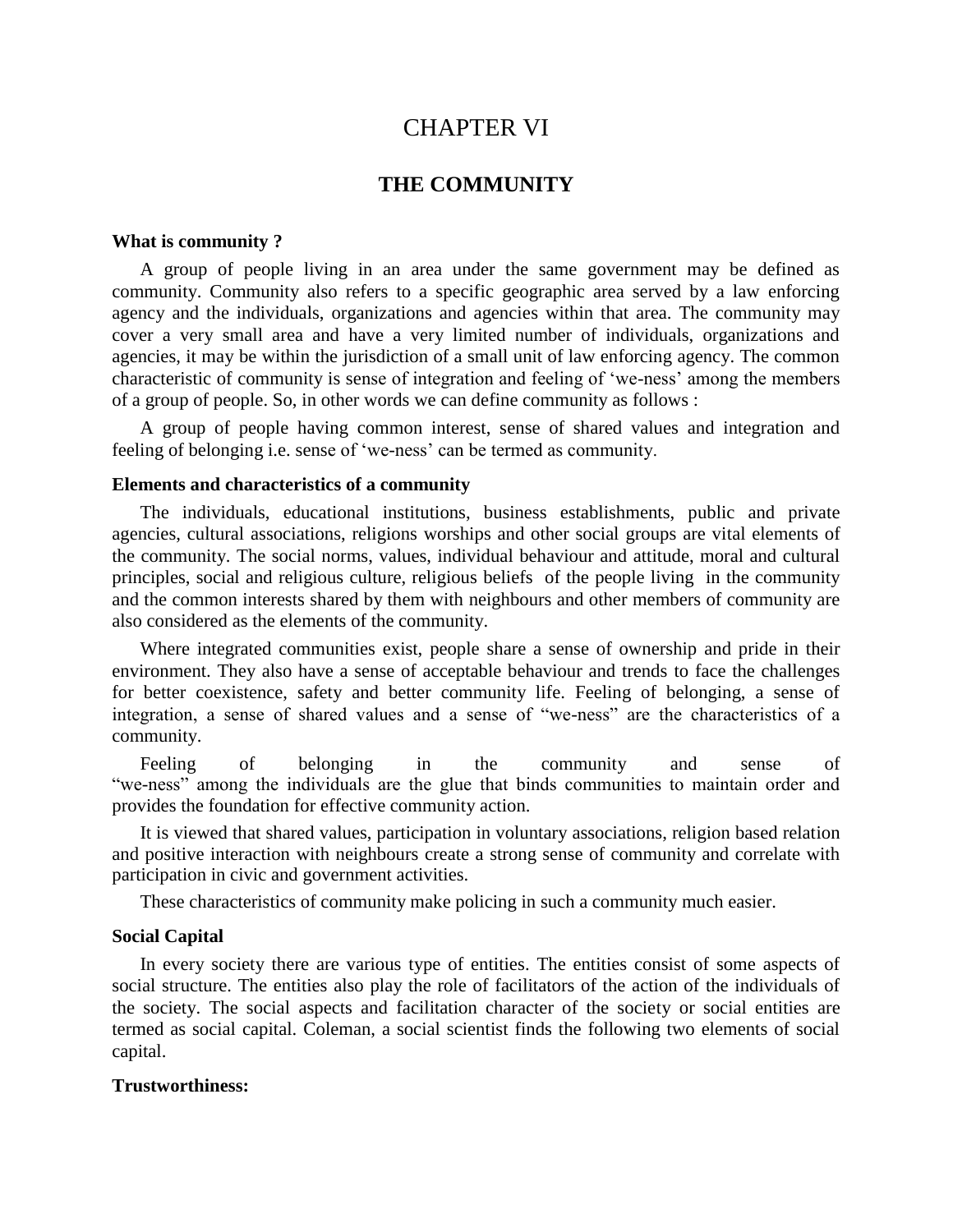# CHAPTER VI

## THE COMMUNITY

### What is community ?

A group of people living in an area under the same government may be defined as community. Community also refers to a specific geographic area served by a law enforcing agency and the individuals, organizations and agencies within that area. The community may cover a very small area and have a very limited number of individuals, organizations and agencies, it may be within the jurisdiction of a small unit of law enforcing agency. The common characteristic of community is sense of integration and feeling of 'we-ness' among the members of a group of people. So, in other words we can define community as follows :

A group of people having common interest, sense of shared values and integration and feeling of belonging i.e. sense of 'we-ness' can be termed as community.

### Elements and characteristics of a community

The individuals, educational institutions, business establishments, public and private agencies, cultural associations, religions worships and other social groups are vital elements of the community. The social norms, values, individual behaviour and attitude, moral and cultural principles, social and religious culture, religious beliefs of the people living in the community and the common interests shared by them with neighbours and other members of community are also considered as the elements of the community.

Where integrated communities exist, people share a sense of ownership and pride in their environment. They also have a sense of acceptable behaviour and trends to face the challenges for better coexistence, safety and better community life. Feeling of belonging, a sense of integration, a sense of shared values and a sense of "we-ness" are the characteristics of a community.

Feeling of belonging in the community and sense of "we-ness" among the individuals are the glue that binds communities to maintain order and provides the foundation for effective community action.

It is viewed that shared values, participation in voluntary associations, religion based relation and positive interaction with neighbours create a strong sense of community and correlate with participation in civic and government activities.

These characteristics of community make policing in such a community much easier.

### Social Capital

In every society there are various type of entities. The entities consist of some aspects of social structure. The entities also play the role of facilitators of the action of the individuals of the society. The social aspects and facilitation character of the society or social entities are termed as social capital. Coleman, a social scientist finds the following two elements of social capital.

### Trustworthiness: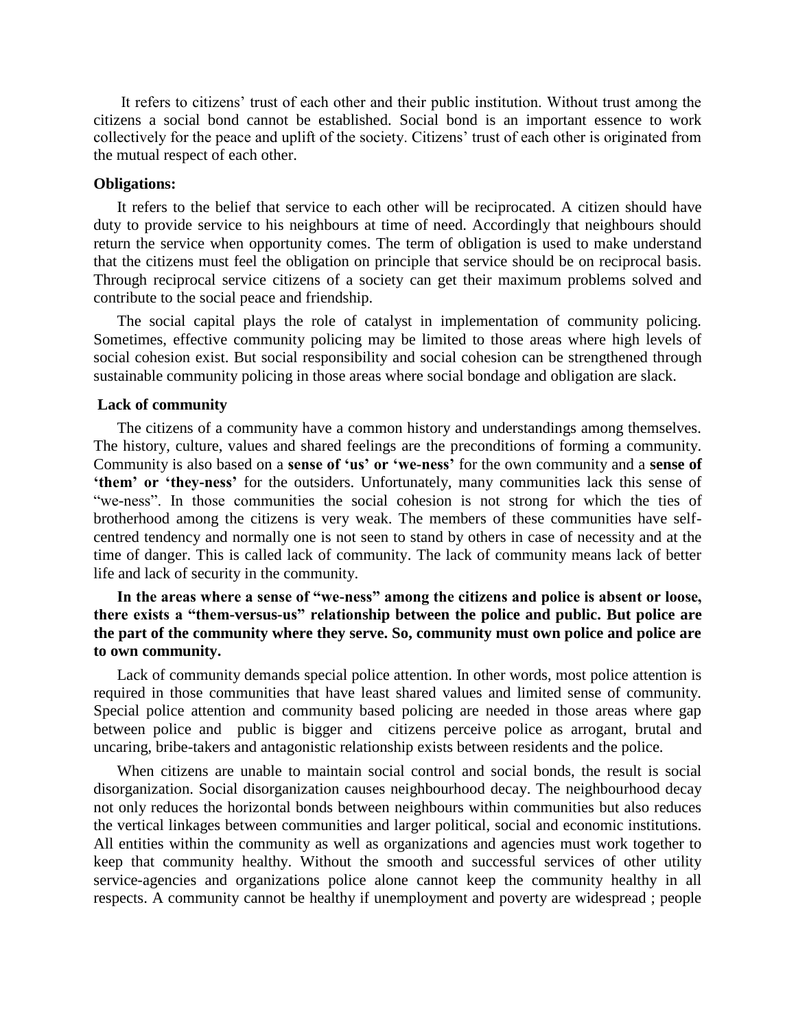It refers to citizens' trust of each other and their public institution. Without trust among the citizens a social bond cannot be established. Social bond is an important essence to work collectively for the peace and uplift of the society. Citizens' trust of each other is originated from the mutual respect of each other.

**Obligations:**

It refers to the belief that service to each other will be reciprocated. A citizen should have duty to provide service to his neighbours at time of need. Accordingly that neighbours should return the service when opportunity comes. The term of obligation is used to make understand that the citizens must feel the obligation on principle that service should be on reciprocal basis. Through reciprocal service citizens of a society can get their maximum problems solved and contribute to the social peace and friendship.

The social capital plays the role of catalyst in implementation of community policing. Sometimes, effective community policing may be limited to those areas where high levels of social cohesion exist. But social responsibility and social cohesion can be strengthened through sustainable community policing in those areas where social bondage and obligation are slack.

**Lack of community**

The citizens of a community have a common history and understandings among themselves. The history, culture, values and shared feelings are the preconditions of forming a community. Community is also based on a **sense of 'us' or 'we-ness'** for the own community and a **sense of 'them' or 'they-ness'** for the outsiders. Unfortunately, many communities lack this sense of "we-ness". In those communities the social cohesion is not strong for which the ties of brotherhood among the citizens is very weak. The members of these communities have self-centred tendency and normally one is not seen to stand by others in case of necessity and at the time of danger. This is called lack of community. The lack of community means lack of better life and lack of security in the community.

**In the areas where a sense of "we-ness" among the citizens and police is absent or loose, there exists a "them-versus-us" relationship between the police and public. But police are the part of the community where they serve. So, community must own police and police are to own community.**

Lack of community demands special police attention. In other words, most police attention is required in those communities that have least shared values and limited sense of community. Special police attention and community based policing are needed in those areas where gap between police and public is bigger and citizens perceive police as arrogant, brutal and uncaring, bribe-takers and antagonistic relationship exists between residents and the police.

When citizens are unable to maintain social control and social bonds, the result is social disorganization. Social disorganization causes neighbourhood decay. The neighbourhood decay not only reduces the horizontal bonds between neighbours within communities but also reduces the vertical linkages between communities and larger political, social and economic institutions. All entities within the community as well as organizations and agencies must work together to keep that community healthy. Without the smooth and successful services of other utility service-agencies and organizations police alone cannot keep the community healthy in all respects. A community cannot be healthy if unemployment and poverty are widespread ; people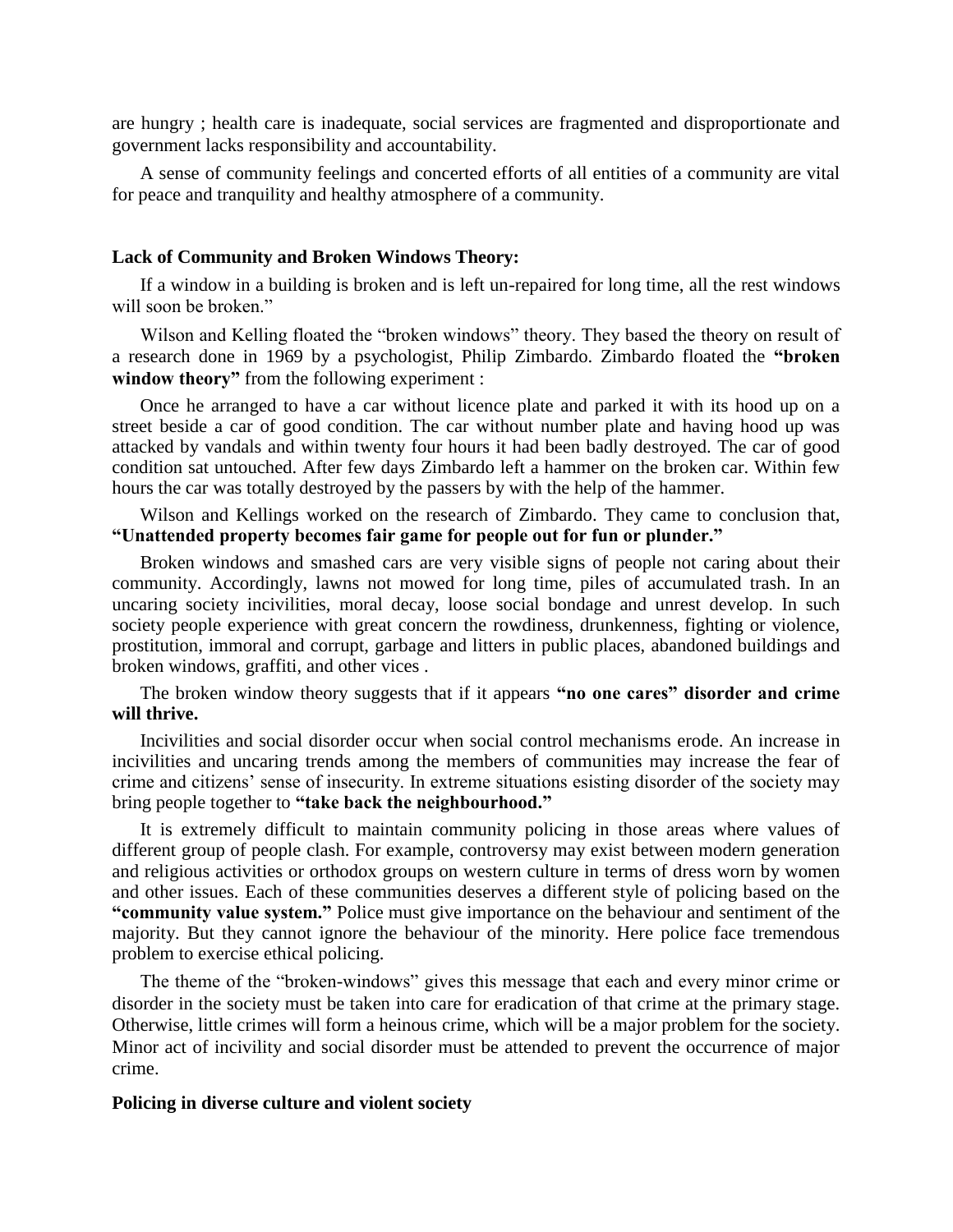are hungry ; health care is inadequate, social services are fragmented and disproportionate and government lacks responsibility and accountability.

A sense of community feelings and concerted efforts of all entities of a community are vital for peace and tranquility and healthy atmosphere of a community.

**Lack of Community and Broken Windows Theory:**

If a window in a building is broken and is left un-repaired for long time, all the rest windows will soon be broken."

Wilson and Kelling floated the "broken windows" theory. They based the theory on result of a research done in 1969 by a psychologist, Philip Zimbardo. Zimbardo floated the **"broken window theory"** from the following experiment :

Once he arranged to have a car without licence plate and parked it with its hood up on a street beside a car of good condition. The car without number plate and having hood up was attacked by vandals and within twenty four hours it had been badly destroyed. The car of good condition sat untouched. After few days Zimbardo left a hammer on the broken car. Within few hours the car was totally destroyed by the passers by with the help of the hammer.

Wilson and Kellings worked on the research of Zimbardo. They came to conclusion that, **"Unattended property becomes fair game for people out for fun or plunder."**

Broken windows and smashed cars are very visible signs of people not caring about their community. Accordingly, lawns not mowed for long time, piles of accumulated trash. In an uncaring society incivilities, moral decay, loose social bondage and unrest develop. In such society people experience with great concern the rowdiness, drunkenness, fighting or violence, prostitution, immoral and corrupt, garbage and litters in public places, abandoned buildings and broken windows, graffiti, and other vices .

The broken window theory suggests that if it appears **"no one cares" disorder and crime will thrive.**

Incivilities and social disorder occur when social control mechanisms erode. An increase in incivilities and uncaring trends among the members of communities may increase the fear of crime and citizens' sense of insecurity. In extreme situations esisting disorder of the society may bring people together to **"take back the neighbourhood."**

It is extremely difficult to maintain community policing in those areas where values of different group of people clash. For example, controversy may exist between modern generation and religious activities or orthodox groups on western culture in terms of dress worn by women and other issues. Each of these communities deserves a different style of policing based on the **"community value system."** Police must give importance on the behaviour and sentiment of the majority. But they cannot ignore the behaviour of the minority. Here police face tremendous problem to exercise ethical policing.

The theme of the "broken-windows" gives this message that each and every minor crime or disorder in the society must be taken into care for eradication of that crime at the primary stage. Otherwise, little crimes will form a heinous crime, which will be a major problem for the society. Minor act of incivility and social disorder must be attended to prevent the occurrence of major crime.

**Policing in diverse culture and violent society**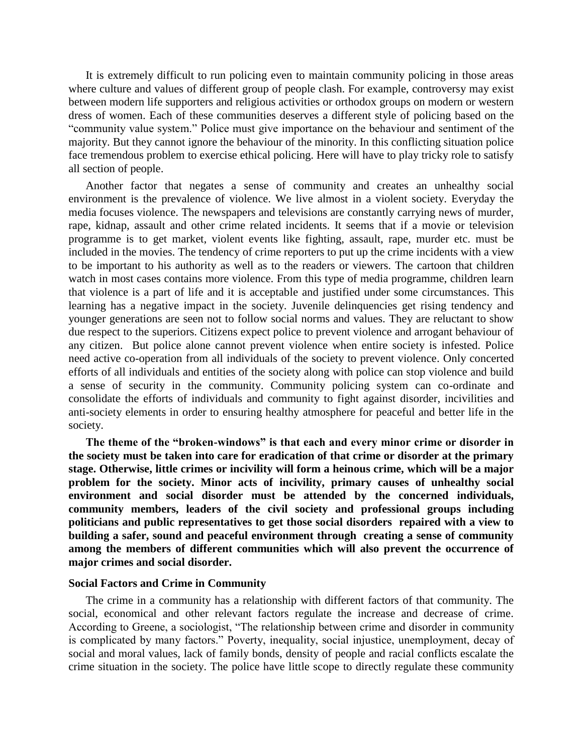It is extremely difficult to run policing even to maintain community policing in those areas where culture and values of different group of people clash. For example, controversy may exist between modern life supporters and religious activities or orthodox groups on modern or western dress of women. Each of these communities deserves a different style of policing based on the "community value system." Police must give importance on the behaviour and sentiment of the majority. But they cannot ignore the behaviour of the minority. In this conflicting situation police face tremendous problem to exercise ethical policing. Here will have to play tricky role to satisfy all section of people.

Another factor that negates a sense of community and creates an unhealthy social environment is the prevalence of violence. We live almost in a violent society. Everyday the media focuses violence. The newspapers and televisions are constantly carrying news of murder, rape, kidnap, assault and other crime related incidents. It seems that if a movie or television programme is to get market, violent events like fighting, assault, rape, murder etc. must be included in the movies. The tendency of crime reporters to put up the crime incidents with a view to be important to his authority as well as to the readers or viewers. The cartoon that children watch in most cases contains more violence. From this type of media programme, children learn that violence is a part of life and it is acceptable and justified under some circumstances. This learning has a negative impact in the society. Juvenile delinquencies get rising tendency and younger generations are seen not to follow social norms and values. They are reluctant to show due respect to the superiors. Citizens expect police to prevent violence and arrogant behaviour of any citizen. But police alone cannot prevent violence when entire society is infested. Police need active co-operation from all individuals of the society to prevent violence. Only concerted efforts of all individuals and entities of the society along with police can stop violence and build a sense of security in the community. Community policing system can co-ordinate and consolidate the efforts of individuals and community to fight against disorder, incivilities and anti-society elements in order to ensuring healthy atmosphere for peaceful and better life in the society.

**The theme of the "broken-windows" is that each and every minor crime or disorder in the society must be taken into care for eradication of that crime or disorder at the primary stage. Otherwise, little crimes or incivility will form a heinous crime, which will be a major problem for the society. Minor acts of incivility, primary causes of unhealthy social environment and social disorder must be attended by the concerned individuals, community members, leaders of the civil society and professional groups including politicians and public representatives to get those social disorders repaired with a view to building a safer, sound and peaceful environment through creating a sense of community among the members of different communities which will also prevent the occurrence of major crimes and social disorder.**

### Social Factors and Crime in Community

The crime in a community has a relationship with different factors of that community. The social, economical and other relevant factors regulate the increase and decrease of crime. According to Greene, a sociologist, "The relationship between crime and disorder in community is complicated by many factors." Poverty, inequality, social injustice, unemployment, decay of social and moral values, lack of family bonds, density of people and racial conflicts escalate the crime situation in the society. The police have little scope to directly regulate these community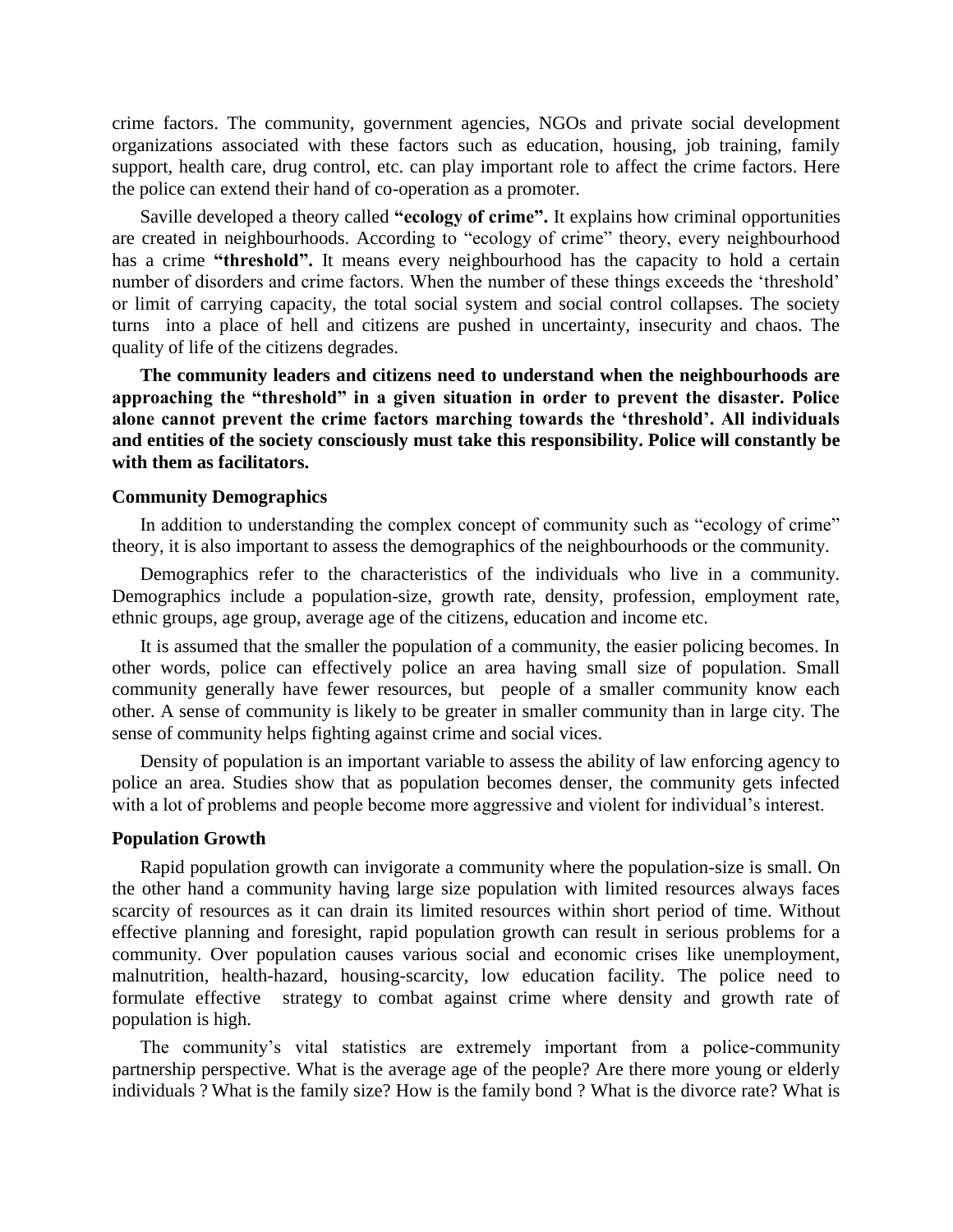crime factors. The community, government agencies, NGOs and private social development organizations associated with these factors such as education, housing, job training, family support, health care, drug control, etc. can play important role to affect the crime factors. Here the police can extend their hand of co-operation as a promoter.

Saville developed a theory called **"ecology of crime".** It explains how criminal opportunities are created in neighbourhoods. According to "ecology of crime" theory, every neighbourhood has a crime **"threshold".** It means every neighbourhood has the capacity to hold a certain number of disorders and crime factors. When the number of these things exceeds the 'threshold' or limit of carrying capacity, the total social system and social control collapses. The society turns into a place of hell and citizens are pushed in uncertainty, insecurity and chaos. The quality of life of the citizens degrades.

**The community leaders and citizens need to understand when the neighbourhoods are approaching the "threshold" in a given situation in order to prevent the disaster. Police alone cannot prevent the crime factors marching towards the 'threshold'. All individuals and entities of the society consciously must take this responsibility. Police will constantly be with them as facilitators.**

### Community Demographics

In addition to understanding the complex concept of community such as "ecology of crime" theory, it is also important to assess the demographics of the neighbourhoods or the community.

Demographics refer to the characteristics of the individuals who live in a community. Demographics include a population-size, growth rate, density, profession, employment rate, ethnic groups, age group, average age of the citizens, education and income etc.

It is assumed that the smaller the population of a community, the easier policing becomes. In other words, police can effectively police an area having small size of population. Small community generally have fewer resources, but people of a smaller community know each other. A sense of community is likely to be greater in smaller community than in large city. The sense of community helps fighting against crime and social vices.

Density of population is an important variable to assess the ability of law enforcing agency to police an area. Studies show that as population becomes denser, the community gets infected with a lot of problems and people become more aggressive and violent for individual's interest.

### Population Growth

Rapid population growth can invigorate a community where the population-size is small. On the other hand a community having large size population with limited resources always faces scarcity of resources as it can drain its limited resources within short period of time. Without effective planning and foresight, rapid population growth can result in serious problems for a community. Over population causes various social and economic crises like unemployment, malnutrition, health-hazard, housing-scarcity, low education facility. The police need to formulate effective strategy to combat against crime where density and growth rate of population is high.

The community's vital statistics are extremely important from a police-community partnership perspective. What is the average age of the people? Are there more young or elderly individuals ? What is the family size? How is the family bond ? What is the divorce rate? What is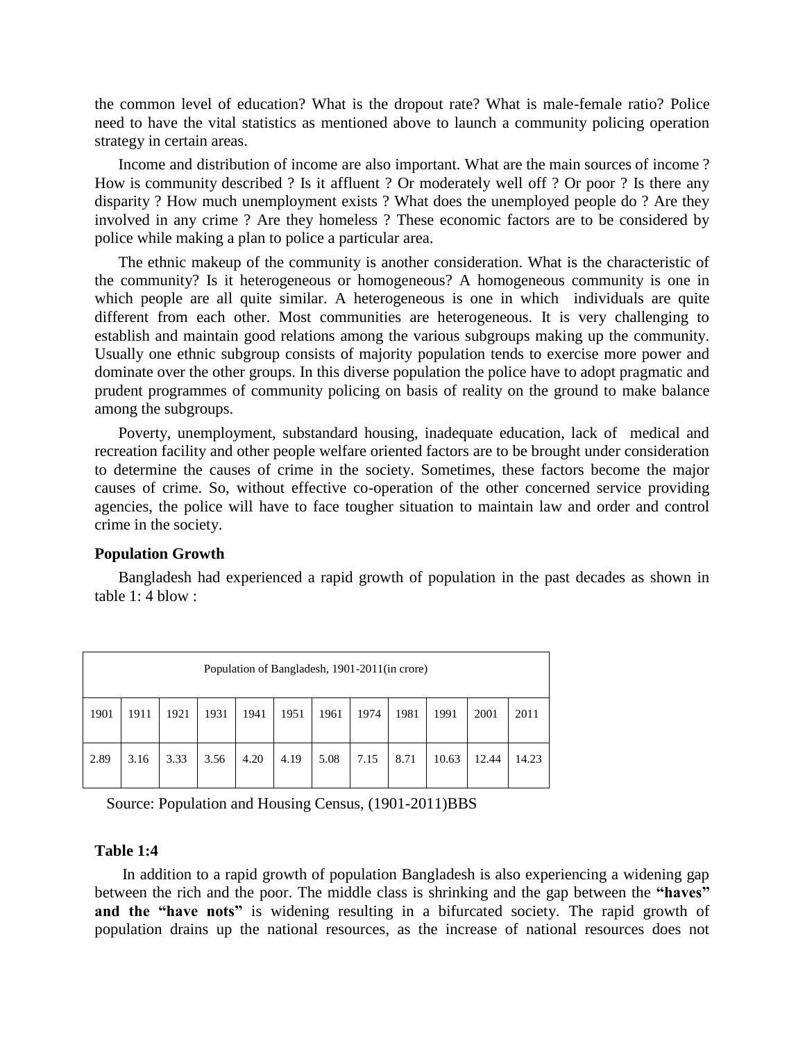the common level of education? What is the dropout rate? What is male-female ratio? Police need to have the vital statistics as mentioned above to launch a community policing operation strategy in certain areas.

Income and distribution of income are also important. What are the main sources of income ? How is community described ? Is it affluent ? Or moderately well off ? Or poor ? Is there any disparity ? How much unemployment exists ? What does the unemployed people do ? Are they involved in any crime ? Are they homeless ? These economic factors are to be considered by police while making a plan to police a particular area.

The ethnic makeup of the community is another consideration. What is the characteristic of the community? Is it heterogeneous or homogeneous? A homogeneous community is one in which people are all quite similar. A heterogeneous is one in which individuals are quite different from each other. Most communities are heterogeneous. It is very challenging to establish and maintain good relations among the various subgroups making up the community. Usually one ethnic subgroup consists of majority population tends to exercise more power and dominate over the other groups. In this diverse population the police have to adopt pragmatic and prudent programmes of community policing on basis of reality on the ground to make balance among the subgroups.

Poverty, unemployment, substandard housing, inadequate education, lack of medical and recreation facility and other people welfare oriented factors are to be brought under consideration to determine the causes of crime in the society. Sometimes, these factors become the major causes of crime. So, without effective co-operation of the other concerned service providing agencies, the police will have to face tougher situation to maintain law and order and control crime in the society.

**Population Growth**

Bangladesh had experienced a rapid growth of population in the past decades as shown in table 1: 4 blow :

| Population of Bangladesh, 1901-2011(in crore) | | | | | | | | | | | |
|---|---|---|---|---|---|---|---|---|---|---|---|
| 1901 | 1911 | 1921 | 1931 | 1941 | 1951 | 1961 | 1974 | 1981 | 1991 | 2001 | 2011 |
| 2.89 | 3.16 | 3.33 | 3.56 | 4.20 | 4.19 | 5.08 | 7.15 | 8.71 | 10.63 | 12.44 | 14.23 |

Source: Population and Housing Census, (1901-2011)BBS

**Table 1:4**

In addition to a rapid growth of population Bangladesh is also experiencing a widening gap between the rich and the poor. The middle class is shrinking and the gap between the **"haves" and the "have nots"** is widening resulting in a bifurcated society. The rapid growth of population drains up the national resources, as the increase of national resources does not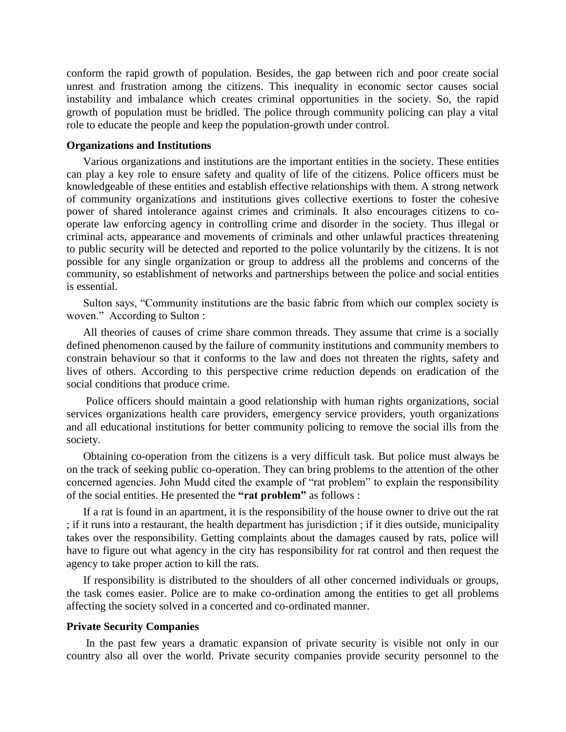conform the rapid growth of population. Besides, the gap between rich and poor create social unrest and frustration among the citizens. This inequality in economic sector causes social instability and imbalance which creates criminal opportunities in the society. So, the rapid growth of population must be bridled. The police through community policing can play a vital role to educate the people and keep the population-growth under control.

**Organizations and Institutions**

Various organizations and institutions are the important entities in the society. These entities can play a key role to ensure safety and quality of life of the citizens. Police officers must be knowledgeable of these entities and establish effective relationships with them. A strong network of community organizations and institutions gives collective exertions to foster the cohesive power of shared intolerance against crimes and criminals. It also encourages citizens to co-operate law enforcing agency in controlling crime and disorder in the society. Thus illegal or criminal acts, appearance and movements of criminals and other unlawful practices threatening to public security will be detected and reported to the police voluntarily by the citizens. It is not possible for any single organization or group to address all the problems and concerns of the community, so establishment of networks and partnerships between the police and social entities is essential.

Sulton says, "Community institutions are the basic fabric from which our complex society is woven." According to Sulton :

All theories of causes of crime share common threads. They assume that crime is a socially defined phenomenon caused by the failure of community institutions and community members to constrain behaviour so that it conforms to the law and does not threaten the rights, safety and lives of others. According to this perspective crime reduction depends on eradication of the social conditions that produce crime.

Police officers should maintain a good relationship with human rights organizations, social services organizations health care providers, emergency service providers, youth organizations and all educational institutions for better community policing to remove the social ills from the society.

Obtaining co-operation from the citizens is a very difficult task. But police must always be on the track of seeking public co-operation. They can bring problems to the attention of the other concerned agencies. John Mudd cited the example of "rat problem" to explain the responsibility of the social entities. He presented the **"rat problem"** as follows :

If a rat is found in an apartment, it is the responsibility of the house owner to drive out the rat ; if it runs into a restaurant, the health department has jurisdiction ; if it dies outside, municipality takes over the responsibility. Getting complaints about the damages caused by rats, police will have to figure out what agency in the city has responsibility for rat control and then request the agency to take proper action to kill the rats.

If responsibility is distributed to the shoulders of all other concerned individuals or groups, the task comes easier. Police are to make co-ordination among the entities to get all problems affecting the society solved in a concerted and co-ordinated manner.

**Private Security Companies**

In the past few years a dramatic expansion of private security is visible not only in our country also all over the world. Private security companies provide security personnel to the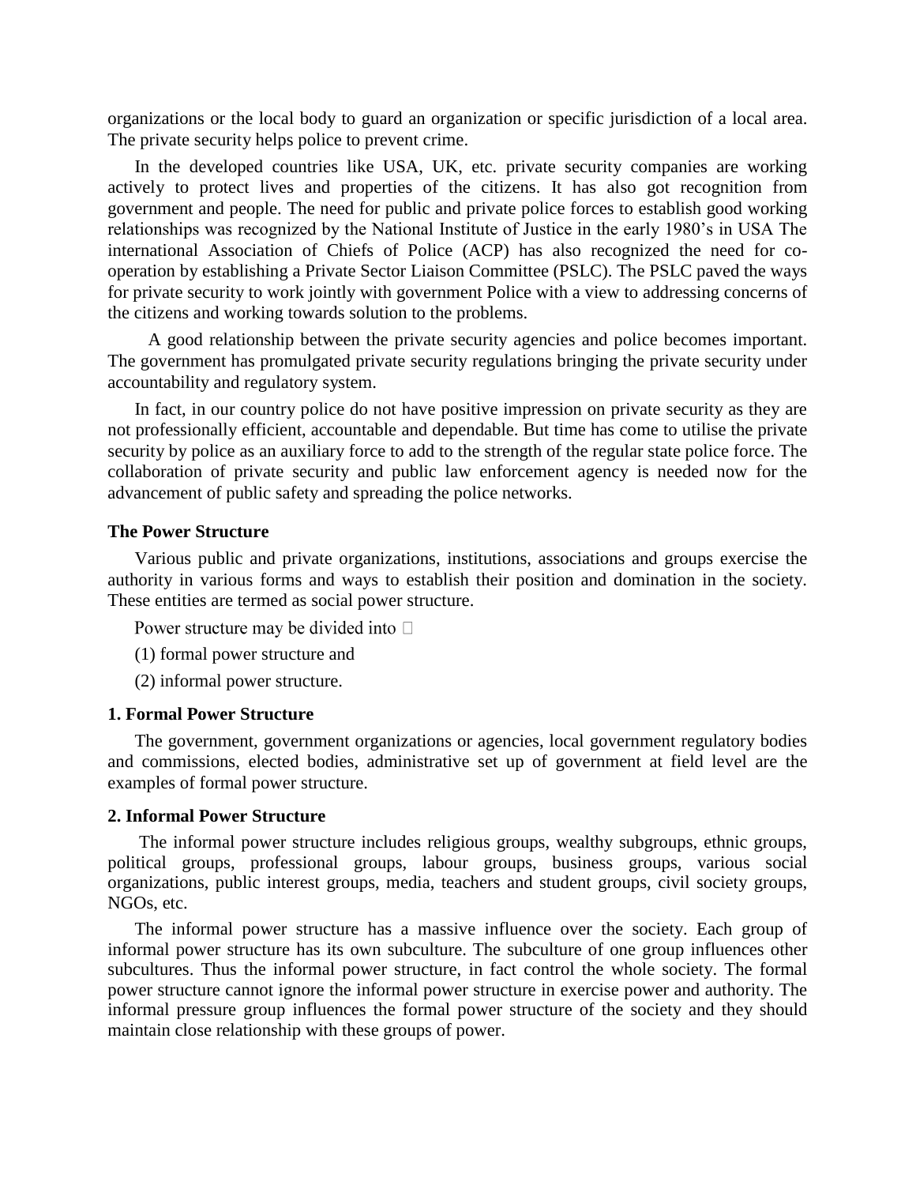organizations or the local body to guard an organization or specific jurisdiction of a local area. The private security helps police to prevent crime.

In the developed countries like USA, UK, etc. private security companies are working actively to protect lives and properties of the citizens. It has also got recognition from government and people. The need for public and private police forces to establish good working relationships was recognized by the National Institute of Justice in the early 1980's in USA The international Association of Chiefs of Police (ACP) has also recognized the need for co-operation by establishing a Private Sector Liaison Committee (PSLC). The PSLC paved the ways for private security to work jointly with government Police with a view to addressing concerns of the citizens and working towards solution to the problems.

A good relationship between the private security agencies and police becomes important. The government has promulgated private security regulations bringing the private security under accountability and regulatory system.

In fact, in our country police do not have positive impression on private security as they are not professionally efficient, accountable and dependable. But time has come to utilise the private security by police as an auxiliary force to add to the strength of the regular state police force. The collaboration of private security and public law enforcement agency is needed now for the advancement of public safety and spreading the police networks.

### The Power Structure

Various public and private organizations, institutions, associations and groups exercise the authority in various forms and ways to establish their position and domination in the society. These entities are termed as social power structure.

Power structure may be divided into 

(1) formal power structure and

(2) informal power structure.

#### 1. Formal Power Structure

The government, government organizations or agencies, local government regulatory bodies and commissions, elected bodies, administrative set up of government at field level are the examples of formal power structure.

#### 2. Informal Power Structure

The informal power structure includes religious groups, wealthy subgroups, ethnic groups, political groups, professional groups, labour groups, business groups, various social organizations, public interest groups, media, teachers and student groups, civil society groups, NGOs, etc.

The informal power structure has a massive influence over the society. Each group of informal power structure has its own subculture. The subculture of one group influences other subcultures. Thus the informal power structure, in fact control the whole society. The formal power structure cannot ignore the informal power structure in exercise power and authority. The informal pressure group influences the formal power structure of the society and they should maintain close relationship with these groups of power.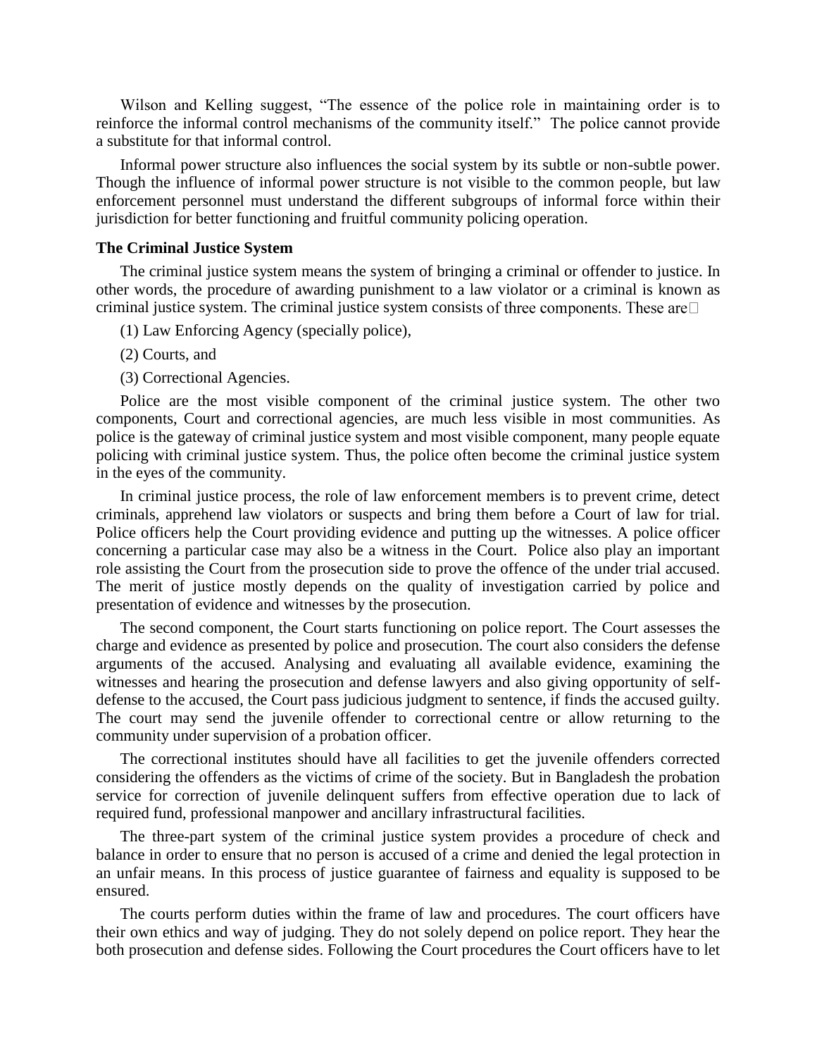Wilson and Kelling suggest, "The essence of the police role in maintaining order is to reinforce the informal control mechanisms of the community itself." The police cannot provide a substitute for that informal control.

Informal power structure also influences the social system by its subtle or non-subtle power. Though the influence of informal power structure is not visible to the common people, but law enforcement personnel must understand the different subgroups of informal force within their jurisdiction for better functioning and fruitful community policing operation.

**The Criminal Justice System**

The criminal justice system means the system of bringing a criminal or offender to justice. In other words, the procedure of awarding punishment to a law violator or a criminal is known as criminal justice system. The criminal justice system consists of three components. These are

(1) Law Enforcing Agency (specially police),

(2) Courts, and

(3) Correctional Agencies.

Police are the most visible component of the criminal justice system. The other two components, Court and correctional agencies, are much less visible in most communities. As police is the gateway of criminal justice system and most visible component, many people equate policing with criminal justice system. Thus, the police often become the criminal justice system in the eyes of the community.

In criminal justice process, the role of law enforcement members is to prevent crime, detect criminals, apprehend law violators or suspects and bring them before a Court of law for trial. Police officers help the Court providing evidence and putting up the witnesses. A police officer concerning a particular case may also be a witness in the Court. Police also play an important role assisting the Court from the prosecution side to prove the offence of the under trial accused. The merit of justice mostly depends on the quality of investigation carried by police and presentation of evidence and witnesses by the prosecution.

The second component, the Court starts functioning on police report. The Court assesses the charge and evidence as presented by police and prosecution. The court also considers the defense arguments of the accused. Analysing and evaluating all available evidence, examining the witnesses and hearing the prosecution and defense lawyers and also giving opportunity of self-defense to the accused, the Court pass judicious judgment to sentence, if finds the accused guilty. The court may send the juvenile offender to correctional centre or allow returning to the community under supervision of a probation officer.

The correctional institutes should have all facilities to get the juvenile offenders corrected considering the offenders as the victims of crime of the society. But in Bangladesh the probation service for correction of juvenile delinquent suffers from effective operation due to lack of required fund, professional manpower and ancillary infrastructural facilities.

The three-part system of the criminal justice system provides a procedure of check and balance in order to ensure that no person is accused of a crime and denied the legal protection in an unfair means. In this process of justice guarantee of fairness and equality is supposed to be ensured.

The courts perform duties within the frame of law and procedures. The court officers have their own ethics and way of judging. They do not solely depend on police report. They hear the both prosecution and defense sides. Following the Court procedures the Court officers have to let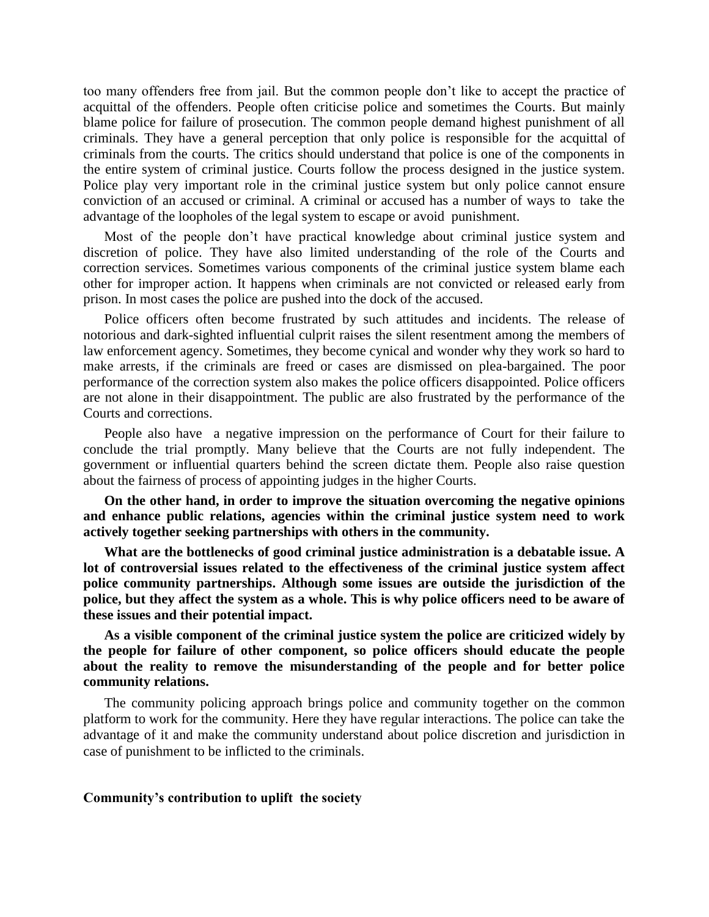too many offenders free from jail. But the common people don't like to accept the practice of acquittal of the offenders. People often criticise police and sometimes the Courts. But mainly blame police for failure of prosecution. The common people demand highest punishment of all criminals. They have a general perception that only police is responsible for the acquittal of criminals from the courts. The critics should understand that police is one of the components in the entire system of criminal justice. Courts follow the process designed in the justice system. Police play very important role in the criminal justice system but only police cannot ensure conviction of an accused or criminal. A criminal or accused has a number of ways to take the advantage of the loopholes of the legal system to escape or avoid punishment.

Most of the people don't have practical knowledge about criminal justice system and discretion of police. They have also limited understanding of the role of the Courts and correction services. Sometimes various components of the criminal justice system blame each other for improper action. It happens when criminals are not convicted or released early from prison. In most cases the police are pushed into the dock of the accused.

Police officers often become frustrated by such attitudes and incidents. The release of notorious and dark-sighted influential culprit raises the silent resentment among the members of law enforcement agency. Sometimes, they become cynical and wonder why they work so hard to make arrests, if the criminals are freed or cases are dismissed on plea-bargained. The poor performance of the correction system also makes the police officers disappointed. Police officers are not alone in their disappointment. The public are also frustrated by the performance of the Courts and corrections.

People also have a negative impression on the performance of Court for their failure to conclude the trial promptly. Many believe that the Courts are not fully independent. The government or influential quarters behind the screen dictate them. People also raise question about the fairness of process of appointing judges in the higher Courts.

**On the other hand, in order to improve the situation overcoming the negative opinions and enhance public relations, agencies within the criminal justice system need to work actively together seeking partnerships with others in the community.**

**What are the bottlenecks of good criminal justice administration is a debatable issue. A lot of controversial issues related to the effectiveness of the criminal justice system affect police community partnerships. Although some issues are outside the jurisdiction of the police, but they affect the system as a whole. This is why police officers need to be aware of these issues and their potential impact.**

**As a visible component of the criminal justice system the police are criticized widely by the people for failure of other component, so police officers should educate the people about the reality to remove the misunderstanding of the people and for better police community relations.**

The community policing approach brings police and community together on the common platform to work for the community. Here they have regular interactions. The police can take the advantage of it and make the community understand about police discretion and jurisdiction in case of punishment to be inflicted to the criminals.

**Community's contribution to uplift the society**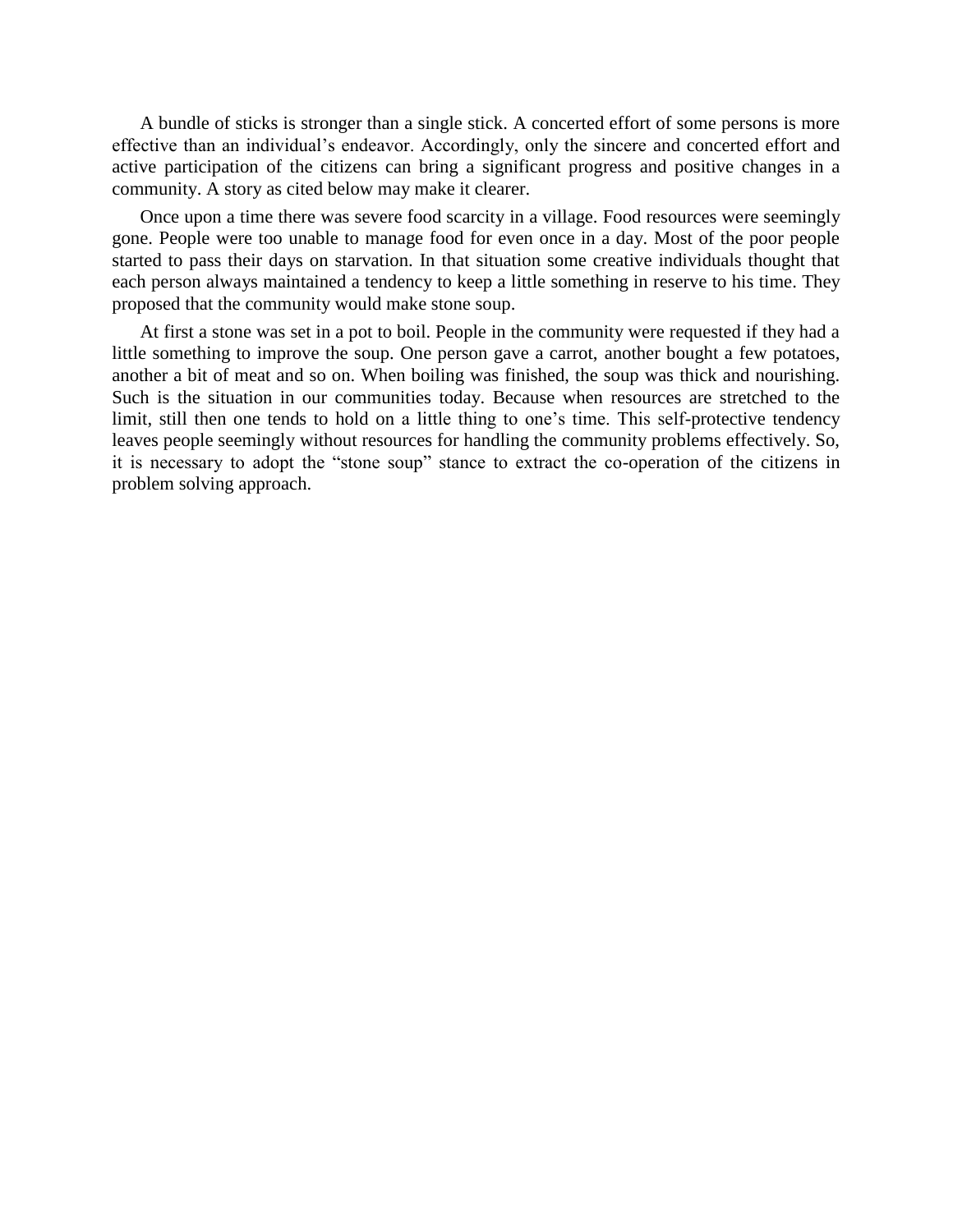A bundle of sticks is stronger than a single stick. A concerted effort of some persons is more effective than an individual's endeavor. Accordingly, only the sincere and concerted effort and active participation of the citizens can bring a significant progress and positive changes in a community. A story as cited below may make it clearer.

Once upon a time there was severe food scarcity in a village. Food resources were seemingly gone. People were too unable to manage food for even once in a day. Most of the poor people started to pass their days on starvation. In that situation some creative individuals thought that each person always maintained a tendency to keep a little something in reserve to his time. They proposed that the community would make stone soup.

At first a stone was set in a pot to boil. People in the community were requested if they had a little something to improve the soup. One person gave a carrot, another bought a few potatoes, another a bit of meat and so on. When boiling was finished, the soup was thick and nourishing. Such is the situation in our communities today. Because when resources are stretched to the limit, still then one tends to hold on a little thing to one's time. This self-protective tendency leaves people seemingly without resources for handling the community problems effectively. So, it is necessary to adopt the "stone soup" stance to extract the co-operation of the citizens in problem solving approach.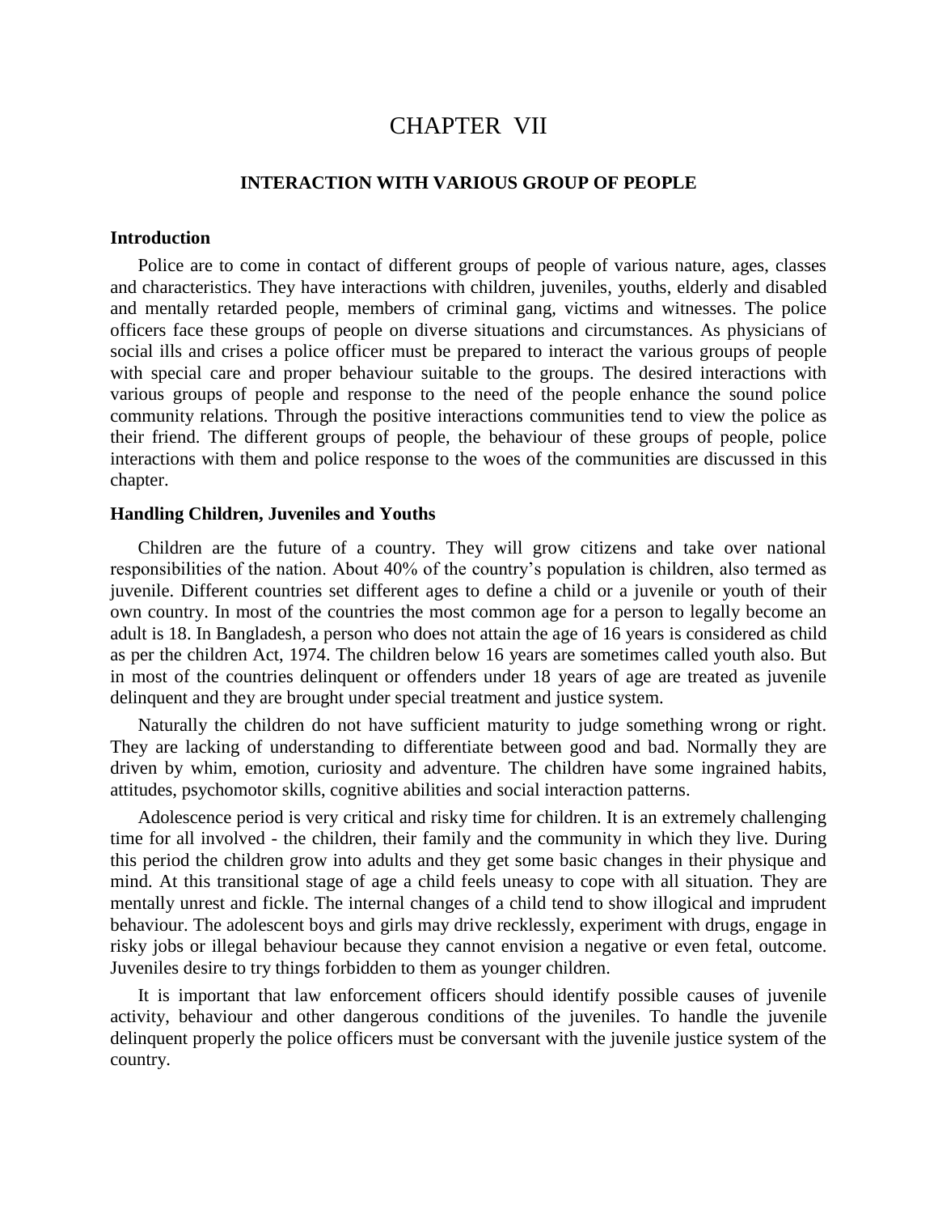# CHAPTER VII

## INTERACTION WITH VARIOUS GROUP OF PEOPLE

### Introduction

Police are to come in contact of different groups of people of various nature, ages, classes and characteristics. They have interactions with children, juveniles, youths, elderly and disabled and mentally retarded people, members of criminal gang, victims and witnesses. The police officers face these groups of people on diverse situations and circumstances. As physicians of social ills and crises a police officer must be prepared to interact the various groups of people with special care and proper behaviour suitable to the groups. The desired interactions with various groups of people and response to the need of the people enhance the sound police community relations. Through the positive interactions communities tend to view the police as their friend. The different groups of people, the behaviour of these groups of people, police interactions with them and police response to the woes of the communities are discussed in this chapter.

### Handling Children, Juveniles and Youths

Children are the future of a country. They will grow citizens and take over national responsibilities of the nation. About 40% of the country's population is children, also termed as juvenile. Different countries set different ages to define a child or a juvenile or youth of their own country. In most of the countries the most common age for a person to legally become an adult is 18. In Bangladesh, a person who does not attain the age of 16 years is considered as child as per the children Act, 1974. The children below 16 years are sometimes called youth also. But in most of the countries delinquent or offenders under 18 years of age are treated as juvenile delinquent and they are brought under special treatment and justice system.

Naturally the children do not have sufficient maturity to judge something wrong or right. They are lacking of understanding to differentiate between good and bad. Normally they are driven by whim, emotion, curiosity and adventure. The children have some ingrained habits, attitudes, psychomotor skills, cognitive abilities and social interaction patterns.

Adolescence period is very critical and risky time for children. It is an extremely challenging time for all involved - the children, their family and the community in which they live. During this period the children grow into adults and they get some basic changes in their physique and mind. At this transitional stage of age a child feels uneasy to cope with all situation. They are mentally unrest and fickle. The internal changes of a child tend to show illogical and imprudent behaviour. The adolescent boys and girls may drive recklessly, experiment with drugs, engage in risky jobs or illegal behaviour because they cannot envision a negative or even fetal, outcome. Juveniles desire to try things forbidden to them as younger children.

It is important that law enforcement officers should identify possible causes of juvenile activity, behaviour and other dangerous conditions of the juveniles. To handle the juvenile delinquent properly the police officers must be conversant with the juvenile justice system of the country.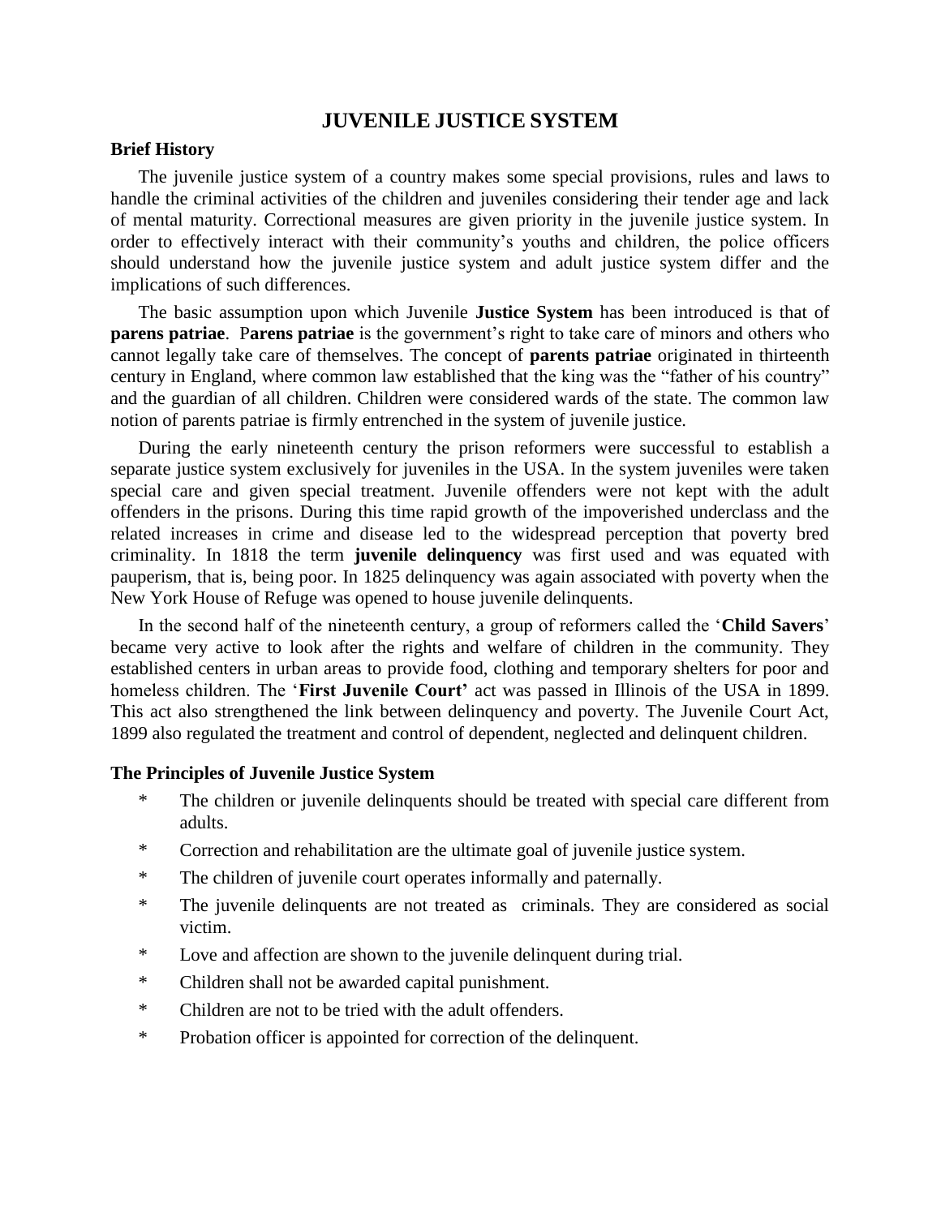# JUVENILE JUSTICE SYSTEM

### Brief History

The juvenile justice system of a country makes some special provisions, rules and laws to handle the criminal activities of the children and juveniles considering their tender age and lack of mental maturity. Correctional measures are given priority in the juvenile justice system. In order to effectively interact with their community's youths and children, the police officers should understand how the juvenile justice system and adult justice system differ and the implications of such differences.

The basic assumption upon which Juvenile **Justice System** has been introduced is that of **parens patriae**. P**arens patriae** is the government's right to take care of minors and others who cannot legally take care of themselves. The concept of **parents patriae** originated in thirteenth century in England, where common law established that the king was the "father of his country" and the guardian of all children. Children were considered wards of the state. The common law notion of parents patriae is firmly entrenched in the system of juvenile justice.

During the early nineteenth century the prison reformers were successful to establish a separate justice system exclusively for juveniles in the USA. In the system juveniles were taken special care and given special treatment. Juvenile offenders were not kept with the adult offenders in the prisons. During this time rapid growth of the impoverished underclass and the related increases in crime and disease led to the widespread perception that poverty bred criminality. In 1818 the term **juvenile delinquency** was first used and was equated with pauperism, that is, being poor. In 1825 delinquency was again associated with poverty when the New York House of Refuge was opened to house juvenile delinquents.

In the second half of the nineteenth century, a group of reformers called the '**Child Savers**' became very active to look after the rights and welfare of children in the community. They established centers in urban areas to provide food, clothing and temporary shelters for poor and homeless children. The '**First Juvenile Court'** act was passed in Illinois of the USA in 1899. This act also strengthened the link between delinquency and poverty. The Juvenile Court Act, 1899 also regulated the treatment and control of dependent, neglected and delinquent children.

### The Principles of Juvenile Justice System

* The children or juvenile delinquents should be treated with special care different from adults.
* Correction and rehabilitation are the ultimate goal of juvenile justice system.
* The children of juvenile court operates informally and paternally.
* The juvenile delinquents are not treated as criminals. They are considered as social victim.
* Love and affection are shown to the juvenile delinquent during trial.
* Children shall not be awarded capital punishment.
* Children are not to be tried with the adult offenders.
* Probation officer is appointed for correction of the delinquent.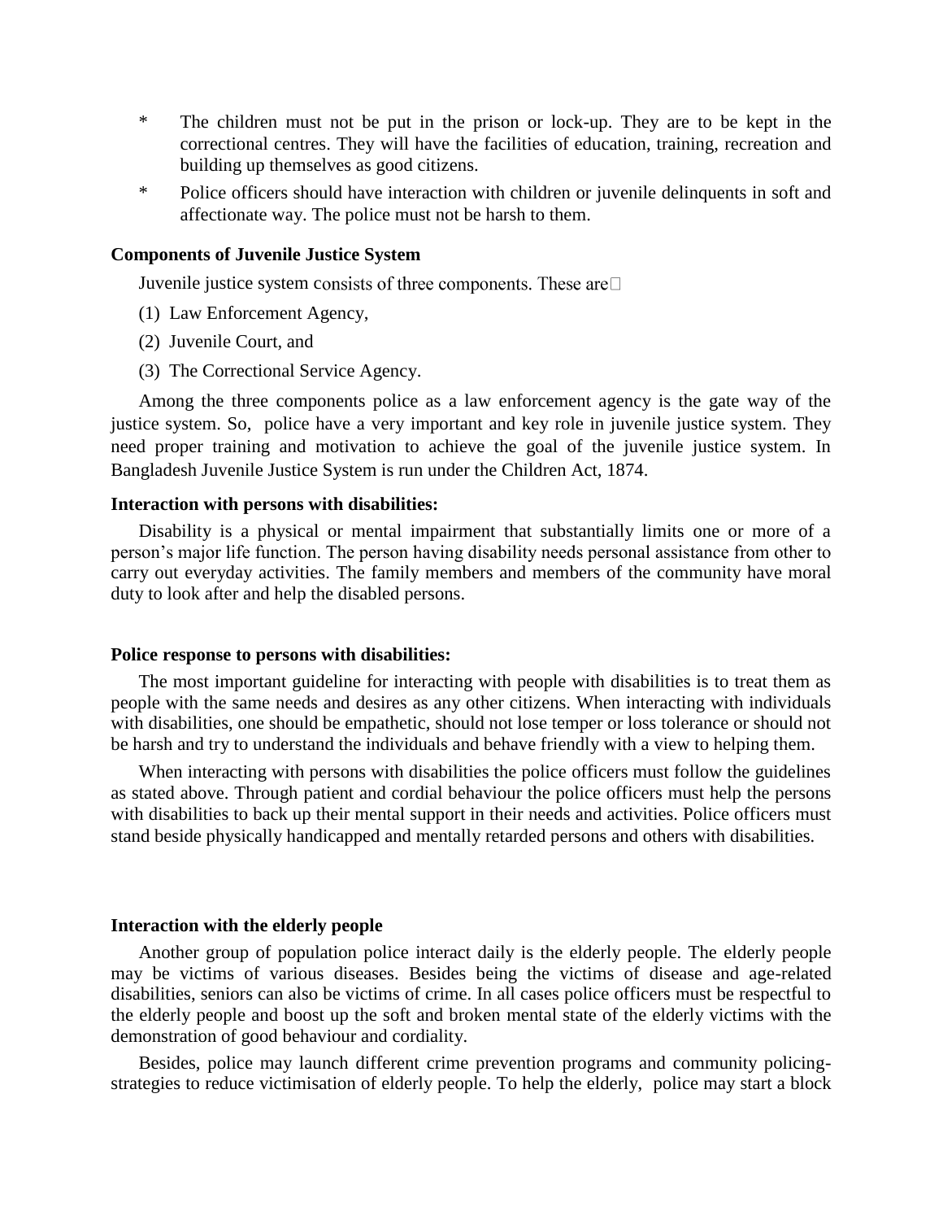* The children must not be put in the prison or lock-up. They are to be kept in the correctional centres. They will have the facilities of education, training, recreation and building up themselves as good citizens.
* Police officers should have interaction with children or juvenile delinquents in soft and affectionate way. The police must not be harsh to them.

**Components of Juvenile Justice System**

Juvenile justice system consists of three components. These are

(1) Law Enforcement Agency,

(2) Juvenile Court, and

(3) The Correctional Service Agency.

Among the three components police as a law enforcement agency is the gate way of the justice system. So, police have a very important and key role in juvenile justice system. They need proper training and motivation to achieve the goal of the juvenile justice system. In Bangladesh Juvenile Justice System is run under the Children Act, 1874.

**Interaction with persons with disabilities:**

Disability is a physical or mental impairment that substantially limits one or more of a person's major life function. The person having disability needs personal assistance from other to carry out everyday activities. The family members and members of the community have moral duty to look after and help the disabled persons.

**Police response to persons with disabilities:**

The most important guideline for interacting with people with disabilities is to treat them as people with the same needs and desires as any other citizens. When interacting with individuals with disabilities, one should be empathetic, should not lose temper or loss tolerance or should not be harsh and try to understand the individuals and behave friendly with a view to helping them.

When interacting with persons with disabilities the police officers must follow the guidelines as stated above. Through patient and cordial behaviour the police officers must help the persons with disabilities to back up their mental support in their needs and activities. Police officers must stand beside physically handicapped and mentally retarded persons and others with disabilities.

**Interaction with the elderly people**

Another group of population police interact daily is the elderly people. The elderly people may be victims of various diseases. Besides being the victims of disease and age-related disabilities, seniors can also be victims of crime. In all cases police officers must be respectful to the elderly people and boost up the soft and broken mental state of the elderly victims with the demonstration of good behaviour and cordiality.

Besides, police may launch different crime prevention programs and community policing-strategies to reduce victimisation of elderly people. To help the elderly, police may start a block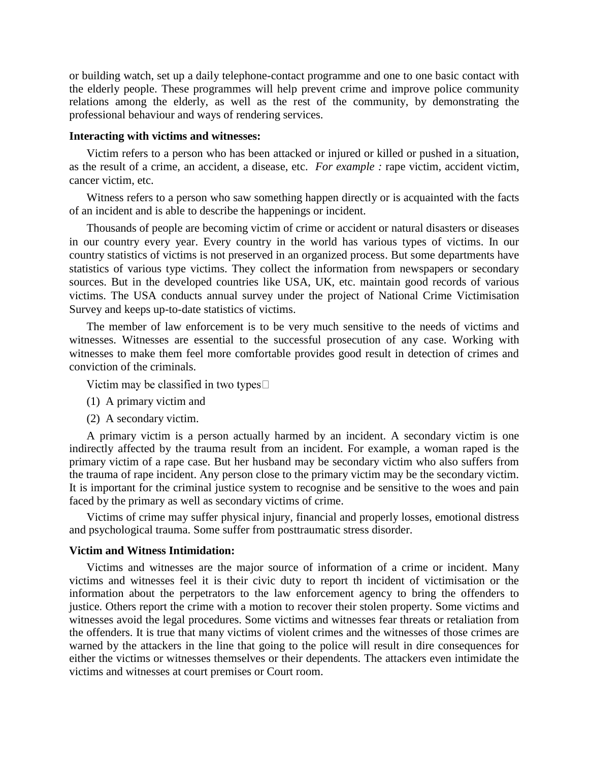or building watch, set up a daily telephone-contact programme and one to one basic contact with the elderly people. These programmes will help prevent crime and improve police community relations among the elderly, as well as the rest of the community, by demonstrating the professional behaviour and ways of rendering services.

**Interacting with victims and witnesses:**

Victim refers to a person who has been attacked or injured or killed or pushed in a situation, as the result of a crime, an accident, a disease, etc. *For example :* rape victim, accident victim, cancer victim, etc.

Witness refers to a person who saw something happen directly or is acquainted with the facts of an incident and is able to describe the happenings or incident.

Thousands of people are becoming victim of crime or accident or natural disasters or diseases in our country every year. Every country in the world has various types of victims. In our country statistics of victims is not preserved in an organized process. But some departments have statistics of various type victims. They collect the information from newspapers or secondary sources. But in the developed countries like USA, UK, etc. maintain good records of various victims. The USA conducts annual survey under the project of National Crime Victimisation Survey and keeps up-to-date statistics of victims.

The member of law enforcement is to be very much sensitive to the needs of victims and witnesses. Witnesses are essential to the successful prosecution of any case. Working with witnesses to make them feel more comfortable provides good result in detection of crimes and conviction of the criminals.

Victim may be classified in two types

(1) A primary victim and

(2) A secondary victim.

A primary victim is a person actually harmed by an incident. A secondary victim is one indirectly affected by the trauma result from an incident. For example, a woman raped is the primary victim of a rape case. But her husband may be secondary victim who also suffers from the trauma of rape incident. Any person close to the primary victim may be the secondary victim. It is important for the criminal justice system to recognise and be sensitive to the woes and pain faced by the primary as well as secondary victims of crime.

Victims of crime may suffer physical injury, financial and properly losses, emotional distress and psychological trauma. Some suffer from posttraumatic stress disorder.

**Victim and Witness Intimidation:**

Victims and witnesses are the major source of information of a crime or incident. Many victims and witnesses feel it is their civic duty to report th incident of victimisation or the information about the perpetrators to the law enforcement agency to bring the offenders to justice. Others report the crime with a motion to recover their stolen property. Some victims and witnesses avoid the legal procedures. Some victims and witnesses fear threats or retaliation from the offenders. It is true that many victims of violent crimes and the witnesses of those crimes are warned by the attackers in the line that going to the police will result in dire consequences for either the victims or witnesses themselves or their dependents. The attackers even intimidate the victims and witnesses at court premises or Court room.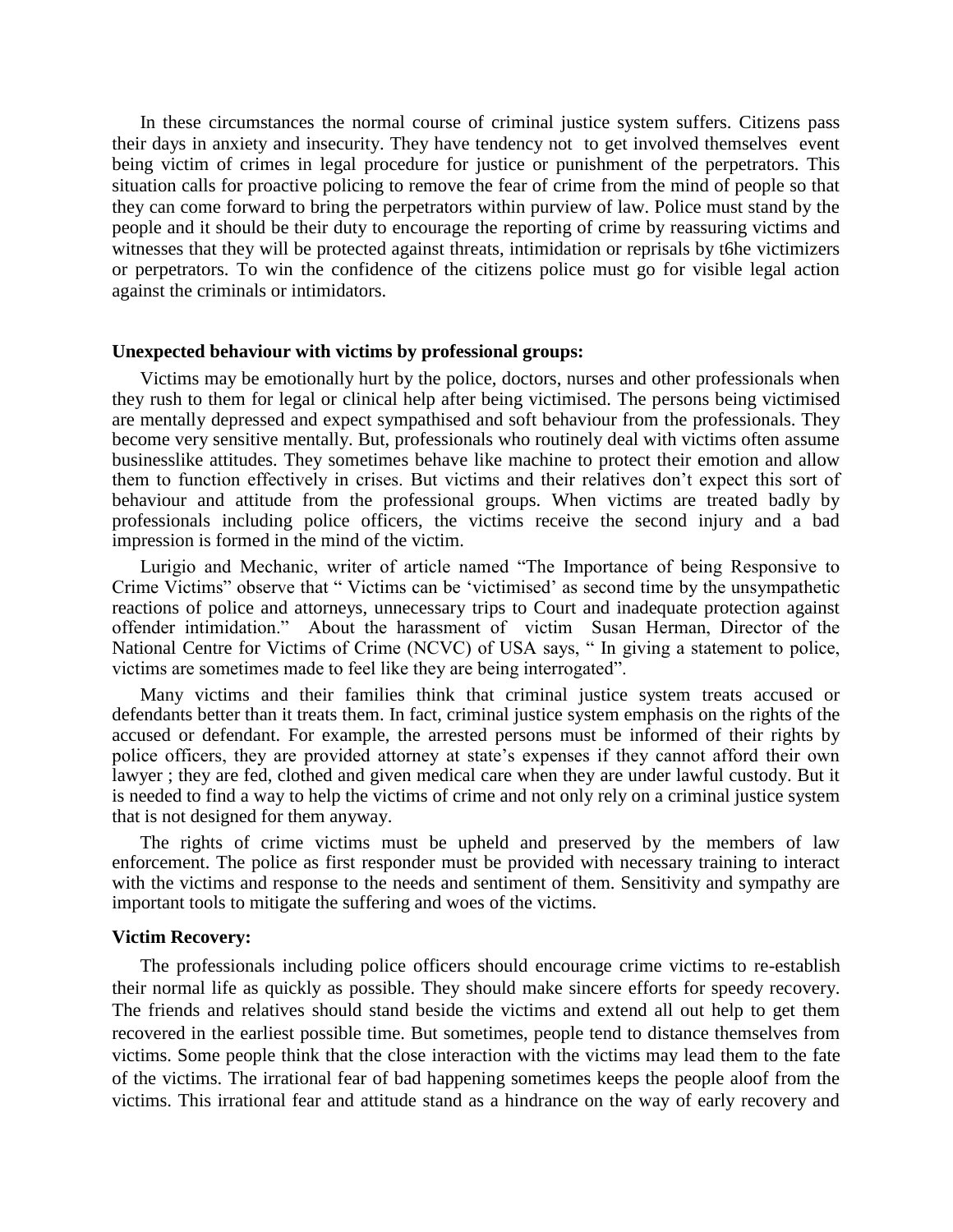In these circumstances the normal course of criminal justice system suffers. Citizens pass their days in anxiety and insecurity. They have tendency not to get involved themselves event being victim of crimes in legal procedure for justice or punishment of the perpetrators. This situation calls for proactive policing to remove the fear of crime from the mind of people so that they can come forward to bring the perpetrators within purview of law. Police must stand by the people and it should be their duty to encourage the reporting of crime by reassuring victims and witnesses that they will be protected against threats, intimidation or reprisals by t6he victimizers or perpetrators. To win the confidence of the citizens police must go for visible legal action against the criminals or intimidators.

**Unexpected behaviour with victims by professional groups:**

Victims may be emotionally hurt by the police, doctors, nurses and other professionals when they rush to them for legal or clinical help after being victimised. The persons being victimised are mentally depressed and expect sympathised and soft behaviour from the professionals. They become very sensitive mentally. But, professionals who routinely deal with victims often assume businesslike attitudes. They sometimes behave like machine to protect their emotion and allow them to function effectively in crises. But victims and their relatives don't expect this sort of behaviour and attitude from the professional groups. When victims are treated badly by professionals including police officers, the victims receive the second injury and a bad impression is formed in the mind of the victim.

Lurigio and Mechanic, writer of article named "The Importance of being Responsive to Crime Victims" observe that " Victims can be 'victimised' as second time by the unsympathetic reactions of police and attorneys, unnecessary trips to Court and inadequate protection against offender intimidation." About the harassment of victim Susan Herman, Director of the National Centre for Victims of Crime (NCVC) of USA says, " In giving a statement to police, victims are sometimes made to feel like they are being interrogated".

Many victims and their families think that criminal justice system treats accused or defendants better than it treats them. In fact, criminal justice system emphasis on the rights of the accused or defendant. For example, the arrested persons must be informed of their rights by police officers, they are provided attorney at state's expenses if they cannot afford their own lawyer ; they are fed, clothed and given medical care when they are under lawful custody. But it is needed to find a way to help the victims of crime and not only rely on a criminal justice system that is not designed for them anyway.

The rights of crime victims must be upheld and preserved by the members of law enforcement. The police as first responder must be provided with necessary training to interact with the victims and response to the needs and sentiment of them. Sensitivity and sympathy are important tools to mitigate the suffering and woes of the victims.

**Victim Recovery:**

The professionals including police officers should encourage crime victims to re-establish their normal life as quickly as possible. They should make sincere efforts for speedy recovery. The friends and relatives should stand beside the victims and extend all out help to get them recovered in the earliest possible time. But sometimes, people tend to distance themselves from victims. Some people think that the close interaction with the victims may lead them to the fate of the victims. The irrational fear of bad happening sometimes keeps the people aloof from the victims. This irrational fear and attitude stand as a hindrance on the way of early recovery and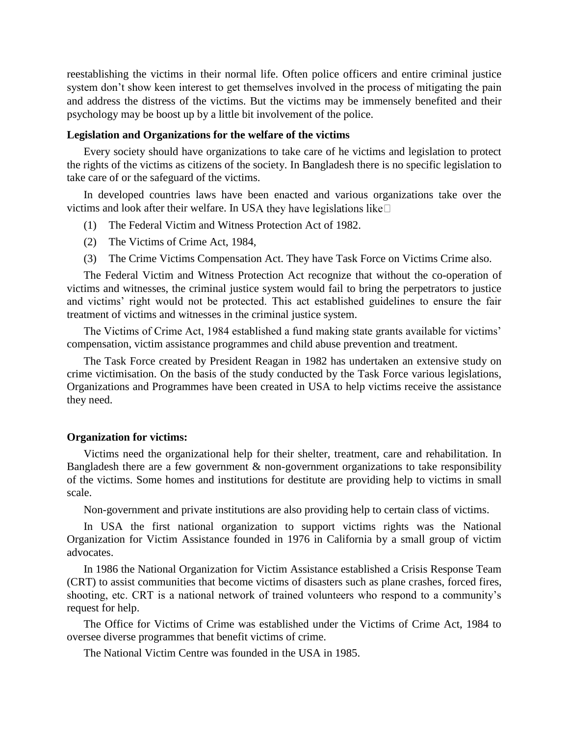reestablishing the victims in their normal life. Often police officers and entire criminal justice system don't show keen interest to get themselves involved in the process of mitigating the pain and address the distress of the victims. But the victims may be immensely benefited and their psychology may be boost up by a little bit involvement of the police.

**Legislation and Organizations for the welfare of the victims**

Every society should have organizations to take care of he victims and legislation to protect the rights of the victims as citizens of the society. In Bangladesh there is no specific legislation to take care of or the safeguard of the victims.

In developed countries laws have been enacted and various organizations take over the victims and look after their welfare. In USA they have legislations like

(1) The Federal Victim and Witness Protection Act of 1982.

(2) The Victims of Crime Act, 1984,

(3) The Crime Victims Compensation Act. They have Task Force on Victims Crime also.

The Federal Victim and Witness Protection Act recognize that without the co-operation of victims and witnesses, the criminal justice system would fail to bring the perpetrators to justice and victims' right would not be protected. This act established guidelines to ensure the fair treatment of victims and witnesses in the criminal justice system.

The Victims of Crime Act, 1984 established a fund making state grants available for victims' compensation, victim assistance programmes and child abuse prevention and treatment.

The Task Force created by President Reagan in 1982 has undertaken an extensive study on crime victimisation. On the basis of the study conducted by the Task Force various legislations, Organizations and Programmes have been created in USA to help victims receive the assistance they need.

**Organization for victims:**

Victims need the organizational help for their shelter, treatment, care and rehabilitation. In Bangladesh there are a few government & non-government organizations to take responsibility of the victims. Some homes and institutions for destitute are providing help to victims in small scale.

Non-government and private institutions are also providing help to certain class of victims.

In USA the first national organization to support victims rights was the National Organization for Victim Assistance founded in 1976 in California by a small group of victim advocates.

In 1986 the National Organization for Victim Assistance established a Crisis Response Team (CRT) to assist communities that become victims of disasters such as plane crashes, forced fires, shooting, etc. CRT is a national network of trained volunteers who respond to a community's request for help.

The Office for Victims of Crime was established under the Victims of Crime Act, 1984 to oversee diverse programmes that benefit victims of crime.

The National Victim Centre was founded in the USA in 1985.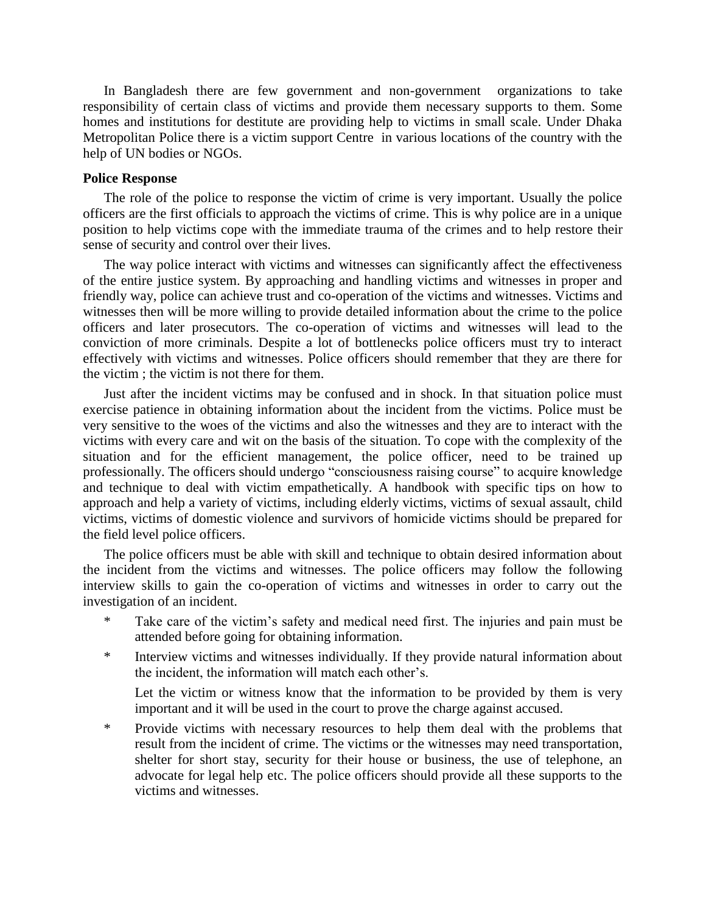In Bangladesh there are few government and non-government organizations to take responsibility of certain class of victims and provide them necessary supports to them. Some homes and institutions for destitute are providing help to victims in small scale. Under Dhaka Metropolitan Police there is a victim support Centre in various locations of the country with the help of UN bodies or NGOs.

**Police Response**

The role of the police to response the victim of crime is very important. Usually the police officers are the first officials to approach the victims of crime. This is why police are in a unique position to help victims cope with the immediate trauma of the crimes and to help restore their sense of security and control over their lives.

The way police interact with victims and witnesses can significantly affect the effectiveness of the entire justice system. By approaching and handling victims and witnesses in proper and friendly way, police can achieve trust and co-operation of the victims and witnesses. Victims and witnesses then will be more willing to provide detailed information about the crime to the police officers and later prosecutors. The co-operation of victims and witnesses will lead to the conviction of more criminals. Despite a lot of bottlenecks police officers must try to interact effectively with victims and witnesses. Police officers should remember that they are there for the victim ; the victim is not there for them.

Just after the incident victims may be confused and in shock. In that situation police must exercise patience in obtaining information about the incident from the victims. Police must be very sensitive to the woes of the victims and also the witnesses and they are to interact with the victims with every care and wit on the basis of the situation. To cope with the complexity of the situation and for the efficient management, the police officer, need to be trained up professionally. The officers should undergo "consciousness raising course" to acquire knowledge and technique to deal with victim empathetically. A handbook with specific tips on how to approach and help a variety of victims, including elderly victims, victims of sexual assault, child victims, victims of domestic violence and survivors of homicide victims should be prepared for the field level police officers.

The police officers must be able with skill and technique to obtain desired information about the incident from the victims and witnesses. The police officers may follow the following interview skills to gain the co-operation of victims and witnesses in order to carry out the investigation of an incident.

* Take care of the victim's safety and medical need first. The injuries and pain must be attended before going for obtaining information.
* Interview victims and witnesses individually. If they provide natural information about the incident, the information will match each other's.

  Let the victim or witness know that the information to be provided by them is very important and it will be used in the court to prove the charge against accused.
* Provide victims with necessary resources to help them deal with the problems that result from the incident of crime. The victims or the witnesses may need transportation, shelter for short stay, security for their house or business, the use of telephone, an advocate for legal help etc. The police officers should provide all these supports to the victims and witnesses.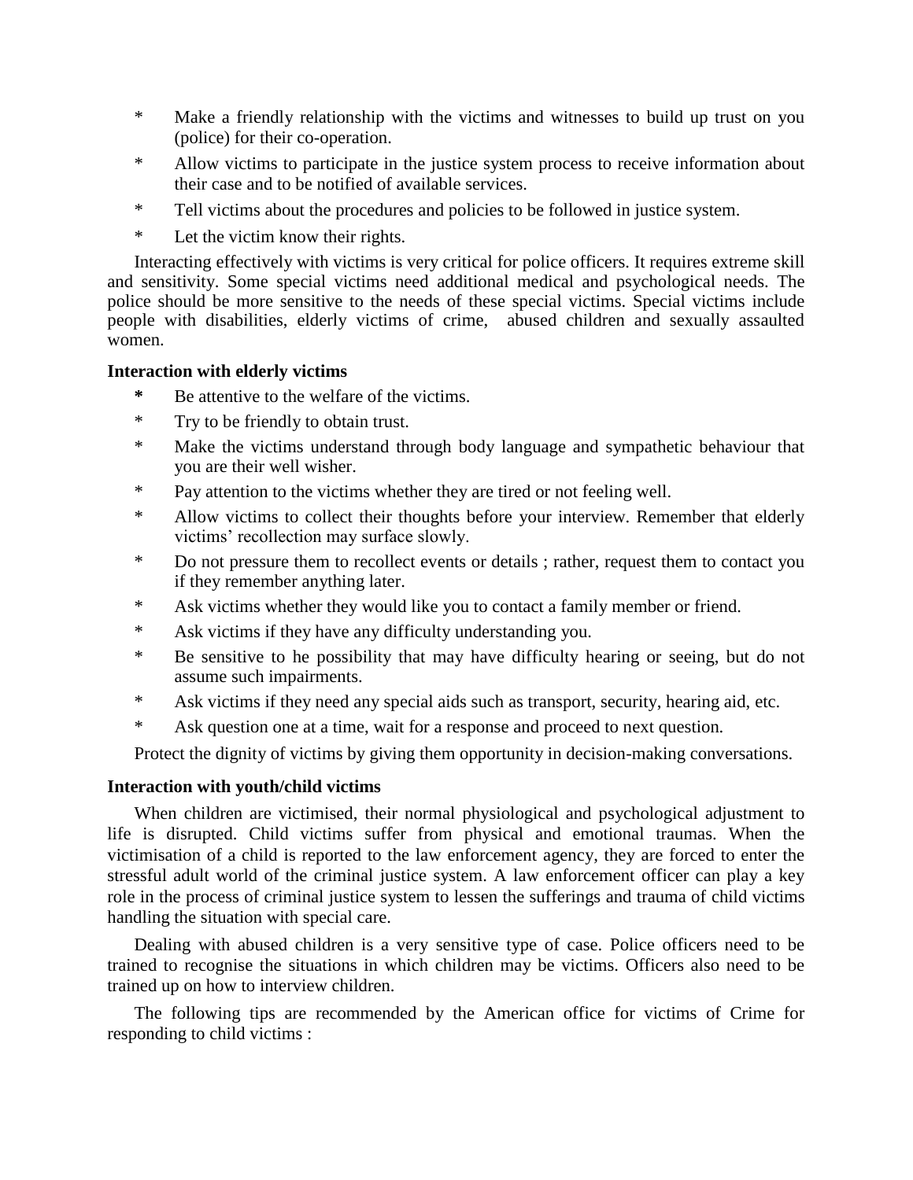* Make a friendly relationship with the victims and witnesses to build up trust on you (police) for their co-operation.
* Allow victims to participate in the justice system process to receive information about their case and to be notified of available services.
* Tell victims about the procedures and policies to be followed in justice system.
* Let the victim know their rights.

Interacting effectively with victims is very critical for police officers. It requires extreme skill and sensitivity. Some special victims need additional medical and psychological needs. The police should be more sensitive to the needs of these special victims. Special victims include people with disabilities, elderly victims of crime, abused children and sexually assaulted women.

**Interaction with elderly victims**

* Be attentive to the welfare of the victims.
* Try to be friendly to obtain trust.
* Make the victims understand through body language and sympathetic behaviour that you are their well wisher.
* Pay attention to the victims whether they are tired or not feeling well.
* Allow victims to collect their thoughts before your interview. Remember that elderly victims' recollection may surface slowly.
* Do not pressure them to recollect events or details ; rather, request them to contact you if they remember anything later.
* Ask victims whether they would like you to contact a family member or friend.
* Ask victims if they have any difficulty understanding you.
* Be sensitive to he possibility that may have difficulty hearing or seeing, but do not assume such impairments.
* Ask victims if they need any special aids such as transport, security, hearing aid, etc.
* Ask question one at a time, wait for a response and proceed to next question.

Protect the dignity of victims by giving them opportunity in decision-making conversations.

**Interaction with youth/child victims**

When children are victimised, their normal physiological and psychological adjustment to life is disrupted. Child victims suffer from physical and emotional traumas. When the victimisation of a child is reported to the law enforcement agency, they are forced to enter the stressful adult world of the criminal justice system. A law enforcement officer can play a key role in the process of criminal justice system to lessen the sufferings and trauma of child victims handling the situation with special care.

Dealing with abused children is a very sensitive type of case. Police officers need to be trained to recognise the situations in which children may be victims. Officers also need to be trained up on how to interview children.

The following tips are recommended by the American office for victims of Crime for responding to child victims :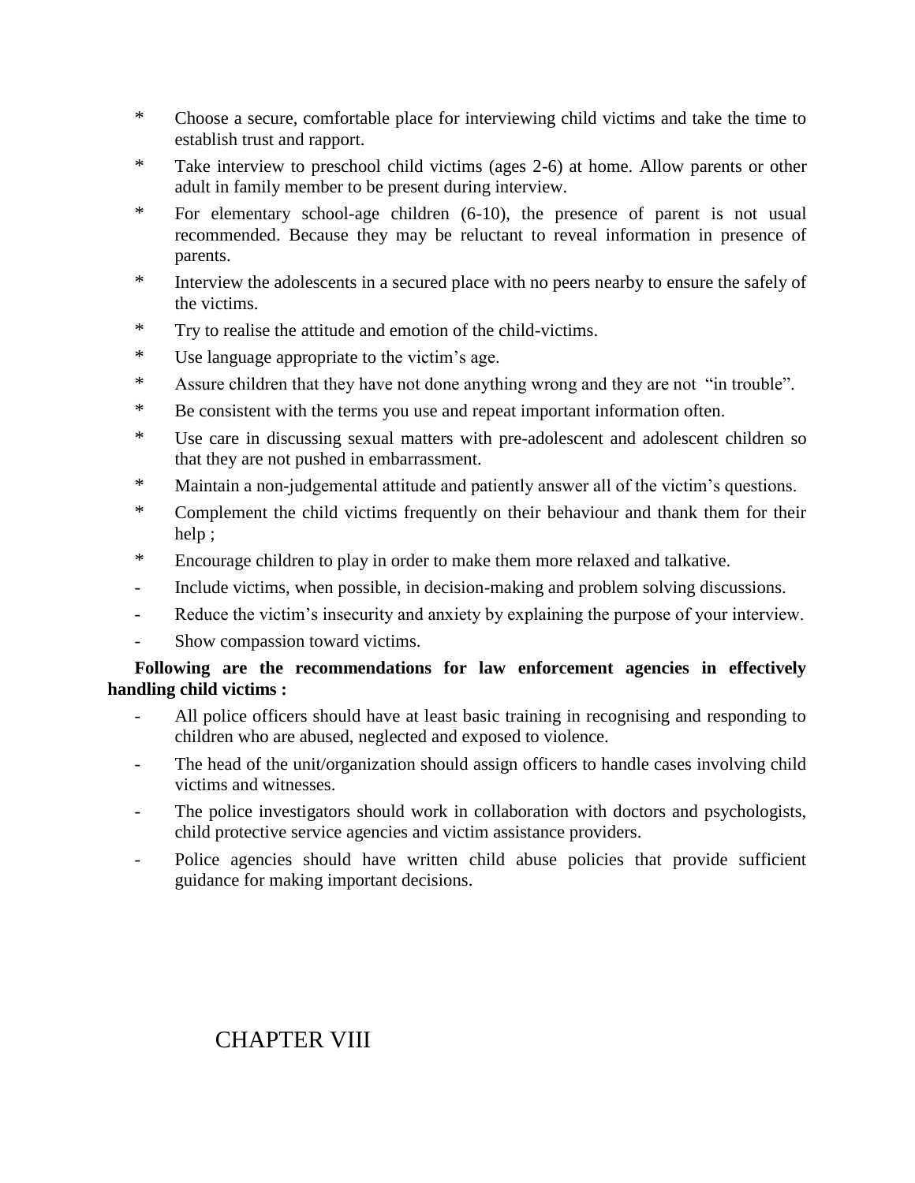* Choose a secure, comfortable place for interviewing child victims and take the time to establish trust and rapport.
* Take interview to preschool child victims (ages 2-6) at home. Allow parents or other adult in family member to be present during interview.
* For elementary school-age children (6-10), the presence of parent is not usual recommended. Because they may be reluctant to reveal information in presence of parents.
* Interview the adolescents in a secured place with no peers nearby to ensure the safely of the victims.
* Try to realise the attitude and emotion of the child-victims.
* Use language appropriate to the victim's age.
* Assure children that they have not done anything wrong and they are not "in trouble".
* Be consistent with the terms you use and repeat important information often.
* Use care in discussing sexual matters with pre-adolescent and adolescent children so that they are not pushed in embarrassment.
* Maintain a non-judgemental attitude and patiently answer all of the victim's questions.
* Complement the child victims frequently on their behaviour and thank them for their help ;
* Encourage children to play in order to make them more relaxed and talkative.

- Include victims, when possible, in decision-making and problem solving discussions.
- Reduce the victim's insecurity and anxiety by explaining the purpose of your interview.
- Show compassion toward victims.

**Following are the recommendations for law enforcement agencies in effectively handling child victims :**

- All police officers should have at least basic training in recognising and responding to children who are abused, neglected and exposed to violence.
- The head of the unit/organization should assign officers to handle cases involving child victims and witnesses.
- The police investigators should work in collaboration with doctors and psychologists, child protective service agencies and victim assistance providers.
- Police agencies should have written child abuse policies that provide sufficient guidance for making important decisions.

# CHAPTER VIII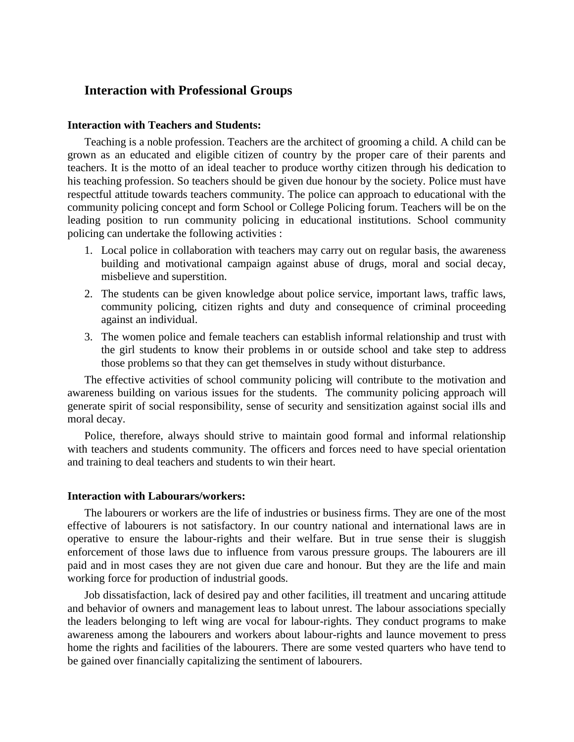## Interaction with Professional Groups

### Interaction with Teachers and Students:

Teaching is a noble profession. Teachers are the architect of grooming a child. A child can be grown as an educated and eligible citizen of country by the proper care of their parents and teachers. It is the motto of an ideal teacher to produce worthy citizen through his dedication to his teaching profession. So teachers should be given due honour by the society. Police must have respectful attitude towards teachers community. The police can approach to educational with the community policing concept and form School or College Policing forum. Teachers will be on the leading position to run community policing in educational institutions. School community policing can undertake the following activities :

1. Local police in collaboration with teachers may carry out on regular basis, the awareness building and motivational campaign against abuse of drugs, moral and social decay, misbelieve and superstition.
2. The students can be given knowledge about police service, important laws, traffic laws, community policing, citizen rights and duty and consequence of criminal proceeding against an individual.
3. The women police and female teachers can establish informal relationship and trust with the girl students to know their problems in or outside school and take step to address those problems so that they can get themselves in study without disturbance.

The effective activities of school community policing will contribute to the motivation and awareness building on various issues for the students. The community policing approach will generate spirit of social responsibility, sense of security and sensitization against social ills and moral decay.

Police, therefore, always should strive to maintain good formal and informal relationship with teachers and students community. The officers and forces need to have special orientation and training to deal teachers and students to win their heart.

### Interaction with Labourars/workers:

The labourers or workers are the life of industries or business firms. They are one of the most effective of labourers is not satisfactory. In our country national and international laws are in operative to ensure the labour-rights and their welfare. But in true sense their is sluggish enforcement of those laws due to influence from varous pressure groups. The labourers are ill paid and in most cases they are not given due care and honour. But they are the life and main working force for production of industrial goods.

Job dissatisfaction, lack of desired pay and other facilities, ill treatment and uncaring attitude and behavior of owners and management leas to labout unrest. The labour associations specially the leaders belonging to left wing are vocal for labour-rights. They conduct programs to make awareness among the labourers and workers about labour-rights and launce movement to press home the rights and facilities of the labourers. There are some vested quarters who have tend to be gained over financially capitalizing the sentiment of labourers.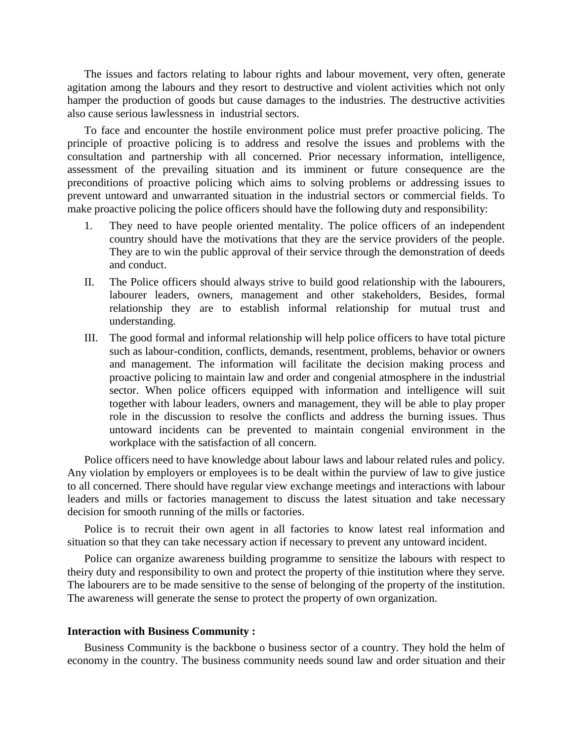The issues and factors relating to labour rights and labour movement, very often, generate agitation among the labours and they resort to destructive and violent activities which not only hamper the production of goods but cause damages to the industries. The destructive activities also cause serious lawlessness in industrial sectors.

To face and encounter the hostile environment police must prefer proactive policing. The principle of proactive policing is to address and resolve the issues and problems with the consultation and partnership with all concerned. Prior necessary information, intelligence, assessment of the prevailing situation and its imminent or future consequence are the preconditions of proactive policing which aims to solving problems or addressing issues to prevent untoward and unwarranted situation in the industrial sectors or commercial fields. To make proactive policing the police officers should have the following duty and responsibility:

1. They need to have people oriented mentality. The police officers of an independent country should have the motivations that they are the service providers of the people. They are to win the public approval of their service through the demonstration of deeds and conduct.

II. The Police officers should always strive to build good relationship with the labourers, labourer leaders, owners, management and other stakeholders, Besides, formal relationship they are to establish informal relationship for mutual trust and understanding.

III. The good formal and informal relationship will help police officers to have total picture such as labour-condition, conflicts, demands, resentment, problems, behavior or owners and management. The information will facilitate the decision making process and proactive policing to maintain law and order and congenial atmosphere in the industrial sector. When police officers equipped with information and intelligence will suit together with labour leaders, owners and management, they will be able to play proper role in the discussion to resolve the conflicts and address the burning issues. Thus untoward incidents can be prevented to maintain congenial environment in the workplace with the satisfaction of all concern.

Police officers need to have knowledge about labour laws and labour related rules and policy. Any violation by employers or employees is to be dealt within the purview of law to give justice to all concerned. There should have regular view exchange meetings and interactions with labour leaders and mills or factories management to discuss the latest situation and take necessary decision for smooth running of the mills or factories.

Police is to recruit their own agent in all factories to know latest real information and situation so that they can take necessary action if necessary to prevent any untoward incident.

Police can organize awareness building programme to sensitize the labours with respect to theiry duty and responsibility to own and protect the property of thie institution where they serve. The labourers are to be made sensitive to the sense of belonging of the property of the institution. The awareness will generate the sense to protect the property of own organization.

**Interaction with Business Community :**

Business Community is the backbone o business sector of a country. They hold the helm of economy in the country. The business community needs sound law and order situation and their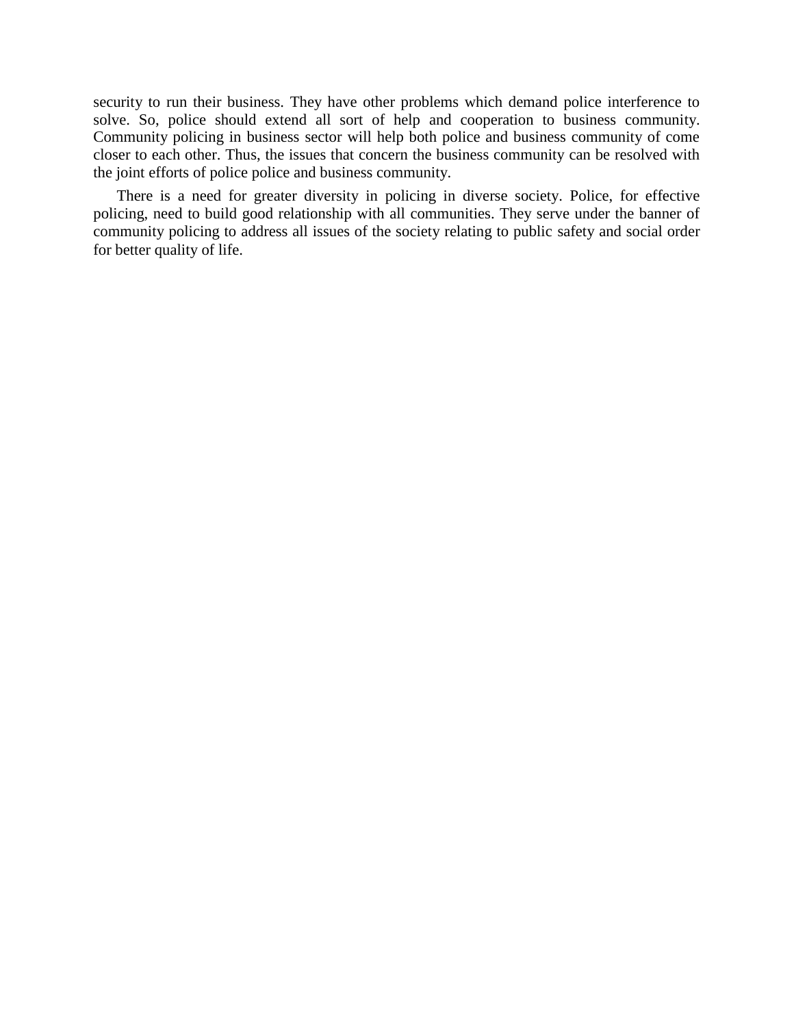security to run their business. They have other problems which demand police interference to solve. So, police should extend all sort of help and cooperation to business community. Community policing in business sector will help both police and business community of come closer to each other. Thus, the issues that concern the business community can be resolved with the joint efforts of police police and business community.

There is a need for greater diversity in policing in diverse society. Police, for effective policing, need to build good relationship with all communities. They serve under the banner of community policing to address all issues of the society relating to public safety and social order for better quality of life.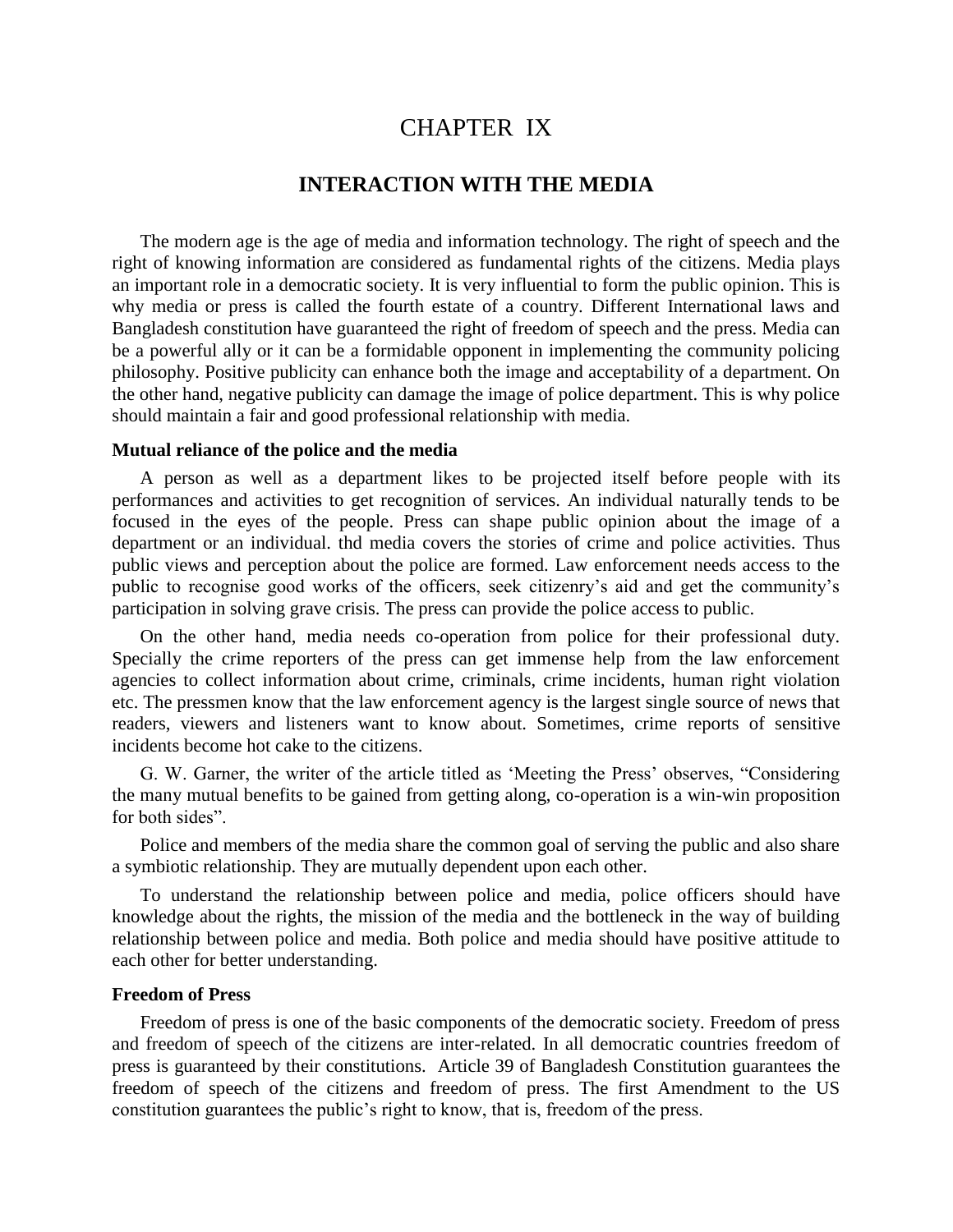# CHAPTER IX

## INTERACTION WITH THE MEDIA

The modern age is the age of media and information technology. The right of speech and the right of knowing information are considered as fundamental rights of the citizens. Media plays an important role in a democratic society. It is very influential to form the public opinion. This is why media or press is called the fourth estate of a country. Different International laws and Bangladesh constitution have guaranteed the right of freedom of speech and the press. Media can be a powerful ally or it can be a formidable opponent in implementing the community policing philosophy. Positive publicity can enhance both the image and acceptability of a department. On the other hand, negative publicity can damage the image of police department. This is why police should maintain a fair and good professional relationship with media.

**Mutual reliance of the police and the media**

A person as well as a department likes to be projected itself before people with its performances and activities to get recognition of services. An individual naturally tends to be focused in the eyes of the people. Press can shape public opinion about the image of a department or an individual. thd media covers the stories of crime and police activities. Thus public views and perception about the police are formed. Law enforcement needs access to the public to recognise good works of the officers, seek citizenry's aid and get the community's participation in solving grave crisis. The press can provide the police access to public.

On the other hand, media needs co-operation from police for their professional duty. Specially the crime reporters of the press can get immense help from the law enforcement agencies to collect information about crime, criminals, crime incidents, human right violation etc. The pressmen know that the law enforcement agency is the largest single source of news that readers, viewers and listeners want to know about. Sometimes, crime reports of sensitive incidents become hot cake to the citizens.

G. W. Garner, the writer of the article titled as 'Meeting the Press' observes, "Considering the many mutual benefits to be gained from getting along, co-operation is a win-win proposition for both sides".

Police and members of the media share the common goal of serving the public and also share a symbiotic relationship. They are mutually dependent upon each other.

To understand the relationship between police and media, police officers should have knowledge about the rights, the mission of the media and the bottleneck in the way of building relationship between police and media. Both police and media should have positive attitude to each other for better understanding.

**Freedom of Press**

Freedom of press is one of the basic components of the democratic society. Freedom of press and freedom of speech of the citizens are inter-related. In all democratic countries freedom of press is guaranteed by their constitutions. Article 39 of Bangladesh Constitution guarantees the freedom of speech of the citizens and freedom of press. The first Amendment to the US constitution guarantees the public's right to know, that is, freedom of the press.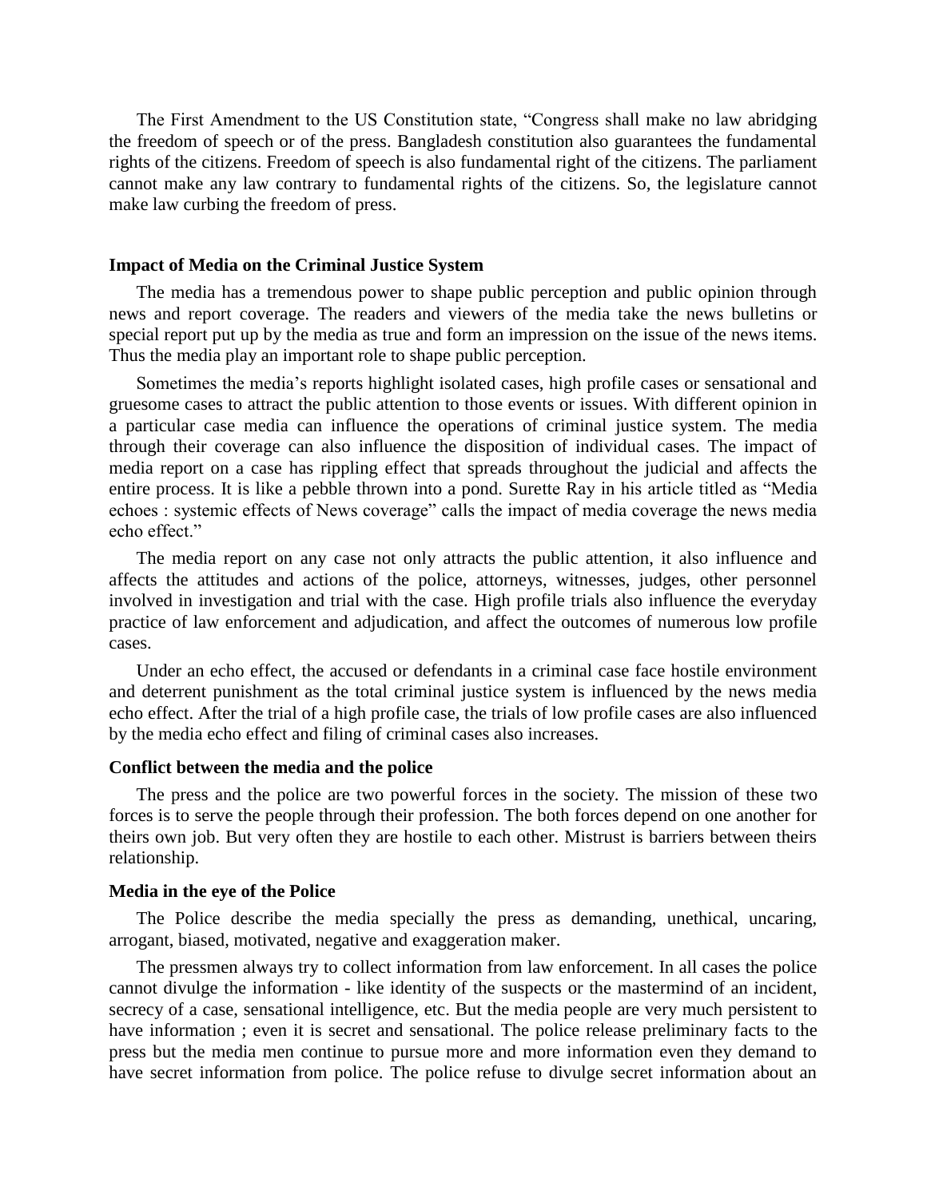The First Amendment to the US Constitution state, "Congress shall make no law abridging the freedom of speech or of the press. Bangladesh constitution also guarantees the fundamental rights of the citizens. Freedom of speech is also fundamental right of the citizens. The parliament cannot make any law contrary to fundamental rights of the citizens. So, the legislature cannot make law curbing the freedom of press.

**Impact of Media on the Criminal Justice System**

The media has a tremendous power to shape public perception and public opinion through news and report coverage. The readers and viewers of the media take the news bulletins or special report put up by the media as true and form an impression on the issue of the news items. Thus the media play an important role to shape public perception.

Sometimes the media's reports highlight isolated cases, high profile cases or sensational and gruesome cases to attract the public attention to those events or issues. With different opinion in a particular case media can influence the operations of criminal justice system. The media through their coverage can also influence the disposition of individual cases. The impact of media report on a case has rippling effect that spreads throughout the judicial and affects the entire process. It is like a pebble thrown into a pond. Surette Ray in his article titled as "Media echoes : systemic effects of News coverage" calls the impact of media coverage the news media echo effect."

The media report on any case not only attracts the public attention, it also influence and affects the attitudes and actions of the police, attorneys, witnesses, judges, other personnel involved in investigation and trial with the case. High profile trials also influence the everyday practice of law enforcement and adjudication, and affect the outcomes of numerous low profile cases.

Under an echo effect, the accused or defendants in a criminal case face hostile environment and deterrent punishment as the total criminal justice system is influenced by the news media echo effect. After the trial of a high profile case, the trials of low profile cases are also influenced by the media echo effect and filing of criminal cases also increases.

**Conflict between the media and the police**

The press and the police are two powerful forces in the society. The mission of these two forces is to serve the people through their profession. The both forces depend on one another for theirs own job. But very often they are hostile to each other. Mistrust is barriers between theirs relationship.

**Media in the eye of the Police**

The Police describe the media specially the press as demanding, unethical, uncaring, arrogant, biased, motivated, negative and exaggeration maker.

The pressmen always try to collect information from law enforcement. In all cases the police cannot divulge the information - like identity of the suspects or the mastermind of an incident, secrecy of a case, sensational intelligence, etc. But the media people are very much persistent to have information ; even it is secret and sensational. The police release preliminary facts to the press but the media men continue to pursue more and more information even they demand to have secret information from police. The police refuse to divulge secret information about an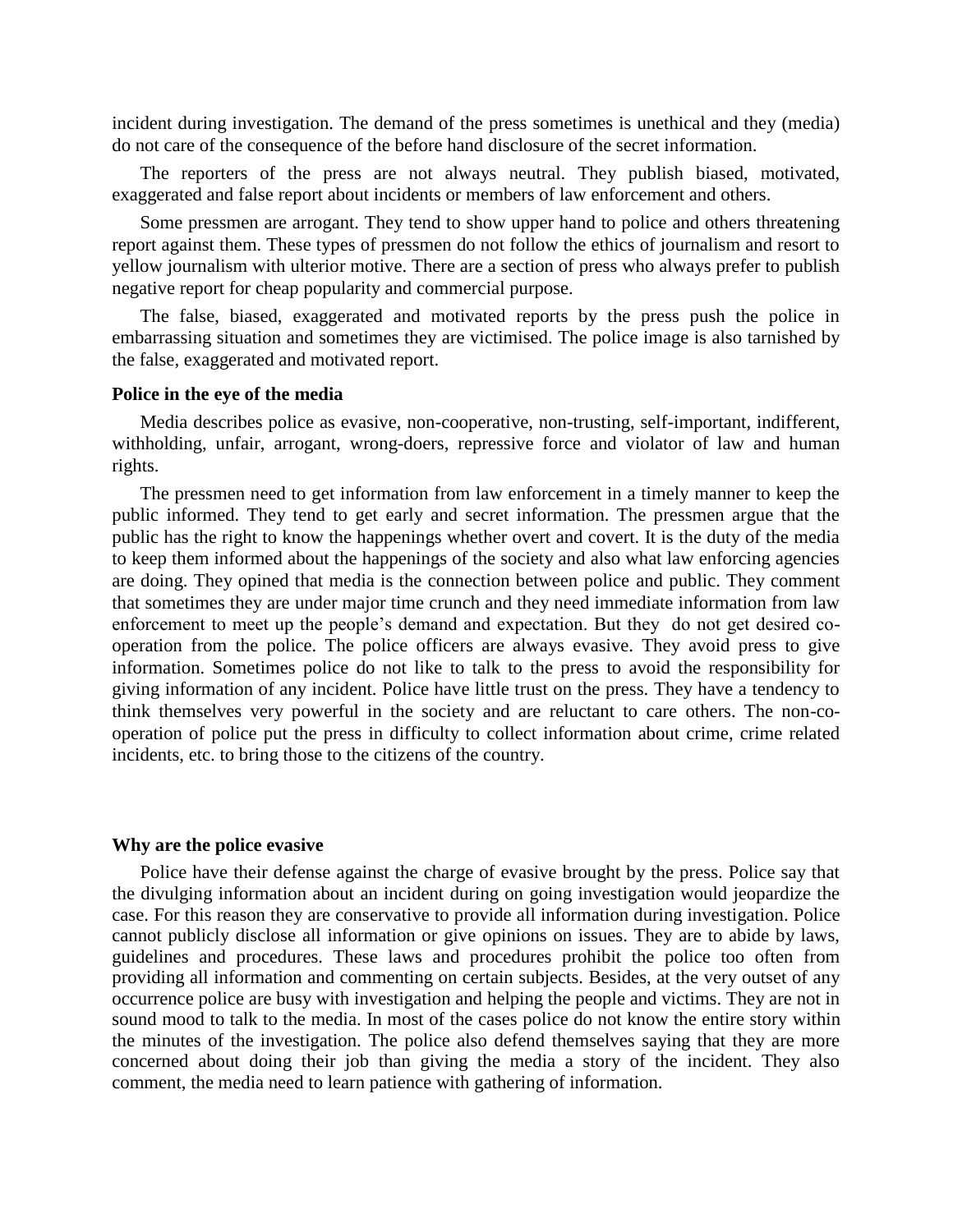incident during investigation. The demand of the press sometimes is unethical and they (media) do not care of the consequence of the before hand disclosure of the secret information.

The reporters of the press are not always neutral. They publish biased, motivated, exaggerated and false report about incidents or members of law enforcement and others.

Some pressmen are arrogant. They tend to show upper hand to police and others threatening report against them. These types of pressmen do not follow the ethics of journalism and resort to yellow journalism with ulterior motive. There are a section of press who always prefer to publish negative report for cheap popularity and commercial purpose.

The false, biased, exaggerated and motivated reports by the press push the police in embarrassing situation and sometimes they are victimised. The police image is also tarnished by the false, exaggerated and motivated report.

**Police in the eye of the media**

Media describes police as evasive, non-cooperative, non-trusting, self-importante, indifferent, withholding, unfair, arrogant, wrong-doers, repressive force and violator of law and human rights.

The pressmen need to get information from law enforcement in a timely manner to keep the public informed. They tend to get early and secret information. The pressmen argue that the public has the right to know the happenings whether overt and covert. It is the duty of the media to keep them informed about the happenings of the society and also what law enforcing agencies are doing. They opined that media is the connection between police and public. They comment that sometimes they are under major time crunch and they need immediate information from law enforcement to meet up the people's demand and expectation. But they do not get desired co-operation from the police. The police officers are always evasive. They avoid press to give information. Sometimes police do not like to talk to the press to avoid the responsibility for giving information of any incident. Police have little trust on the press. They have a tendency to think themselves very powerful in the society and are reluctant to care others. The non-co-operation of police put the press in difficulty to collect information about crime, crime related incidents, etc. to bring those to the citizens of the country.

**Why are the police evasive**

Police have their defense against the charge of evasive brought by the press. Police say that the divulging information about an incident during on going investigation would jeopardize the case. For this reason they are conservative to provide all information during investigation. Police cannot publicly disclose all information or give opinions on issues. They are to abide by laws, guidelines and procedures. These laws and procedures prohibit the police too often from providing all information and commenting on certain subjects. Besides, at the very outset of any occurrence police are busy with investigation and helping the people and victims. They are not in sound mood to talk to the media. In most of the cases police do not know the entire story within the minutes of the investigation. The police also defend themselves saying that they are more concerned about doing their job than giving the media a story of the incident. They also comment, the media need to learn patience with gathering of information.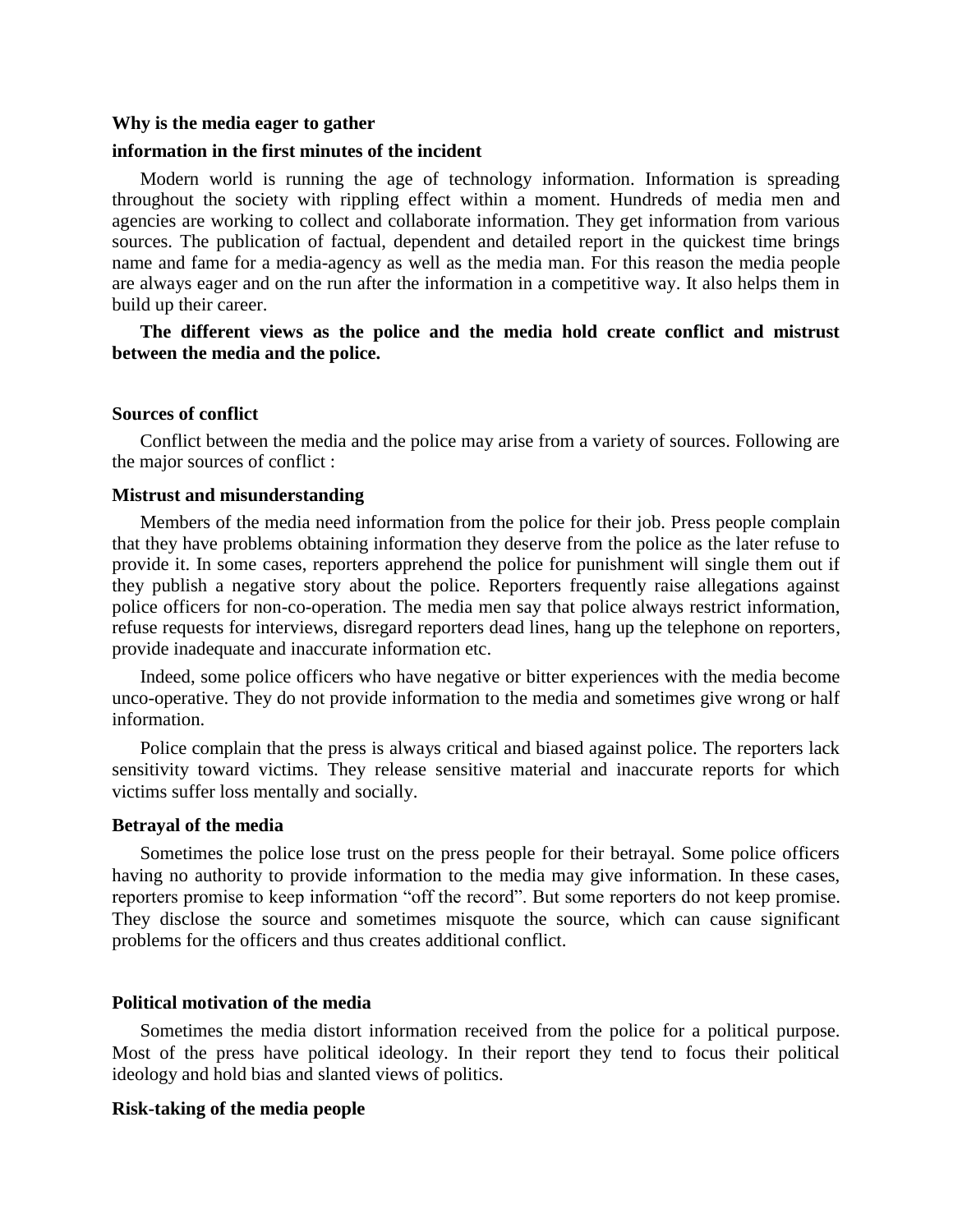**Why is the media eager to gather information in the first minutes of the incident**

Modern world is running the age of technology information. Information is spreading throughout the society with rippling effect within a moment. Hundreds of media men and agencies are working to collect and collaborate information. They get information from various sources. The publication of factual, dependent and detailed report in the quickest time brings name and fame for a media-agency as well as the media man. For this reason the media people are always eager and on the run after the information in a competitive way. It also helps them in build up their career.

**The different views as the police and the media hold create conflict and mistrust between the media and the police.**

**Sources of conflict**

Conflict between the media and the police may arise from a variety of sources. Following are the major sources of conflict :

**Mistrust and misunderstanding**

Members of the media need information from the police for their job. Press people complain that they have problems obtaining information they deserve from the police as the later refuse to provide it. In some cases, reporters apprehend the police for punishment will single them out if they publish a negative story about the police. Reporters frequently raise allegations against police officers for non-co-operation. The media men say that police always restrict information, refuse requests for interviews, disregard reporters dead lines, hang up the telephone on reporters, provide inadequate and inaccurate information etc.

Indeed, some police officers who have negative or bitter experiences with the media become unco-operative. They do not provide information to the media and sometimes give wrong or half information.

Police complain that the press is always critical and biased against police. The reporters lack sensitivity toward victims. They release sensitive material and inaccurate reports for which victims suffer loss mentally and socially.

**Betrayal of the media**

Sometimes the police lose trust on the press people for their betrayal. Some police officers having no authority to provide information to the media may give information. In these cases, reporters promise to keep information "off the record". But some reporters do not keep promise. They disclose the source and sometimes misquote the source, which can cause significant problems for the officers and thus creates additional conflict.

**Political motivation of the media**

Sometimes the media distort information received from the police for a political purpose. Most of the press have political ideology. In their report they tend to focus their political ideology and hold bias and slanted views of politics.

**Risk-taking of the media people**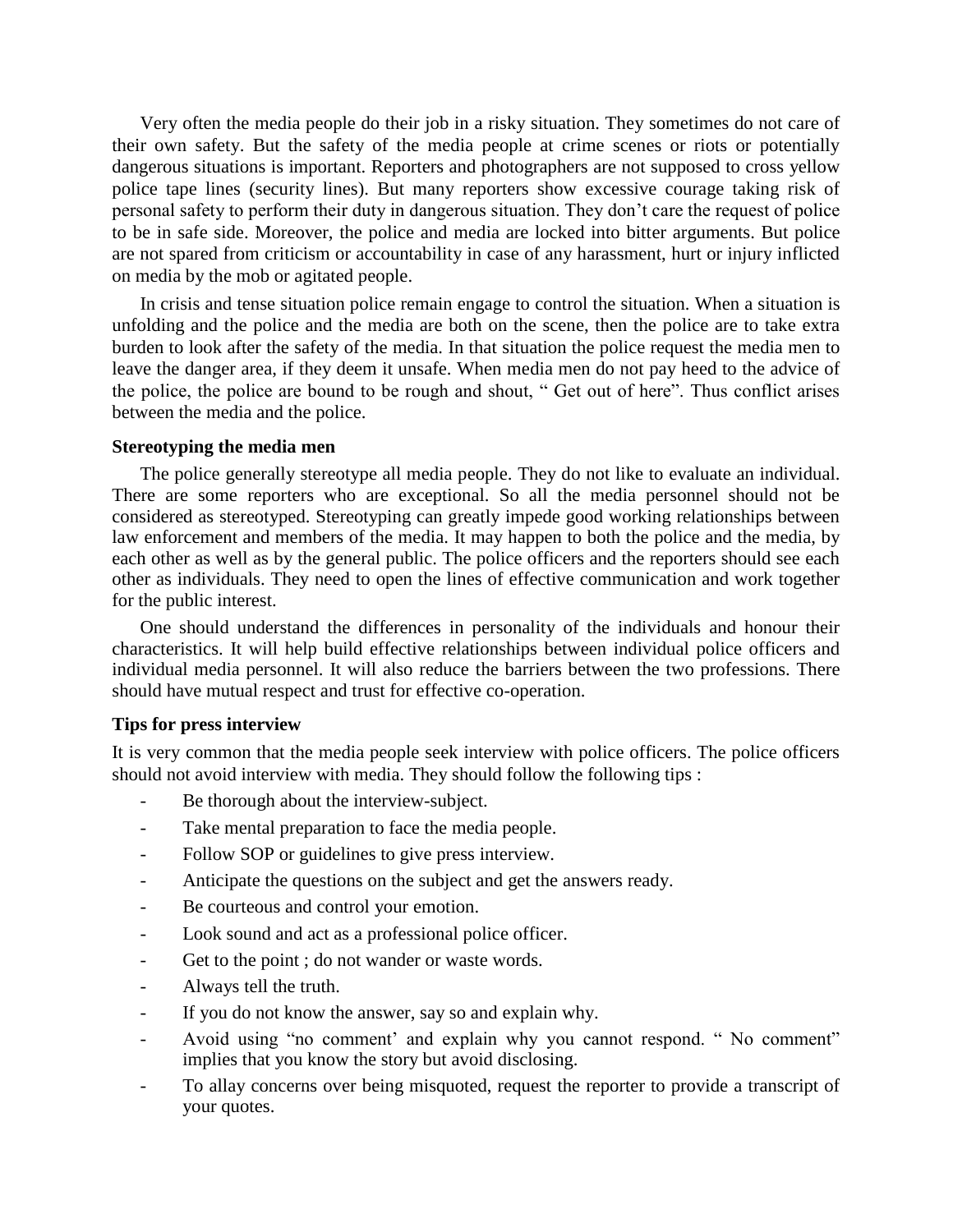Very often the media people do their job in a risky situation. They sometimes do not care of their own safety. But the safety of the media people at crime scenes or riots or potentially dangerous situations is important. Reporters and photographers are not supposed to cross yellow police tape lines (security lines). But many reporters show excessive courage taking risk of personal safety to perform their duty in dangerous situation. They don't care the request of police to be in safe side. Moreover, the police and media are locked into bitter arguments. But police are not spared from criticism or accountability in case of any harassment, hurt or injury inflicted on media by the mob or agitated people.

In crisis and tense situation police remain engage to control the situation. When a situation is unfolding and the police and the media are both on the scene, then the police are to take extra burden to look after the safety of the media. In that situation the police request the media men to leave the danger area, if they deem it unsafe. When media men do not pay heed to the advice of the police, the police are bound to be rough and shout, " Get out of here". Thus conflict arises between the media and the police.

**Stereotyping the media men**

The police generally stereotype all media people. They do not like to evaluate an individual. There are some reporters who are exceptional. So all the media personnel should not be considered as stereotyped. Stereotyping can greatly impede good working relationships between law enforcement and members of the media. It may happen to both the police and the media, by each other as well as by the general public. The police officers and the reporters should see each other as individuals. They need to open the lines of effective communication and work together for the public interest.

One should understand the differences in personality of the individuals and honour their characteristics. It will help build effective relationships between individual police officers and individual media personnel. It will also reduce the barriers between the two professions. There should have mutual respect and trust for effective co-operation.

**Tips for press interview**

It is very common that the media people seek interview with police officers. The police officers should not avoid interview with media. They should follow the following tips :

- Be thorough about the interview-subject.
- Take mental preparation to face the media people.
- Follow SOP or guidelines to give press interview.
- Anticipate the questions on the subject and get the answers ready.
- Be courteous and control your emotion.
- Look sound and act as a professional police officer.
- Get to the point ; do not wander or waste words.
- Always tell the truth.
- If you do not know the answer, say so and explain why.
- Avoid using "no comment' and explain why you cannot respond. " No comment" implies that you know the story but avoid disclosing.
- To allay concerns over being misquoted, request the reporter to provide a transcript of your quotes.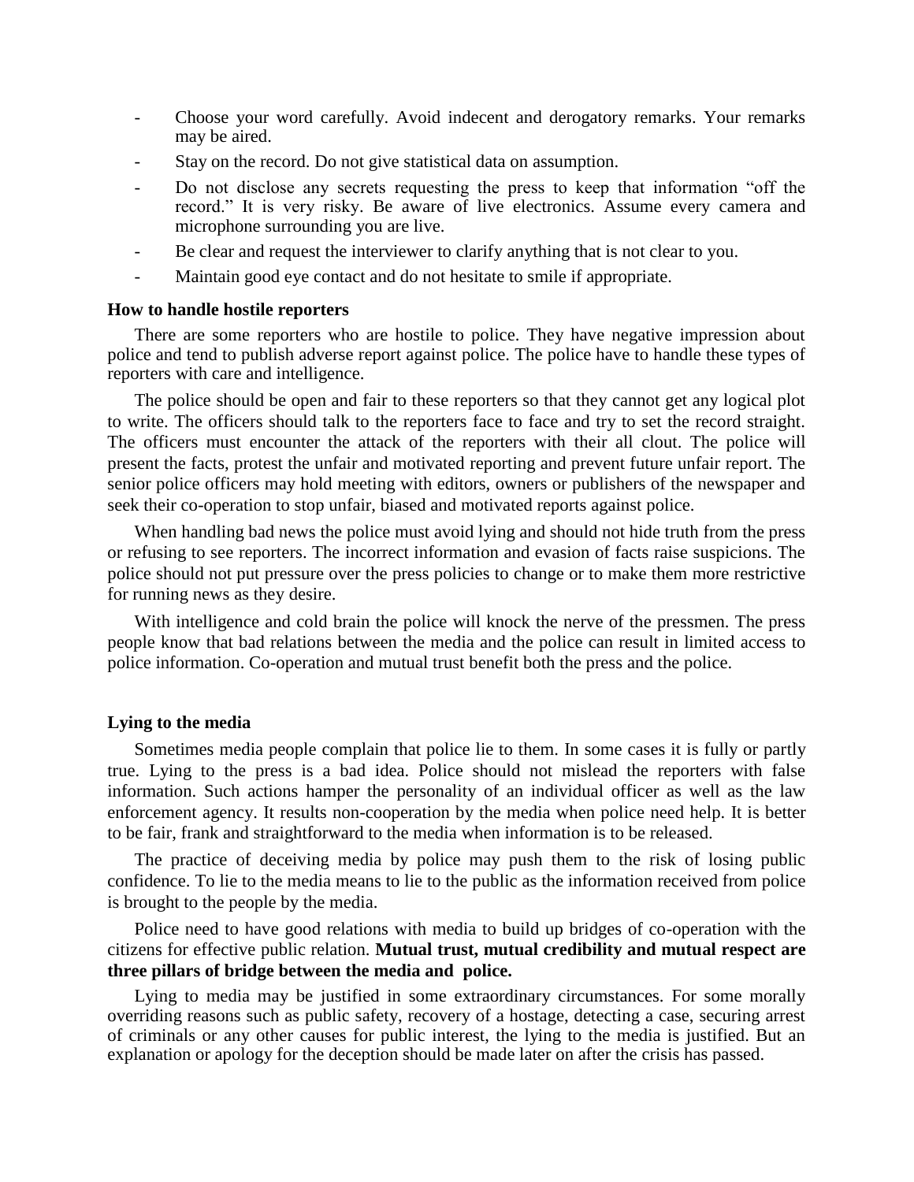- Choose your word carefully. Avoid indecent and derogatory remarks. Your remarks may be aired.
- Stay on the record. Do not give statistical data on assumption.
- Do not disclose any secrets requesting the press to keep that information "off the record." It is very risky. Be aware of live electronics. Assume every camera and microphone surrounding you are live.
- Be clear and request the interviewer to clarify anything that is not clear to you.
- Maintain good eye contact and do not hesitate to smile if appropriate.

**How to handle hostile reporters**

There are some reporters who are hostile to police. They have negative impression about police and tend to publish adverse report against police. The police have to handle these types of reporters with care and intelligence.

The police should be open and fair to these reporters so that they cannot get any logical plot to write. The officers should talk to the reporters face to face and try to set the record straight. The officers must encounter the attack of the reporters with their all clout. The police will present the facts, protest the unfair and motivated reporting and prevent future unfair report. The senior police officers may hold meeting with editors, owners or publishers of the newspaper and seek their co-operation to stop unfair, biased and motivated reports against police.

When handling bad news the police must avoid lying and should not hide truth from the press or refusing to see reporters. The incorrect information and evasion of facts raise suspicions. The police should not put pressure over the press policies to change or to make them more restrictive for running news as they desire.

With intelligence and cold brain the police will knock the nerve of the pressmen. The press people know that bad relations between the media and the police can result in limited access to police information. Co-operation and mutual trust benefit both the press and the police.

**Lying to the media**

Sometimes media people complain that police lie to them. In some cases it is fully or partly true. Lying to the press is a bad idea. Police should not mislead the reporters with false information. Such actions hamper the personality of an individual officer as well as the law enforcement agency. It results non-cooperation by the media when police need help. It is better to be fair, frank and straightforward to the media when information is to be released.

The practice of deceiving media by police may push them to the risk of losing public confidence. To lie to the media means to lie to the public as the information received from police is brought to the people by the media.

Police need to have good relations with media to build up bridges of co-operation with the citizens for effective public relation. **Mutual trust, mutual credibility and mutual respect are three pillars of bridge between the media and police.**

Lying to media may be justified in some extraordinary circumstances. For some morally overriding reasons such as public safety, recovery of a hostage, detecting a case, securing arrest of criminals or any other causes for public interest, the lying to the media is justified. But an explanation or apology for the deception should be made later on after the crisis has passed.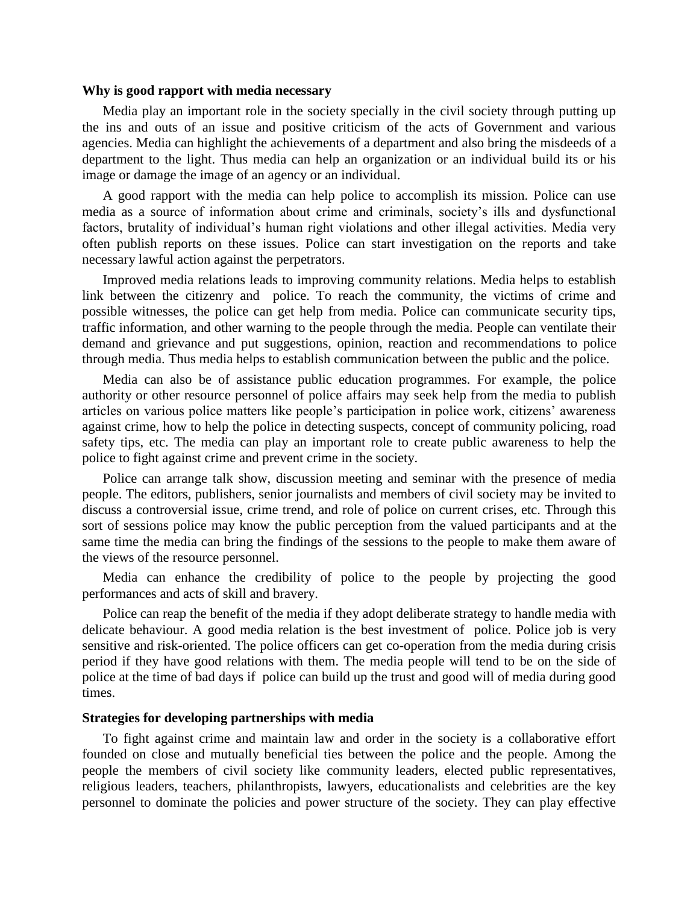**Why is good rapport with media necessary**

Media play an important role in the society specially in the civil society through putting up the ins and outs of an issue and positive criticism of the acts of Government and various agencies. Media can highlight the achievements of a department and also bring the misdeeds of a department to the light. Thus media can help an organization or an individual build its or his image or damage the image of an agency or an individual.

A good rapport with the media can help police to accomplish its mission. Police can use media as a source of information about crime and criminals, society's ills and dysfunctional factors, brutality of individual's human right violations and other illegal activities. Media very often publish reports on these issues. Police can start investigation on the reports and take necessary lawful action against the perpetrators.

Improved media relations leads to improving community relations. Media helps to establish link between the citizenry and police. To reach the community, the victims of crime and possible witnesses, the police can get help from media. Police can communicate security tips, traffic information, and other warning to the people through the media. People can ventilate their demand and grievance and put suggestions, opinion, reaction and recommendations to police through media. Thus media helps to establish communication between the public and the police.

Media can also be of assistance public education programmes. For example, the police authority or other resource personnel of police affairs may seek help from the media to publish articles on various police matters like people's participation in police work, citizens' awareness against crime, how to help the police in detecting suspects, concept of community policing, road safety tips, etc. The media can play an important role to create public awareness to help the police to fight against crime and prevent crime in the society.

Police can arrange talk show, discussion meeting and seminar with the presence of media people. The editors, publishers, senior journalists and members of civil society may be invited to discuss a controversial issue, crime trend, and role of police on current crises, etc. Through this sort of sessions police may know the public perception from the valued participants and at the same time the media can bring the findings of the sessions to the people to make them aware of the views of the resource personnel.

Media can enhance the credibility of police to the people by projecting the good performances and acts of skill and bravery.

Police can reap the benefit of the media if they adopt deliberate strategy to handle media with delicate behaviour. A good media relation is the best investment of police. Police job is very sensitive and risk-oriented. The police officers can get co-operation from the media during crisis period if they have good relations with them. The media people will tend to be on the side of police at the time of bad days if police can build up the trust and good will of media during good times.

**Strategies for developing partnerships with media**

To fight against crime and maintain law and order in the society is a collaborative effort founded on close and mutually beneficial ties between the police and the people. Among the people the members of civil society like community leaders, elected public representatives, religious leaders, teachers, philanthropists, lawyers, educationalists and celebrities are the key personnel to dominate the policies and power structure of the society. They can play effective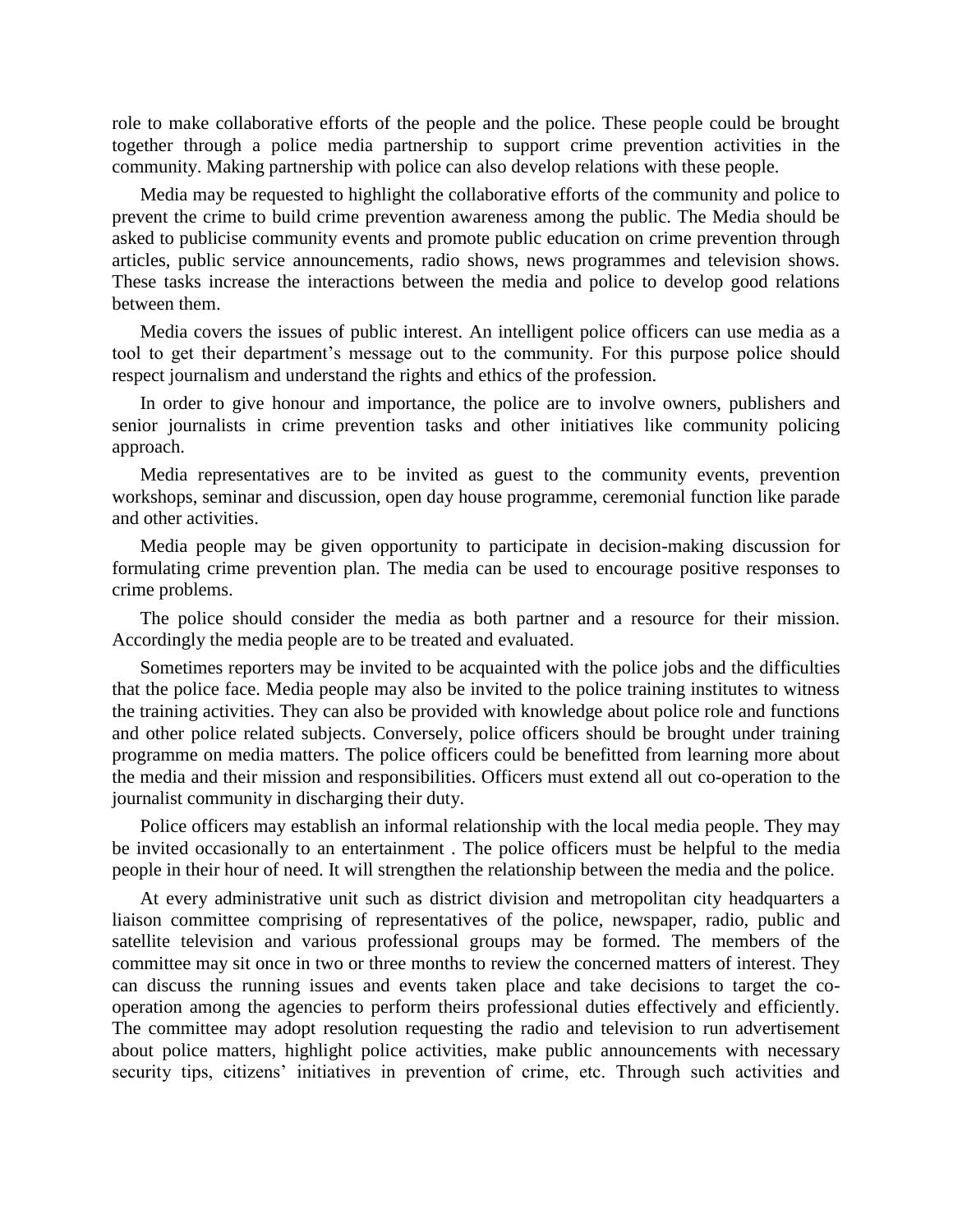role to make collaborative efforts of the people and the police. These people could be brought together through a police media partnership to support crime prevention activities in the community. Making partnership with police can also develop relations with these people.

Media may be requested to highlight the collaborative efforts of the community and police to prevent the crime to build crime prevention awareness among the public. The Media should be asked to publicise community events and promote public education on crime prevention through articles, public service announcements, radio shows, news programmes and television shows. These tasks increase the interactions between the media and police to develop good relations between them.

Media covers the issues of public interest. An intelligent police officers can use media as a tool to get their department's message out to the community. For this purpose police should respect journalism and understand the rights and ethics of the profession.

In order to give honour and importance, the police are to involve owners, publishers and senior journalists in crime prevention tasks and other initiatives like community policing approach.

Media representatives are to be invited as guest to the community events, prevention workshops, seminar and discussion, open day house programme, ceremonial function like parade and other activities.

Media people may be given opportunity to participate in decision-making discussion for formulating crime prevention plan. The media can be used to encourage positive responses to crime problems.

The police should consider the media as both partner and a resource for their mission. Accordingly the media people are to be treated and evaluated.

Sometimes reporters may be invited to be acquainted with the police jobs and the difficulties that the police face. Media people may also be invited to the police training institutes to witness the training activities. They can also be provided with knowledge about police role and functions and other police related subjects. Conversely, police officers should be brought under training programme on media matters. The police officers could be benefitted from learning more about the media and their mission and responsibilities. Officers must extend all out co-operation to the journalist community in discharging their duty.

Police officers may establish an informal relationship with the local media people. They may be invited occasionally to an entertainment . The police officers must be helpful to the media people in their hour of need. It will strengthen the relationship between the media and the police.

At every administrative unit such as district division and metropolitan city headquarters a liaison committee comprising of representatives of the police, newspaper, radio, public and satellite television and various professional groups may be formed. The members of the committee may sit once in two or three months to review the concerned matters of interest. They can discuss the running issues and events taken place and take decisions to target the co-operation among the agencies to perform theirs professional duties effectively and efficiently. The committee may adopt resolution requesting the radio and television to run advertisement about police matters, highlight police activities, make public announcements with necessary security tips, citizens' initiatives in prevention of crime, etc. Through such activities and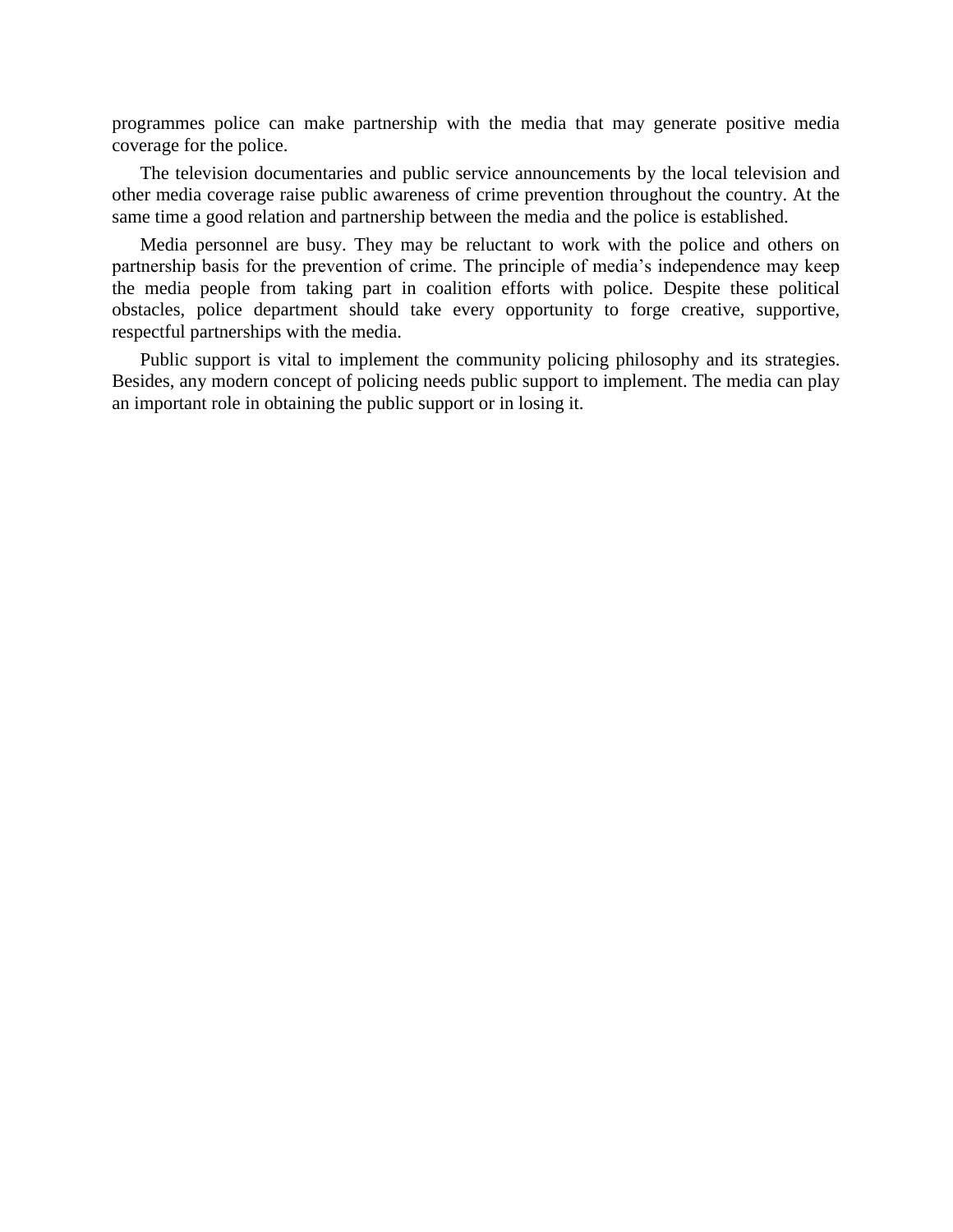programmes police can make partnership with the media that may generate positive media coverage for the police.

The television documentaries and public service announcements by the local television and other media coverage raise public awareness of crime prevention throughout the country. At the same time a good relation and partnership between the media and the police is established.

Media personnel are busy. They may be reluctant to work with the police and others on partnership basis for the prevention of crime. The principle of media's independence may keep the media people from taking part in coalition efforts with police. Despite these political obstacles, police department should take every opportunity to forge creative, supportive, respectful partnerships with the media.

Public support is vital to implement the community policing philosophy and its strategies. Besides, any modern concept of policing needs public support to implement. The media can play an important role in obtaining the public support or in losing it.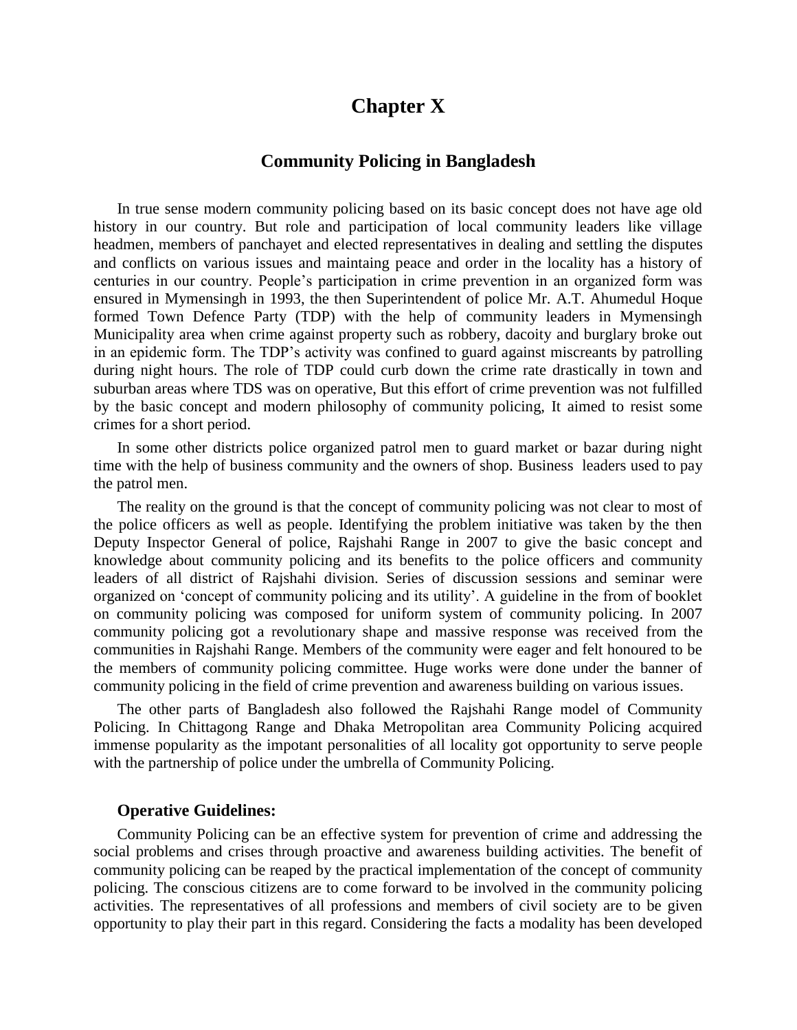# Chapter X

## Community Policing in Bangladesh

In true sense modern community policing based on its basic concept does not have age old history in our country. But role and participation of local community leaders like village headmen, members of panchayet and elected representatives in dealing and settling the disputes and conflicts on various issues and maintaing peace and order in the locality has a history of centuries in our country. People's participation in crime prevention in an organized form was ensured in Mymensingh in 1993, the then Superintendent of police Mr. A.T. Ahumedul Hoque formed Town Defence Party (TDP) with the help of community leaders in Mymensingh Municipality area when crime against property such as robbery, dacoity and burglary broke out in an epidemic form. The TDP's activity was confined to guard against miscreants by patrolling during night hours. The role of TDP could curb down the crime rate drastically in town and suburban areas where TDS was on operative, But this effort of crime prevention was not fulfilled by the basic concept and modern philosophy of community policing, It aimed to resist some crimes for a short period.

In some other districts police organized patrol men to guard market or bazar during night time with the help of business community and the owners of shop. Business leaders used to pay the patrol men.

The reality on the ground is that the concept of community policing was not clear to most of the police officers as well as people. Identifying the problem initiative was taken by the then Deputy Inspector General of police, Rajshahi Range in 2007 to give the basic concept and knowledge about community policing and its benefits to the police officers and community leaders of all district of Rajshahi division. Series of discussion sessions and seminar were organized on 'concept of community policing and its utility'. A guideline in the from of booklet on community policing was composed for uniform system of community policing. In 2007 community policing got a revolutionary shape and massive response was received from the communities in Rajshahi Range. Members of the community were eager and felt honoured to be the members of community policing committee. Huge works were done under the banner of community policing in the field of crime prevention and awareness building on various issues.

The other parts of Bangladesh also followed the Rajshahi Range model of Community Policing. In Chittagong Range and Dhaka Metropolitan area Community Policing acquired immense popularity as the impotant personalities of all locality got opportunity to serve people with the partnership of police under the umbrella of Community Policing.

### Operative Guidelines:

Community Policing can be an effective system for prevention of crime and addressing the social problems and crises through proactive and awareness building activities. The benefit of community policing can be reaped by the practical implementation of the concept of community policing. The conscious citizens are to come forward to be involved in the community policing activities. The representatives of all professions and members of civil society are to be given opportunity to play their part in this regard. Considering the facts a modality has been developed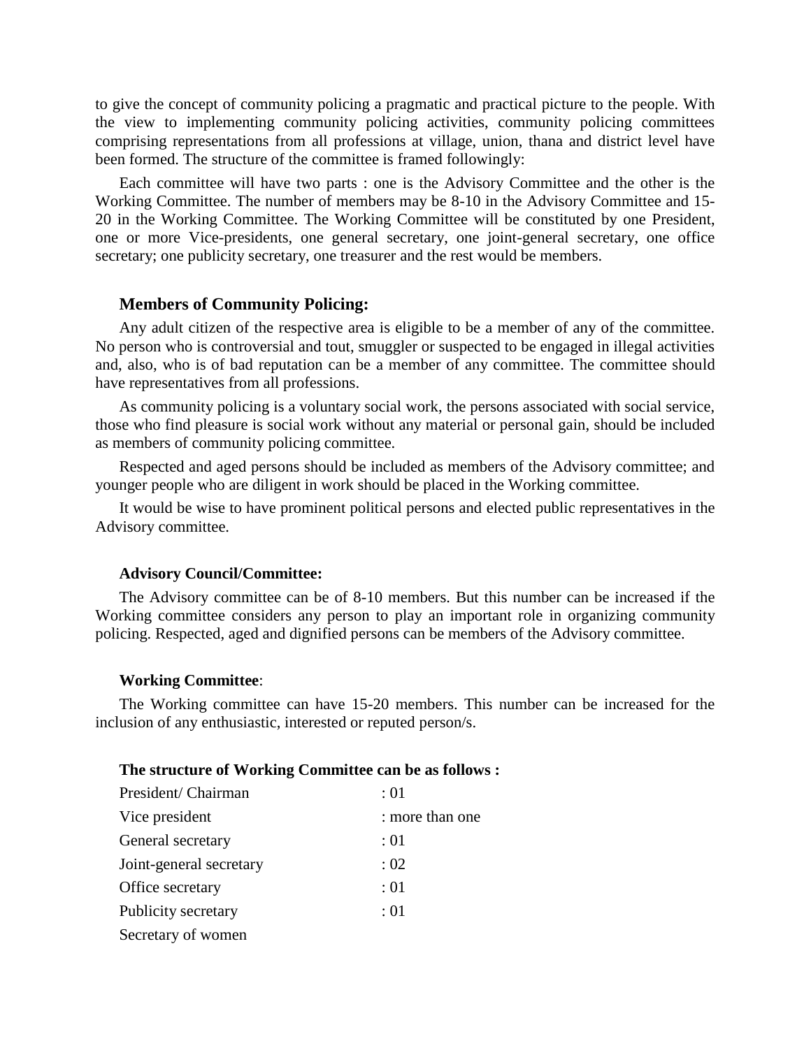to give the concept of community policing a pragmatic and practical picture to the people. With the view to implementing community policing activities, community policing committees comprising representations from all professions at village, union, thana and district level have been formed. The structure of the committee is framed followingly:

Each committee will have two parts : one is the Advisory Committee and the other is the Working Committee. The number of members may be 8-10 in the Advisory Committee and 15-20 in the Working Committee. The Working Committee will be constituted by one President, one or more Vice-presidents, one general secretary, one joint-general secretary, one office secretary; one publicity secretary, one treasurer and the rest would be members.

### Members of Community Policing:

Any adult citizen of the respective area is eligible to be a member of any of the committee. No person who is controversial and tout, smuggler or suspected to be engaged in illegal activities and, also, who is of bad reputation can be a member of any committee. The committee should have representatives from all professions.

As community policing is a voluntary social work, the persons associated with social service, those who find pleasure is social work without any material or personal gain, should be included as members of community policing committee.

Respected and aged persons should be included as members of the Advisory committee; and younger people who are diligent in work should be placed in the Working committee.

It would be wise to have prominent political persons and elected public representatives in the Advisory committee.

#### Advisory Council/Committee:

The Advisory committee can be of 8-10 members. But this number can be increased if the Working committee considers any person to play an important role in organizing community policing. Respected, aged and dignified persons can be members of the Advisory committee.

#### Working Committee:

The Working committee can have 15-20 members. This number can be increased for the inclusion of any enthusiastic, interested or reputed person/s.

**The structure of Working Committee can be as follows :**

| | |
|---|---|
| President/ Chairman | : 01 |
| Vice president | : more than one |
| General secretary | : 01 |
| Joint-general secretary | : 02 |
| Office secretary | : 01 |
| Publicity secretary | : 01 |
| Secretary of women | |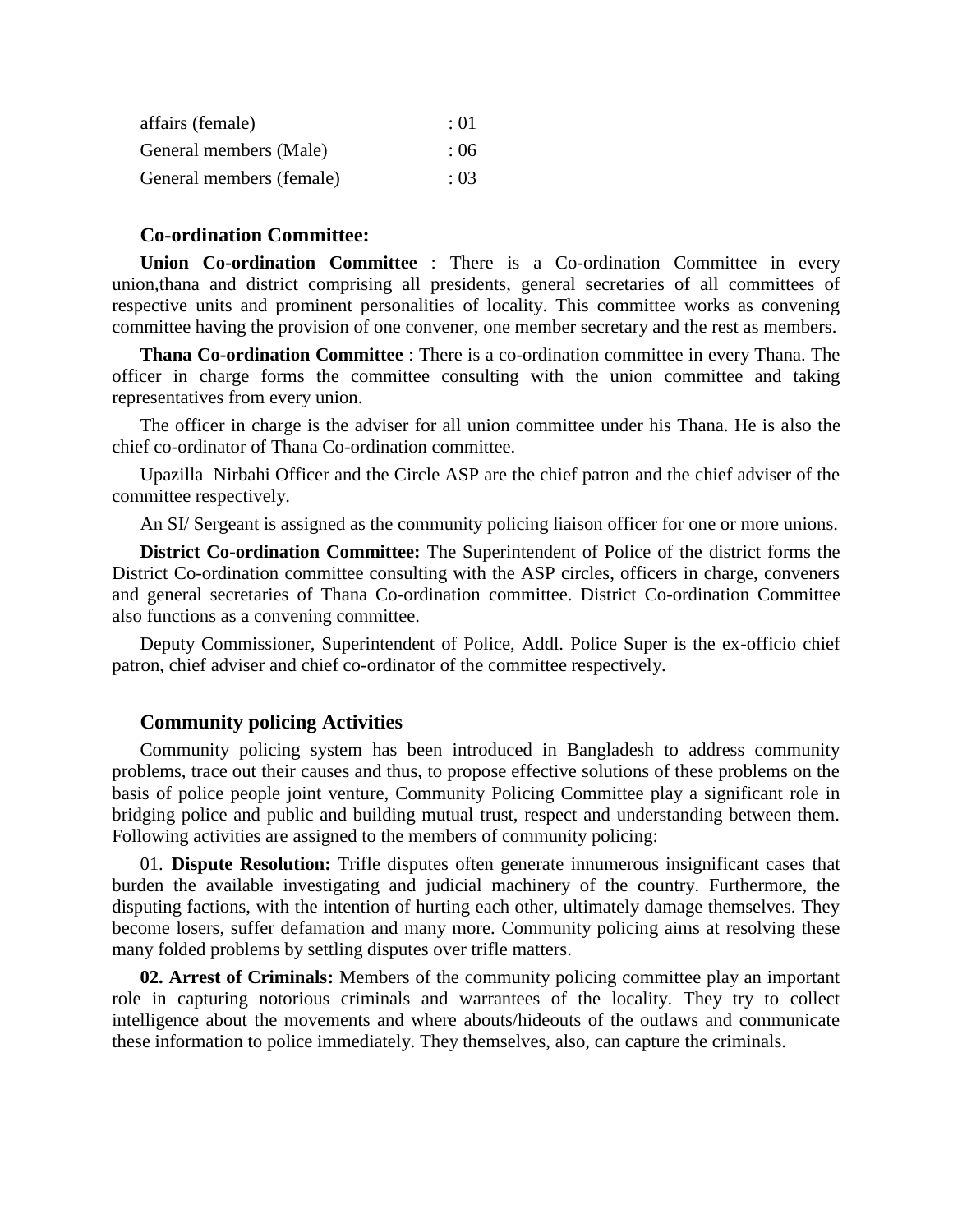| | |
|---|---|
| affairs (female) | : 01 |
| General members (Male) | : 06 |
| General members (female) | : 03 |

### Co-ordination Committee:

**Union Co-ordination Committee** : There is a Co-ordination Committee in every union,thana and district comprising all presidents, general secretaries of all committees of respective units and prominent personalities of locality. This committee works as convening committee having the provision of one convener, one member secretary and the rest as members.

**Thana Co-ordination Committee** : There is a co-ordination committee in every Thana. The officer in charge forms the committee consulting with the union committee and taking representatives from every union.

The officer in charge is the adviser for all union committee under his Thana. He is also the chief co-ordinator of Thana Co-ordination committee.

Upazilla Nirbahi Officer and the Circle ASP are the chief patron and the chief adviser of the committee respectively.

An SI/ Sergeant is assigned as the community policing liaison officer for one or more unions.

**District Co-ordination Committee:** The Superintendent of Police of the district forms the District Co-ordination committee consulting with the ASP circles, officers in charge, conveners and general secretaries of Thana Co-ordination committee. District Co-ordination Committee also functions as a convening committee.

Deputy Commissioner, Superintendent of Police, Addl. Police Super is the ex-officio chief patron, chief adviser and chief co-ordinator of the committee respectively.

### Community policing Activities

Community policing system has been introduced in Bangladesh to address community problems, trace out their causes and thus, to propose effective solutions of these problems on the basis of police people joint venture, Community Policing Committee play a significant role in bridging police and public and building mutual trust, respect and understanding between them. Following activities are assigned to the members of community policing:

01. **Dispute Resolution:** Trifle disputes often generate innumerous insignificant cases that burden the available investigating and judicial machinery of the country. Furthermore, the disputing factions, with the intention of hurting each other, ultimately damage themselves. They become losers, suffer defamation and many more. Community policing aims at resolving these many folded problems by settling disputes over trifle matters.

**02. Arrest of Criminals:** Members of the community policing committee play an important role in capturing notorious criminals and warrantees of the locality. They try to collect intelligence about the movements and where abouts/hideouts of the outlaws and communicate these information to police immediately. They themselves, also, can capture the criminals.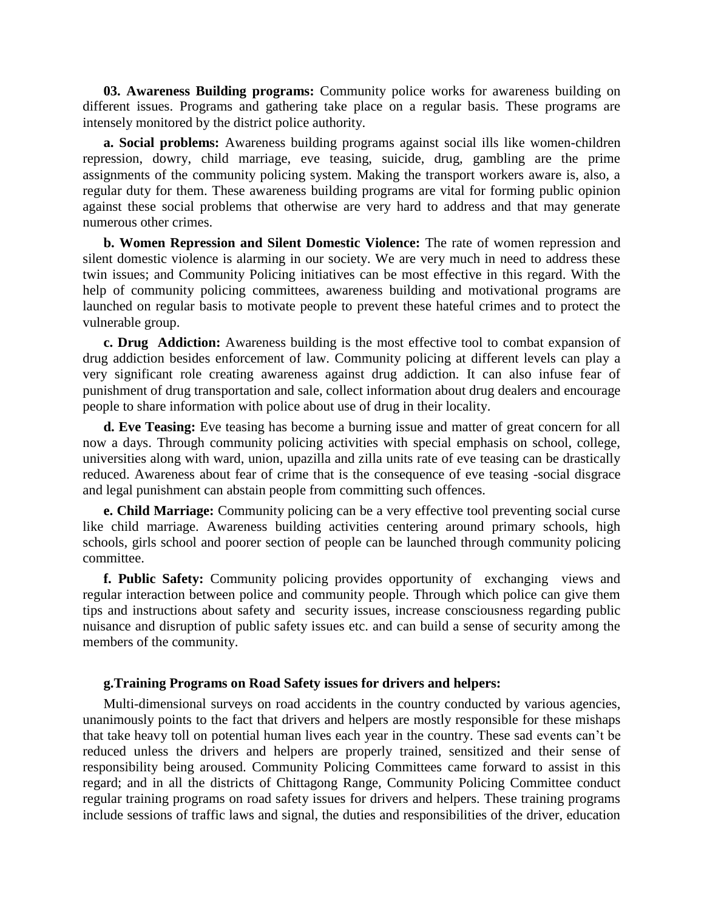**03. Awareness Building programs:** Community police works for awareness building on different issues. Programs and gathering take place on a regular basis. These programs are intensely monitored by the district police authority.

**a. Social problems:** Awareness building programs against social ills like women-children repression, dowry, child marriage, eve teasing, suicide, drug, gambling are the prime assignments of the community policing system. Making the transport workers aware is, also, a regular duty for them. These awareness building programs are vital for forming public opinion against these social problems that otherwise are very hard to address and that may generate numerous other crimes.

**b. Women Repression and Silent Domestic Violence:** The rate of women repression and silent domestic violence is alarming in our society. We are very much in need to address these twin issues; and Community Policing initiatives can be most effective in this regard. With the help of community policing committees, awareness building and motivational programs are launched on regular basis to motivate people to prevent these hateful crimes and to protect the vulnerable group.

**c. Drug Addiction:** Awareness building is the most effective tool to combat expansion of drug addiction besides enforcement of law. Community policing at different levels can play a very significant role creating awareness against drug addiction. It can also infuse fear of punishment of drug transportation and sale, collect information about drug dealers and encourage people to share information with police about use of drug in their locality.

**d. Eve Teasing:** Eve teasing has become a burning issue and matter of great concern for all now a days. Through community policing activities with special emphasis on school, college, universities along with ward, union, upazilla and zilla units rate of eve teasing can be drastically reduced. Awareness about fear of crime that is the consequence of eve teasing -social disgrace and legal punishment can abstain people from committing such offences.

**e. Child Marriage:** Community policing can be a very effective tool preventing social curse like child marriage. Awareness building activities centering around primary schools, high schools, girls school and poorer section of people can be launched through community policing committee.

**f. Public Safety:** Community policing provides opportunity of exchanging views and regular interaction between police and community people. Through which police can give them tips and instructions about safety and security issues, increase consciousness regarding public nuisance and disruption of public safety issues etc. and can build a sense of security among the members of the community.

**g.Training Programs on Road Safety issues for drivers and helpers:**

Multi-dimensional surveys on road accidents in the country conducted by various agencies, unanimously points to the fact that drivers and helpers are mostly responsible for these mishaps that take heavy toll on potential human lives each year in the country. These sad events can't be reduced unless the drivers and helpers are properly trained, sensitized and their sense of responsibility being aroused. Community Policing Committees came forward to assist in this regard; and in all the districts of Chittagong Range, Community Policing Committee conduct regular training programs on road safety issues for drivers and helpers. These training programs include sessions of traffic laws and signal, the duties and responsibilities of the driver, education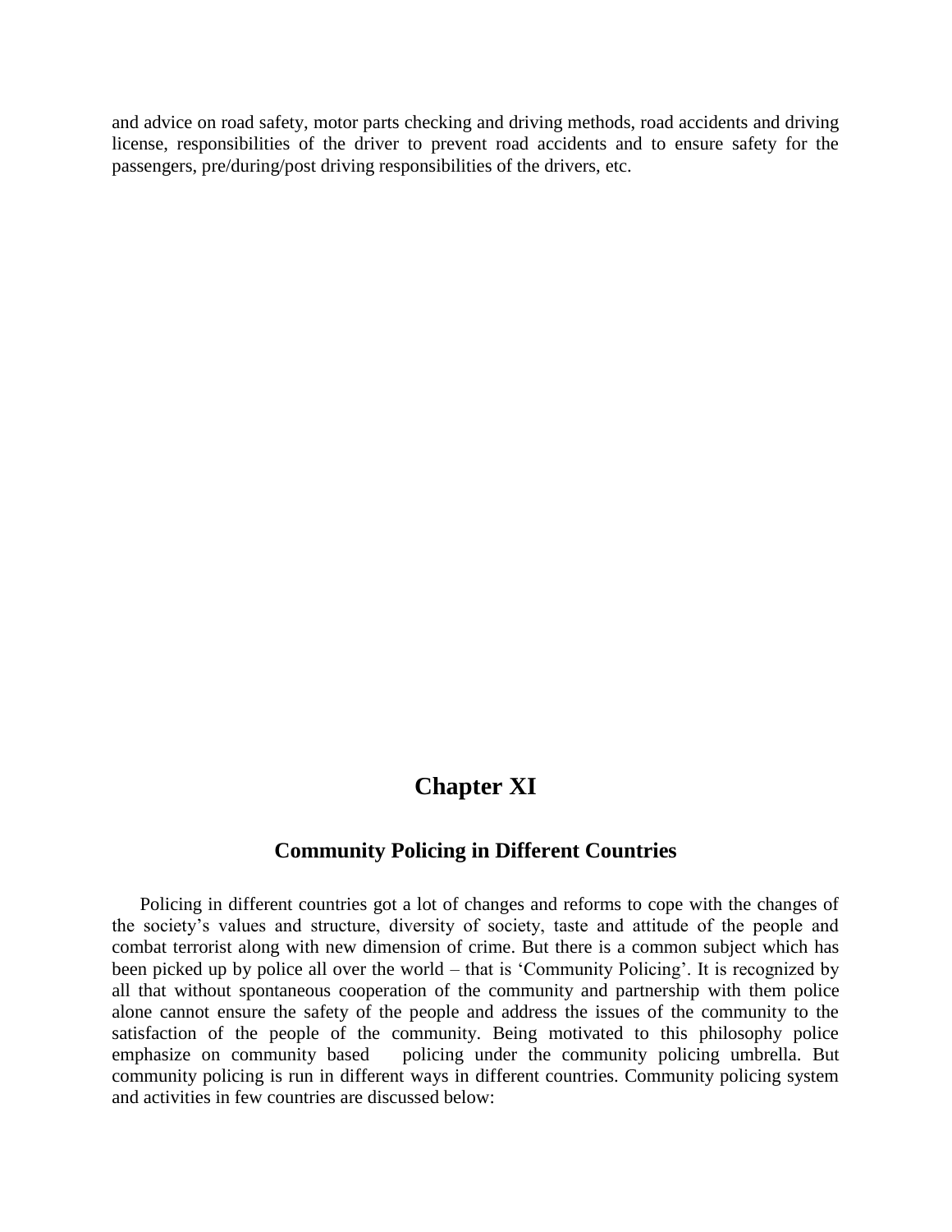and advice on road safety, motor parts checking and driving methods, road accidents and driving license, responsibilities of the driver to prevent road accidents and to ensure safety for the passengers, pre/during/post driving responsibilities of the drivers, etc.

# Chapter XI

## Community Policing in Different Countries

Policing in different countries got a lot of changes and reforms to cope with the changes of the society's values and structure, diversity of society, taste and attitude of the people and combat terrorist along with new dimension of crime. But there is a common subject which has been picked up by police all over the world – that is 'Community Policing'. It is recognized by all that without spontaneous cooperation of the community and partnership with them police alone cannot ensure the safety of the people and address the issues of the community to the satisfaction of the people of the community. Being motivated to this philosophy police emphasize on community based policing under the community policing umbrella. But community policing is run in different ways in different countries. Community policing system and activities in few countries are discussed below: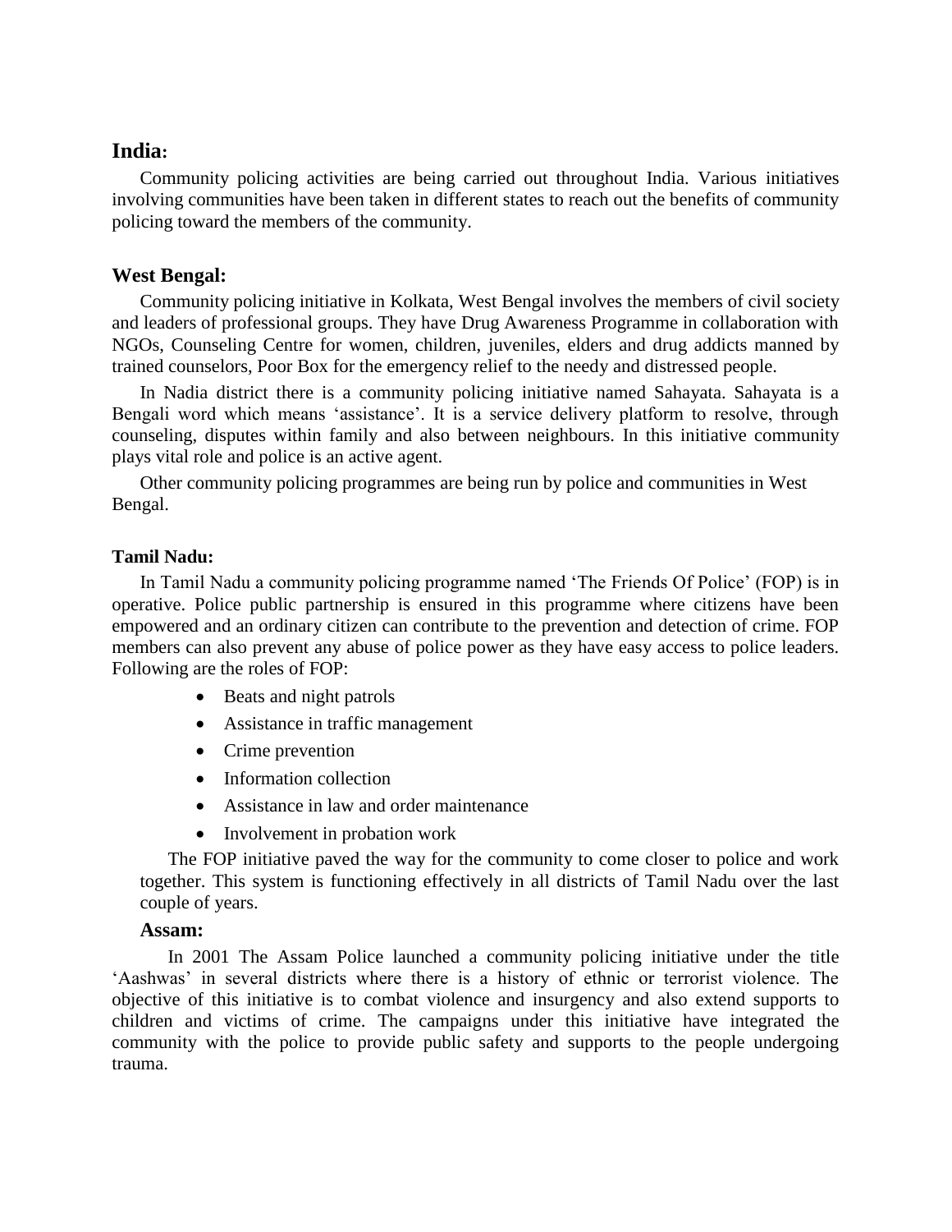## India:

Community policing activities are being carried out throughout India. Various initiatives involving communities have been taken in different states to reach out the benefits of community policing toward the members of the community.

### West Bengal:

Community policing initiative in Kolkata, West Bengal involves the members of civil society and leaders of professional groups. They have Drug Awareness Programme in collaboration with NGOs, Counseling Centre for women, children, juveniles, elders and drug addicts manned by trained counselors, Poor Box for the emergency relief to the needy and distressed people.

In Nadia district there is a community policing initiative named Sahayata. Sahayata is a Bengali word which means 'assistance'. It is a service delivery platform to resolve, through counseling, disputes within family and also between neighbours. In this initiative community plays vital role and police is an active agent.

Other community policing programmes are being run by police and communities in West Bengal.

### Tamil Nadu:

In Tamil Nadu a community policing programme named 'The Friends Of Police' (FOP) is in operative. Police public partnership is ensured in this programme where citizens have been empowered and an ordinary citizen can contribute to the prevention and detection of crime. FOP members can also prevent any abuse of police power as they have easy access to police leaders. Following are the roles of FOP:

- Beats and night patrols
- Assistance in traffic management
- Crime prevention
- Information collection
- Assistance in law and order maintenance
- Involvement in probation work

The FOP initiative paved the way for the community to come closer to police and work together. This system is functioning effectively in all districts of Tamil Nadu over the last couple of years.

### Assam:

In 2001 The Assam Police launched a community policing initiative under the title 'Aashwas' in several districts where there is a history of ethnic or terrorist violence. The objective of this initiative is to combat violence and insurgency and also extend supports to children and victims of crime. The campaigns under this initiative have integrated the community with the police to provide public safety and supports to the people undergoing trauma.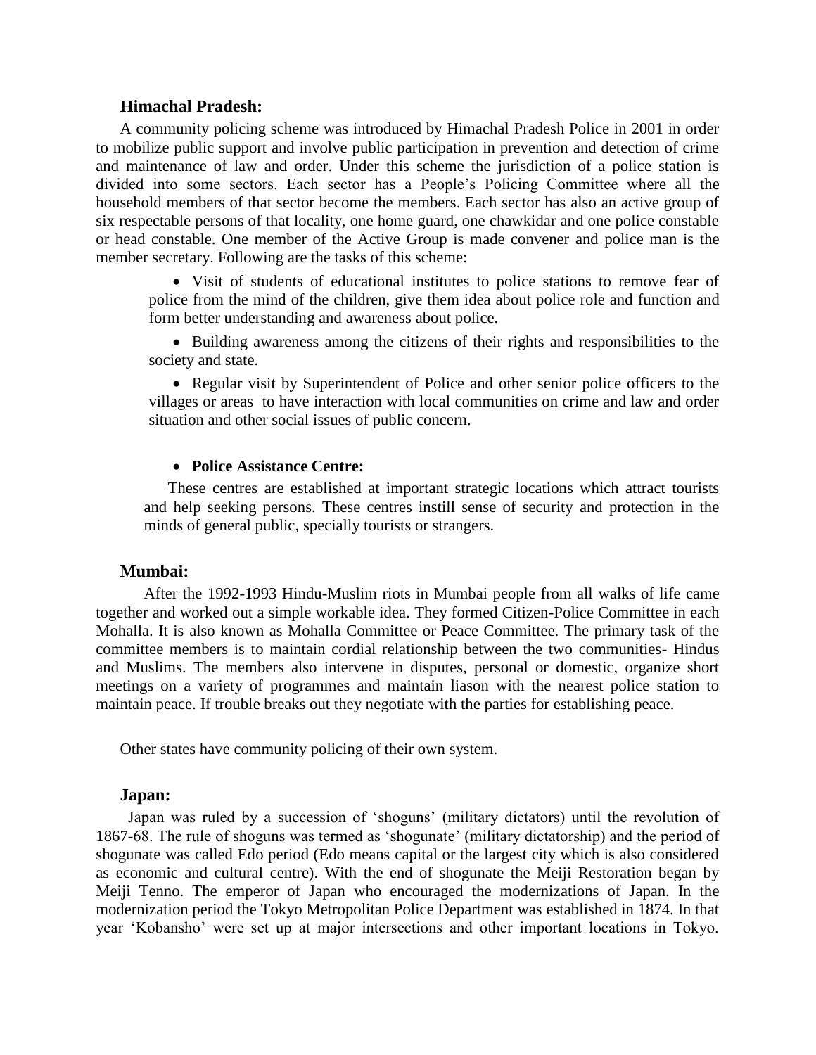### Himachal Pradesh:

A community policing scheme was introduced by Himachal Pradesh Police in 2001 in order to mobilize public support and involve public participation in prevention and detection of crime and maintenance of law and order. Under this scheme the jurisdiction of a police station is divided into some sectors. Each sector has a People's Policing Committee where all the household members of that sector become the members. Each sector has also an active group of six respectable persons of that locality, one home guard, one chawkidar and one police constable or head constable. One member of the Active Group is made convener and police man is the member secretary. Following are the tasks of this scheme:

- Visit of students of educational institutes to police stations to remove fear of police from the mind of the children, give them idea about police role and function and form better understanding and awareness about police.
- Building awareness among the citizens of their rights and responsibilities to the society and state.
- Regular visit by Superintendent of Police and other senior police officers to the villages or areas to have interaction with local communities on crime and law and order situation and other social issues of public concern.

- **Police Assistance Centre:**

  These centres are established at important strategic locations which attract tourists and help seeking persons. These centres instill sense of security and protection in the minds of general public, specially tourists or strangers.

### Mumbai:

After the 1992-1993 Hindu-Muslim riots in Mumbai people from all walks of life came together and worked out a simple workable idea. They formed Citizen-Police Committee in each Mohalla. It is also known as Mohalla Committee or Peace Committee. The primary task of the committee members is to maintain cordial relationship between the two communities- Hindus and Muslims. The members also intervene in disputes, personal or domestic, organize short meetings on a variety of programmes and maintain liason with the nearest police station to maintain peace. If trouble breaks out they negotiate with the parties for establishing peace.

Other states have community policing of their own system.

### Japan:

Japan was ruled by a succession of 'shoguns' (military dictators) until the revolution of 1867-68. The rule of shoguns was termed as 'shogunate' (military dictatorship) and the period of shogunate was called Edo period (Edo means capital or the largest city which is also considered as economic and cultural centre). With the end of shogunate the Meiji Restoration began by Meiji Tenno. The emperor of Japan who encouraged the modernizations of Japan. In the modernization period the Tokyo Metropolitan Police Department was established in 1874. In that year 'Kobansho' were set up at major intersections and other important locations in Tokyo.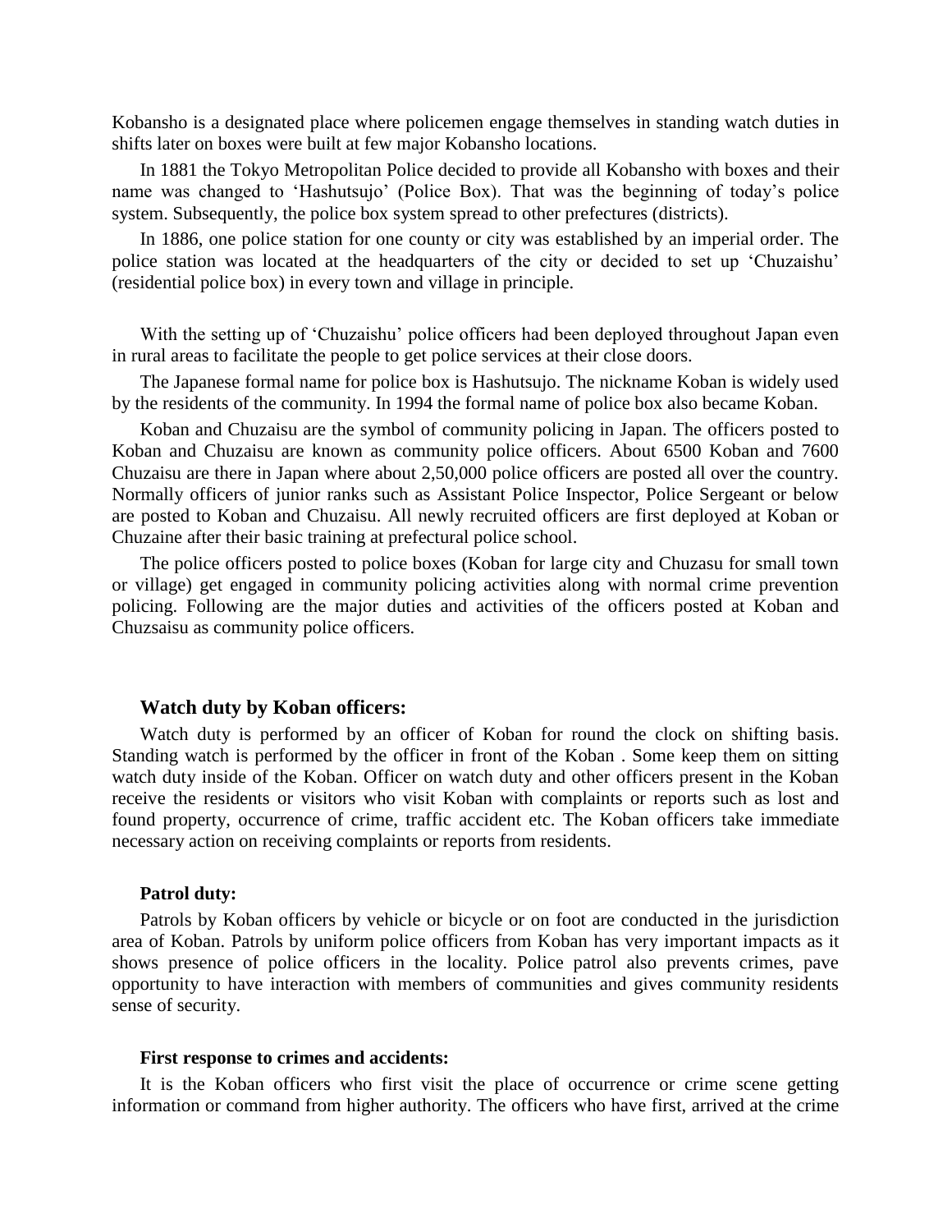Kobansho is a designated place where policemen engage themselves in standing watch duties in shifts later on boxes were built at few major Kobansho locations.

In 1881 the Tokyo Metropolitan Police decided to provide all Kobansho with boxes and their name was changed to 'Hashutsujo' (Police Box). That was the beginning of today's police system. Subsequently, the police box system spread to other prefectures (districts).

In 1886, one police station for one county or city was established by an imperial order. The police station was located at the headquarters of the city or decided to set up 'Chuzaishu' (residential police box) in every town and village in principle.

With the setting up of 'Chuzaishu' police officers had been deployed throughout Japan even in rural areas to facilitate the people to get police services at their close doors.

The Japanese formal name for police box is Hashutsujo. The nickname Koban is widely used by the residents of the community. In 1994 the formal name of police box also became Koban.

Koban and Chuzaisu are the symbol of community policing in Japan. The officers posted to Koban and Chuzaisu are known as community police officers. About 6500 Koban and 7600 Chuzaisu are there in Japan where about 2,50,000 police officers are posted all over the country. Normally officers of junior ranks such as Assistant Police Inspector, Police Sergeant or below are posted to Koban and Chuzaisu. All newly recruited officers are first deployed at Koban or Chuzaine after their basic training at prefectural police school.

The police officers posted to police boxes (Koban for large city and Chuzasu for small town or village) get engaged in community policing activities along with normal crime prevention policing. Following are the major duties and activities of the officers posted at Koban and Chuzsaisu as community police officers.

### Watch duty by Koban officers:

Watch duty is performed by an officer of Koban for round the clock on shifting basis. Standing watch is performed by the officer in front of the Koban . Some keep them on sitting watch duty inside of the Koban. Officer on watch duty and other officers present in the Koban receive the residents or visitors who visit Koban with complaints or reports such as lost and found property, occurrence of crime, traffic accident etc. The Koban officers take immediate necessary action on receiving complaints or reports from residents.

**Patrol duty:**

Patrols by Koban officers by vehicle or bicycle or on foot are conducted in the jurisdiction area of Koban. Patrols by uniform police officers from Koban has very important impacts as it shows presence of police officers in the locality. Police patrol also prevents crimes, pave opportunity to have interaction with members of communities and gives community residents sense of security.

**First response to crimes and accidents:**

It is the Koban officers who first visit the place of occurrence or crime scene getting information or command from higher authority. The officers who have first, arrived at the crime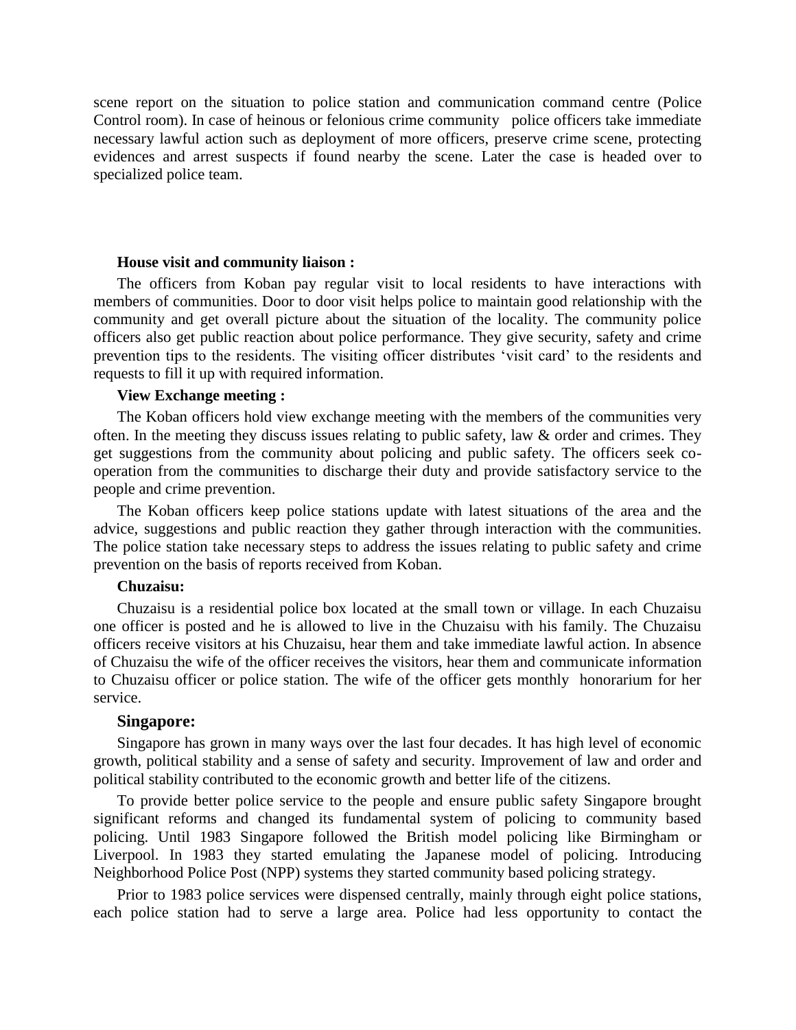scene report on the situation to police station and communication command centre (Police Control room). In case of heinous or felonious crime community police officers take immediate necessary lawful action such as deployment of more officers, preserve crime scene, protecting evidences and arrest suspects if found nearby the scene. Later the case is headed over to specialized police team.

**House visit and community liaison :**

The officers from Koban pay regular visit to local residents to have interactions with members of communities. Door to door visit helps police to maintain good relationship with the community and get overall picture about the situation of the locality. The community police officers also get public reaction about police performance. They give security, safety and crime prevention tips to the residents. The visiting officer distributes 'visit card' to the residents and requests to fill it up with required information.

**View Exchange meeting :**

The Koban officers hold view exchange meeting with the members of the communities very often. In the meeting they discuss issues relating to public safety, law & order and crimes. They get suggestions from the community about policing and public safety. The officers seek co-operation from the communities to discharge their duty and provide satisfactory service to the people and crime prevention.

The Koban officers keep police stations update with latest situations of the area and the advice, suggestions and public reaction they gather through interaction with the communities. The police station take necessary steps to address the issues relating to public safety and crime prevention on the basis of reports received from Koban.

**Chuzaisu:**

Chuzaisu is a residential police box located at the small town or village. In each Chuzaisu one officer is posted and he is allowed to live in the Chuzaisu with his family. The Chuzaisu officers receive visitors at his Chuzaisu, hear them and take immediate lawful action. In absence of Chuzaisu the wife of the officer receives the visitors, hear them and communicate information to Chuzaisu officer or police station. The wife of the officer gets monthly honorarium for her service.

## Singapore:

Singapore has grown in many ways over the last four decades. It has high level of economic growth, political stability and a sense of safety and security. Improvement of law and order and political stability contributed to the economic growth and better life of the citizens.

To provide better police service to the people and ensure public safety Singapore brought significant reforms and changed its fundamental system of policing to community based policing. Until 1983 Singapore followed the British model policing like Birmingham or Liverpool. In 1983 they started emulating the Japanese model of policing. Introducing Neighborhood Police Post (NPP) systems they started community based policing strategy.

Prior to 1983 police services were dispensed centrally, mainly through eight police stations, each police station had to serve a large area. Police had less opportunity to contact the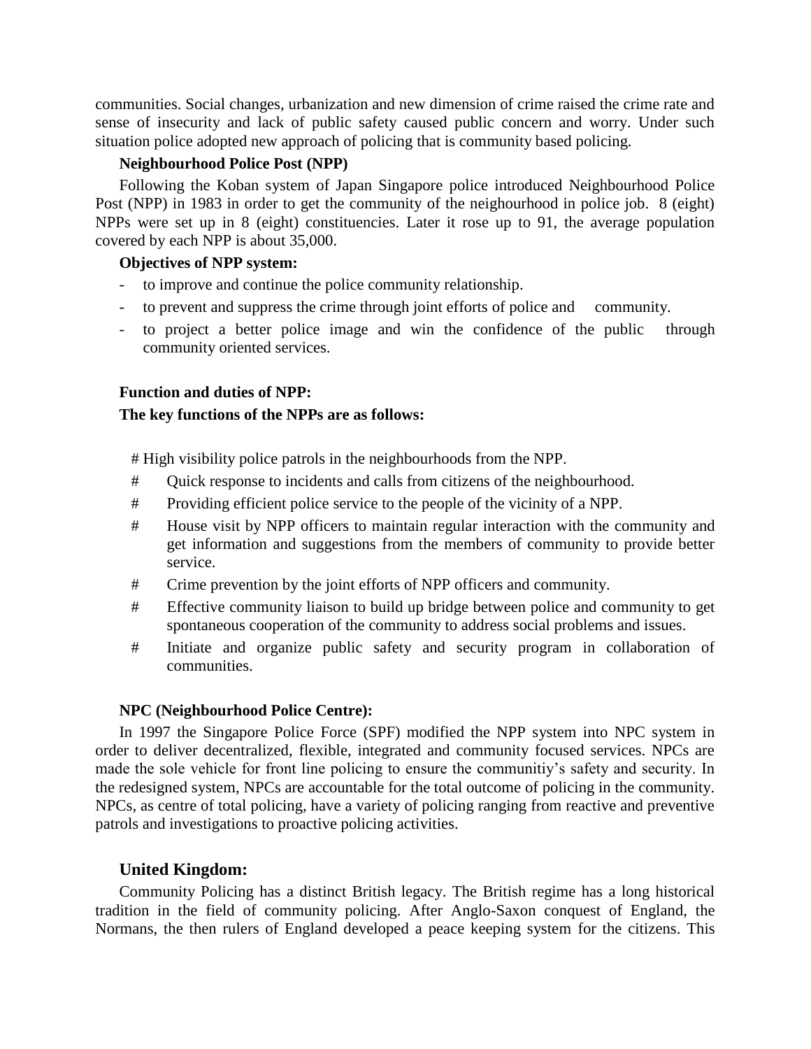communities. Social changes, urbanization and new dimension of crime raised the crime rate and sense of insecurity and lack of public safety caused public concern and worry. Under such situation police adopted new approach of policing that is community based policing.

**Neighbourhood Police Post (NPP)**

Following the Koban system of Japan Singapore police introduced Neighbourhood Police Post (NPP) in 1983 in order to get the community of the neighourhood in police job. 8 (eight) NPPs were set up in 8 (eight) constituencies. Later it rose up to 91, the average population covered by each NPP is about 35,000.

**Objectives of NPP system:**

- to improve and continue the police community relationship.
- to prevent and suppress the crime through joint efforts of police and community.
- to project a better police image and win the confidence of the public through community oriented services.

**Function and duties of NPP:**

**The key functions of the NPPs are as follows:**

# High visibility police patrols in the neighbourhoods from the NPP.

# Quick response to incidents and calls from citizens of the neighbourhood.

# Providing efficient police service to the people of the vicinity of a NPP.

# House visit by NPP officers to maintain regular interaction with the community and get information and suggestions from the members of community to provide better service.

# Crime prevention by the joint efforts of NPP officers and community.

# Effective community liaison to build up bridge between police and community to get spontaneous cooperation of the community to address social problems and issues.

# Initiate and organize public safety and security program in collaboration of communities.

**NPC (Neighbourhood Police Centre):**

In 1997 the Singapore Police Force (SPF) modified the NPP system into NPC system in order to deliver decentralized, flexible, integrated and community focused services. NPCs are made the sole vehicle for front line policing to ensure the communitiy's safety and security. In the redesigned system, NPCs are accountable for the total outcome of policing in the community. NPCs, as centre of total policing, have a variety of policing ranging from reactive and preventive patrols and investigations to proactive policing activities.

## United Kingdom:

Community Policing has a distinct British legacy. The British regime has a long historical tradition in the field of community policing. After Anglo-Saxon conquest of England, the Normans, the then rulers of England developed a peace keeping system for the citizens. This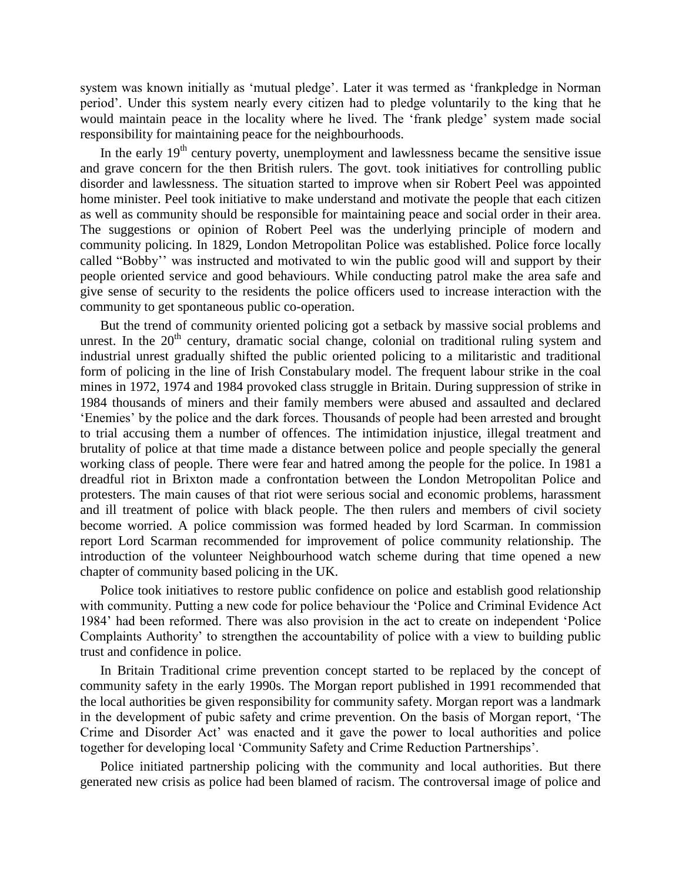system was known initially as 'mutual pledge'. Later it was termed as 'frankpledge in Norman period'. Under this system nearly every citizen had to pledge voluntarily to the king that he would maintain peace in the locality where he lived. The 'frank pledge' system made social responsibility for maintaining peace for the neighbourhoods.

In the early 19th century poverty, unemployment and lawlessness became the sensitive issue and grave concern for the then British rulers. The govt. took initiatives for controlling public disorder and lawlessness. The situation started to improve when sir Robert Peel was appointed home minister. Peel took initiative to make understand and motivate the people that each citizen as well as community should be responsible for maintaining peace and social order in their area. The suggestions or opinion of Robert Peel was the underlying principle of modern and community policing. In 1829, London Metropolitan Police was established. Police force locally called "Bobby'' was instructed and motivated to win the public good will and support by their people oriented service and good behaviours. While conducting patrol make the area safe and give sense of security to the residents the police officers used to increase interaction with the community to get spontaneous public co-operation.

But the trend of community oriented policing got a setback by massive social problems and unrest. In the 20th century, dramatic social change, colonial on traditional ruling system and industrial unrest gradually shifted the public oriented policing to a militaristic and traditional form of policing in the line of Irish Constabulary model. The frequent labour strike in the coal mines in 1972, 1974 and 1984 provoked class struggle in Britain. During suppression of strike in 1984 thousands of miners and their family members were abused and assaulted and declared 'Enemies' by the police and the dark forces. Thousands of people had been arrested and brought to trial accusing them a number of offences. The intimidation injustice, illegal treatment and brutality of police at that time made a distance between police and people specially the general working class of people. There were fear and hatred among the people for the police. In 1981 a dreadful riot in Brixton made a confrontation between the London Metropolitan Police and protesters. The main causes of that riot were serious social and economic problems, harassment and ill treatment of police with black people. The then rulers and members of civil society become worried. A police commission was formed headed by lord Scarman. In commission report Lord Scarman recommended for improvement of police community relationship. The introduction of the volunteer Neighbourhood watch scheme during that time opened a new chapter of community based policing in the UK.

Police took initiatives to restore public confidence on police and establish good relationship with community. Putting a new code for police behaviour the 'Police and Criminal Evidence Act 1984' had been reformed. There was also provision in the act to create on independent 'Police Complaints Authority' to strengthen the accountability of police with a view to building public trust and confidence in police.

In Britain Traditional crime prevention concept started to be replaced by the concept of community safety in the early 1990s. The Morgan report published in 1991 recommended that the local authorities be given responsibility for community safety. Morgan report was a landmark in the development of pubic safety and crime prevention. On the basis of Morgan report, 'The Crime and Disorder Act' was enacted and it gave the power to local authorities and police together for developing local 'Community Safety and Crime Reduction Partnerships'.

Police initiated partnership policing with the community and local authorities. But there generated new crisis as police had been blamed of racism. The controversal image of police and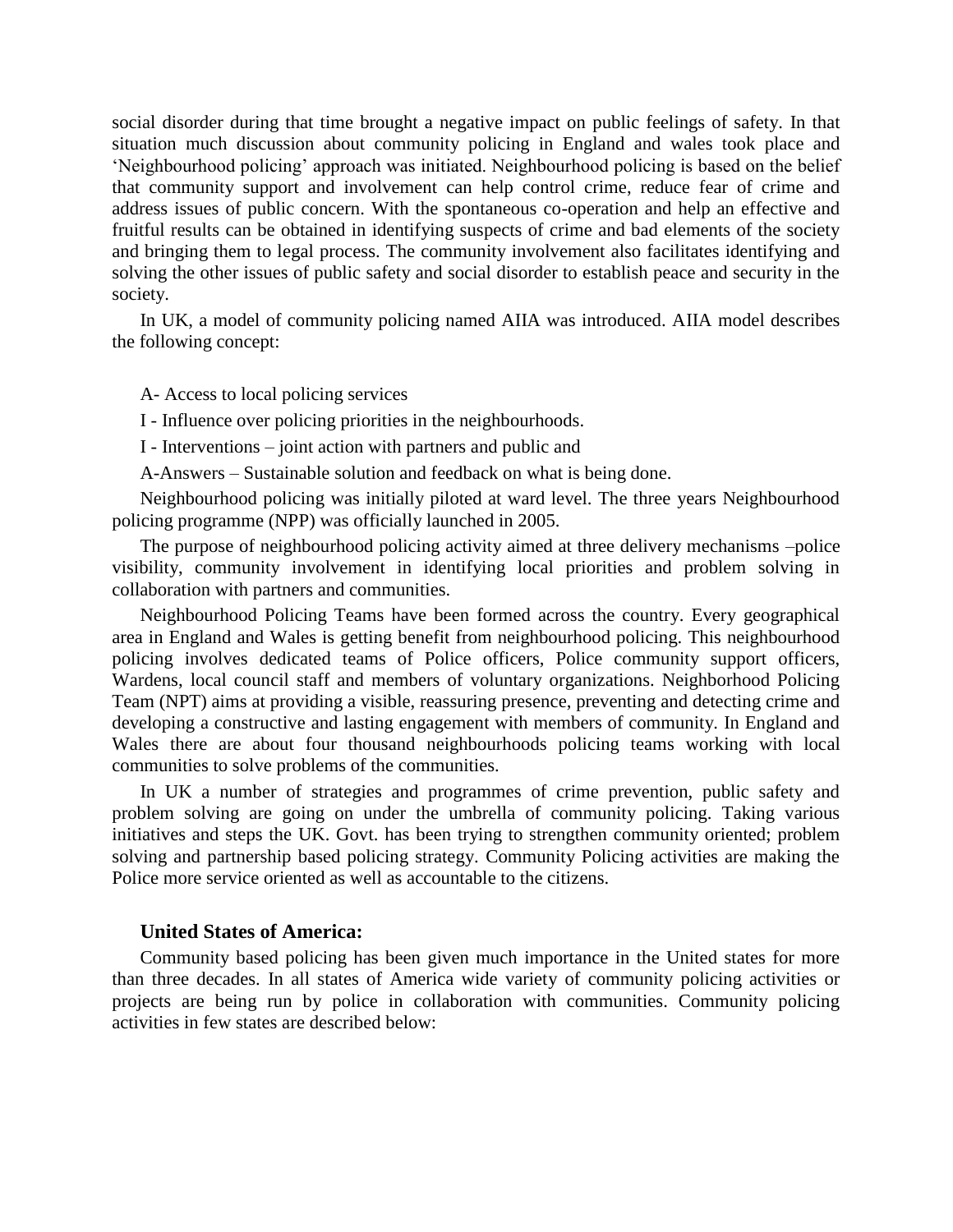social disorder during that time brought a negative impact on public feelings of safety. In that situation much discussion about community policing in England and wales took place and 'Neighbourhood policing' approach was initiated. Neighbourhood policing is based on the belief that community support and involvement can help control crime, reduce fear of crime and address issues of public concern. With the spontaneous co-operation and help an effective and fruitful results can be obtained in identifying suspects of crime and bad elements of the society and bringing them to legal process. The community involvement also facilitates identifying and solving the other issues of public safety and social disorder to establish peace and security in the society.

In UK, a model of community policing named AIIA was introduced. AIIA model describes the following concept:

A- Access to local policing services

I - Influence over policing priorities in the neighbourhoods.

I - Interventions – joint action with partners and public and

A-Answers – Sustainable solution and feedback on what is being done.

Neighbourhood policing was initially piloted at ward level. The three years Neighbourhood policing programme (NPP) was officially launched in 2005.

The purpose of neighbourhood policing activity aimed at three delivery mechanisms –police visibility, community involvement in identifying local priorities and problem solving in collaboration with partners and communities.

Neighbourhood Policing Teams have been formed across the country. Every geographical area in England and Wales is getting benefit from neighbourhood policing. This neighbourhood policing involves dedicated teams of Police officers, Police community support officers, Wardens, local council staff and members of voluntary organizations. Neighborhood Policing Team (NPT) aims at providing a visible, reassuring presence, preventing and detecting crime and developing a constructive and lasting engagement with members of community. In England and Wales there are about four thousand neighbourhoods policing teams working with local communities to solve problems of the communities.

In UK a number of strategies and programmes of crime prevention, public safety and problem solving are going on under the umbrella of community policing. Taking various initiatives and steps the UK. Govt. has been trying to strengthen community oriented; problem solving and partnership based policing strategy. Community Policing activities are making the Police more service oriented as well as accountable to the citizens.

### United States of America:

Community based policing has been given much importance in the United states for more than three decades. In all states of America wide variety of community policing activities or projects are being run by police in collaboration with communities. Community policing activities in few states are described below: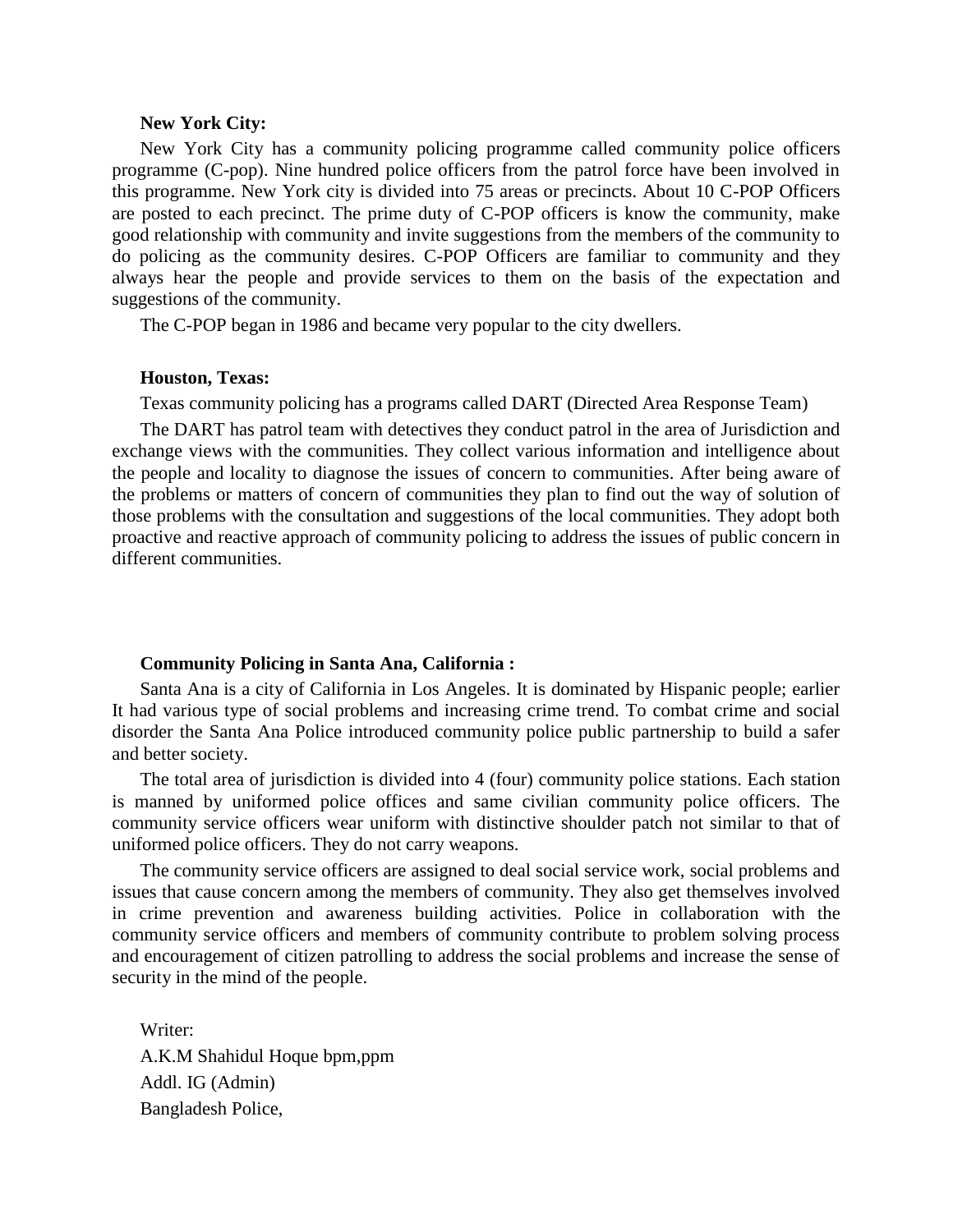**New York City:**

New York City has a community policing programme called community police officers programme (C-pop). Nine hundred police officers from the patrol force have been involved in this programme. New York city is divided into 75 areas or precincts. About 10 C-POP Officers are posted to each precinct. The prime duty of C-POP officers is know the community, make good relationship with community and invite suggestions from the members of the community to do policing as the community desires. C-POP Officers are familiar to community and they always hear the people and provide services to them on the basis of the expectation and suggestions of the community.

The C-POP began in 1986 and became very popular to the city dwellers.

**Houston, Texas:**

Texas community policing has a programs called DART (Directed Area Response Team)

The DART has patrol team with detectives they conduct patrol in the area of Jurisdiction and exchange views with the communities. They collect various information and intelligence about the people and locality to diagnose the issues of concern to communities. After being aware of the problems or matters of concern of communities they plan to find out the way of solution of those problems with the consultation and suggestions of the local communities. They adopt both proactive and reactive approach of community policing to address the issues of public concern in different communities.

**Community Policing in Santa Ana, California :**

Santa Ana is a city of California in Los Angeles. It is dominated by Hispanic people; earlier It had various type of social problems and increasing crime trend. To combat crime and social disorder the Santa Ana Police introduced community police public partnership to build a safer and better society.

The total area of jurisdiction is divided into 4 (four) community police stations. Each station is manned by uniformed police offices and same civilian community police officers. The community service officers wear uniform with distinctive shoulder patch not similar to that of uniformed police officers. They do not carry weapons.

The community service officers are assigned to deal social service work, social problems and issues that cause concern among the members of community. They also get themselves involved in crime prevention and awareness building activities. Police in collaboration with the community service officers and members of community contribute to problem solving process and encouragement of citizen patrolling to address the social problems and increase the sense of security in the mind of the people.

Writer:
A.K.M Shahidul Hoque bpm,ppm
Addl. IG (Admin)
Bangladesh Police,